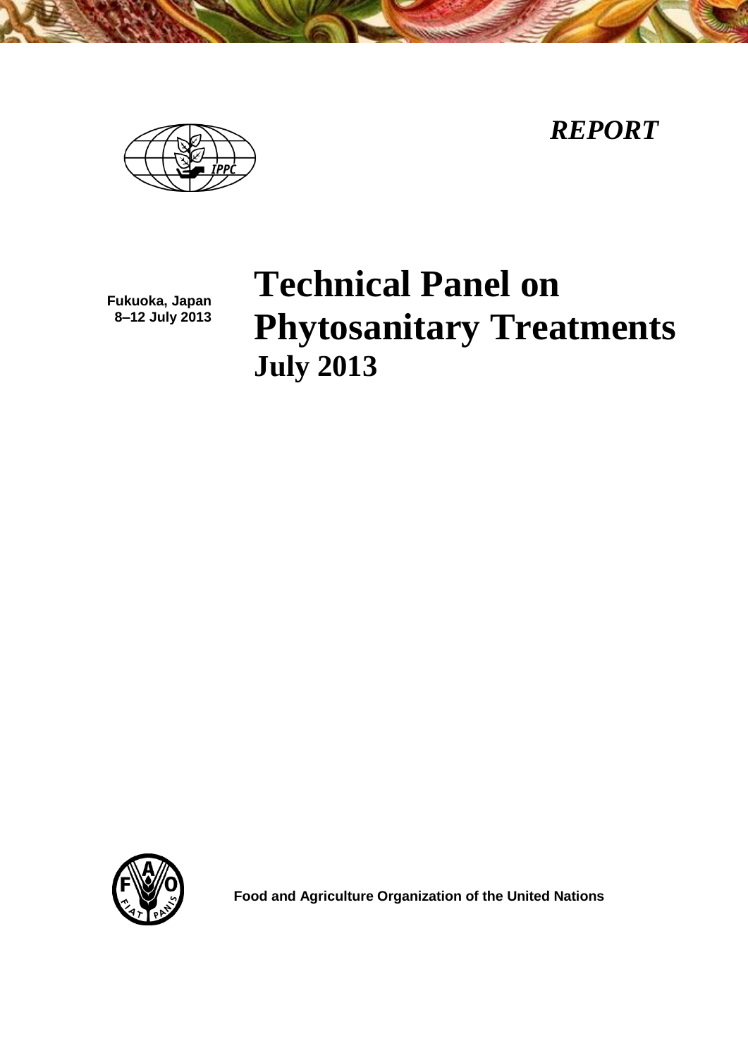*REPORT*

**Fukuoka, Japan**
**8–12 July 2013**

# Technical Panel on Phytosanitary Treatments

## July 2013

**Food and Agriculture Organization of the United Nations**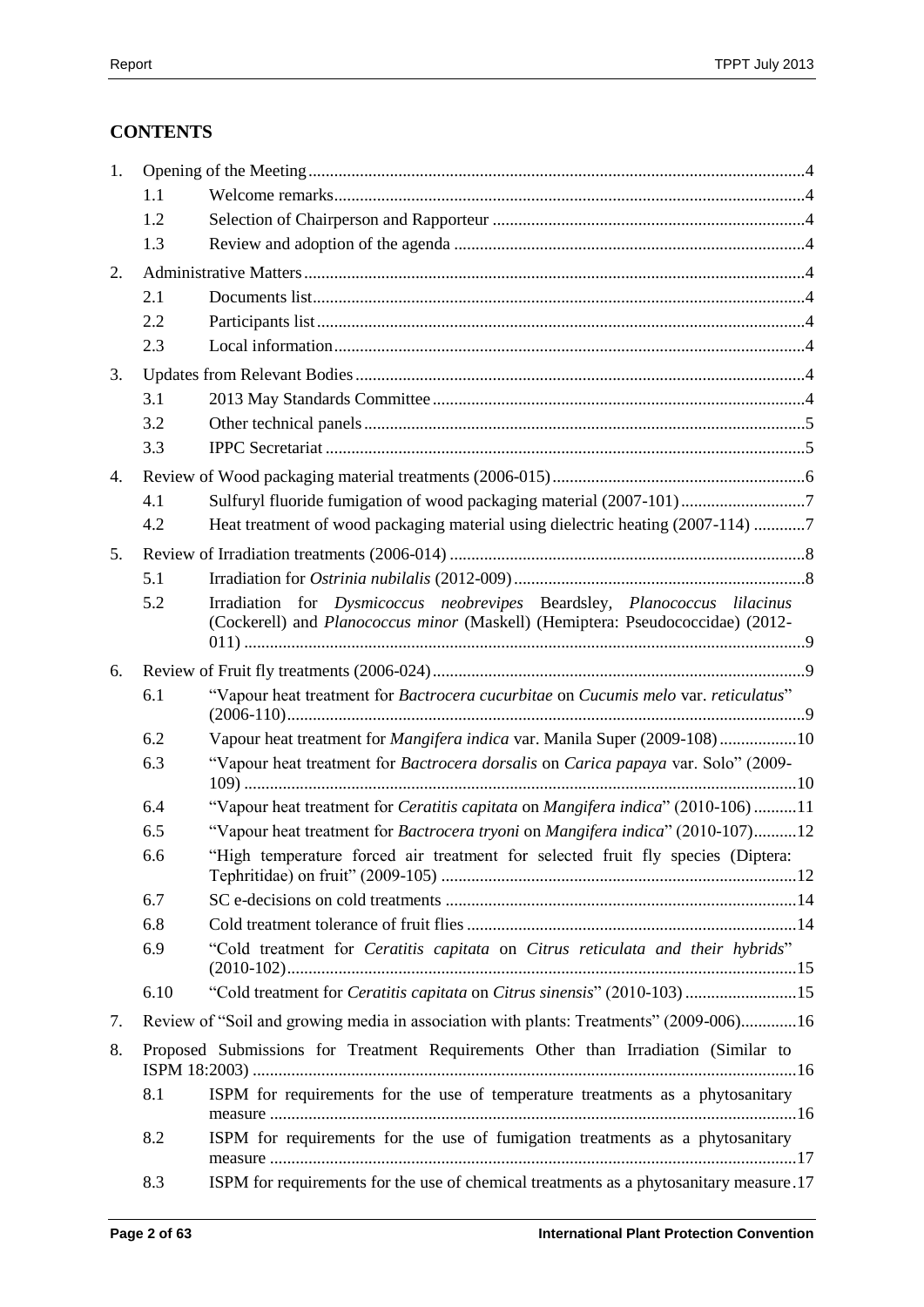## CONTENTS

1. Opening of the Meeting ... 4
   - 1.1 Welcome remarks ... 4
   - 1.2 Selection of Chairperson and Rapporteur ... 4
   - 1.3 Review and adoption of the agenda ... 4
2. Administrative Matters ... 4
   - 2.1 Documents list ... 4
   - 2.2 Participants list ... 4
   - 2.3 Local information ... 4
3. Updates from Relevant Bodies ... 4
   - 3.1 2013 May Standards Committee ... 4
   - 3.2 Other technical panels ... 5
   - 3.3 IPPC Secretariat ... 5
4. Review of Wood packaging material treatments (2006-015) ... 6
   - 4.1 Sulfuryl fluoride fumigation of wood packaging material (2007-101) ... 7
   - 4.2 Heat treatment of wood packaging material using dielectric heating (2007-114) ... 7
5. Review of Irradiation treatments (2006-014) ... 8
   - 5.1 Irradiation for *Ostrinia nubilalis* (2012-009) ... 8
   - 5.2 Irradiation for *Dysmicoccus neobrevipes* Beardsley, *Planococcus lilacinus* (Cockerell) and *Planococcus minor* (Maskell) (Hemiptera: Pseudococcidae) (2012-011) ... 9
6. Review of Fruit fly treatments (2006-024) ... 9
   - 6.1 "Vapour heat treatment for *Bactrocera cucurbitae* on *Cucumis melo* var. *reticulatus*" (2006-110) ... 9
   - 6.2 Vapour heat treatment for *Mangifera indica* var. Manila Super (2009-108) ... 10
   - 6.3 "Vapour heat treatment for *Bactrocera dorsalis* on *Carica papaya* var. Solo" (2009-109) ... 10
   - 6.4 "Vapour heat treatment for *Ceratitis capitata* on *Mangifera indica*" (2010-106) ... 11
   - 6.5 "Vapour heat treatment for *Bactrocera tryoni* on *Mangifera indica*" (2010-107) ... 12
   - 6.6 "High temperature forced air treatment for selected fruit fly species (Diptera: Tephritidae) on fruit" (2009-105) ... 12
   - 6.7 SC e-decisions on cold treatments ... 14
   - 6.8 Cold treatment tolerance of fruit flies ... 14
   - 6.9 "Cold treatment for *Ceratitis capitata* on *Citrus reticulata and their hybrids*" (2010-102) ... 15
   - 6.10 "Cold treatment for *Ceratitis capitata* on *Citrus sinensis*" (2010-103) ... 15
7. Review of "Soil and growing media in association with plants: Treatments" (2009-006) ... 16
8. Proposed Submissions for Treatment Requirements Other than Irradiation (Similar to ISPM 18:2003) ... 16
   - 8.1 ISPM for requirements for the use of temperature treatments as a phytosanitary measure ... 16
   - 8.2 ISPM for requirements for the use of fumigation treatments as a phytosanitary measure ... 17
   - 8.3 ISPM for requirements for the use of chemical treatments as a phytosanitary measure ... 17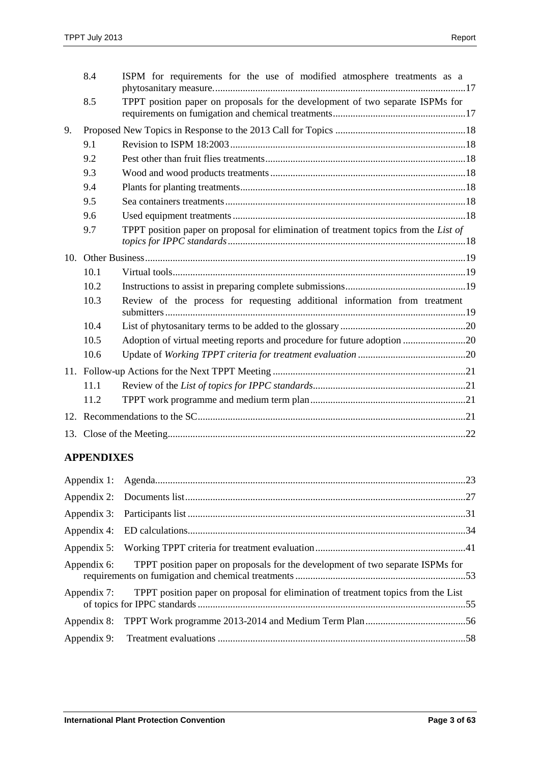| | | |
|---|---|---|
| | 8.4 | ISPM for requirements for the use of modified atmosphere treatments as a phytosanitary measure. ....17 |
| | 8.5 | TPPT position paper on proposals for the development of two separate ISPMs for requirements on fumigation and chemical treatments ....17 |
| 9. | Proposed New Topics in Response to the 2013 Call for Topics ....18 | |
| | 9.1 | Revision to ISPM 18:2003 ....18 |
| | 9.2 | Pest other than fruit flies treatments ....18 |
| | 9.3 | Wood and wood products treatments ....18 |
| | 9.4 | Plants for planting treatments ....18 |
| | 9.5 | Sea containers treatments ....18 |
| | 9.6 | Used equipment treatments ....18 |
| | 9.7 | TPPT position paper on proposal for elimination of treatment topics from the *List of topics for IPPC standards* ....18 |
| 10. | Other Business ....19 | |
| | 10.1 | Virtual tools ....19 |
| | 10.2 | Instructions to assist in preparing complete submissions ....19 |
| | 10.3 | Review of the process for requesting additional information from treatment submitters ....19 |
| | 10.4 | List of phytosanitary terms to be added to the glossary ....20 |
| | 10.5 | Adoption of virtual meeting reports and procedure for future adoption ....20 |
| | 10.6 | Update of *Working TPPT criteria for treatment evaluation* ....20 |
| 11. | Follow-up Actions for the Next TPPT Meeting ....21 | |
| | 11.1 | Review of the *List of topics for IPPC standards* ....21 |
| | 11.2 | TPPT work programme and medium term plan ....21 |
| 12. | Recommendations to the SC ....21 | |
| 13. | Close of the Meeting ....22 | |

## APPENDIXES

| | |
|---|---|
| Appendix 1: | Agenda ....23 |
| Appendix 2: | Documents list ....27 |
| Appendix 3: | Participants list ....31 |
| Appendix 4: | ED calculations ....34 |
| Appendix 5: | Working TPPT criteria for treatment evaluation ....41 |
| Appendix 6: | TPPT position paper on proposals for the development of two separate ISPMs for requirements on fumigation and chemical treatments ....53 |
| Appendix 7: | TPPT position paper on proposal for elimination of treatment topics from the List of topics for IPPC standards ....55 |
| Appendix 8: | TPPT Work programme 2013-2014 and Medium Term Plan ....56 |
| Appendix 9: | Treatment evaluations ....58 |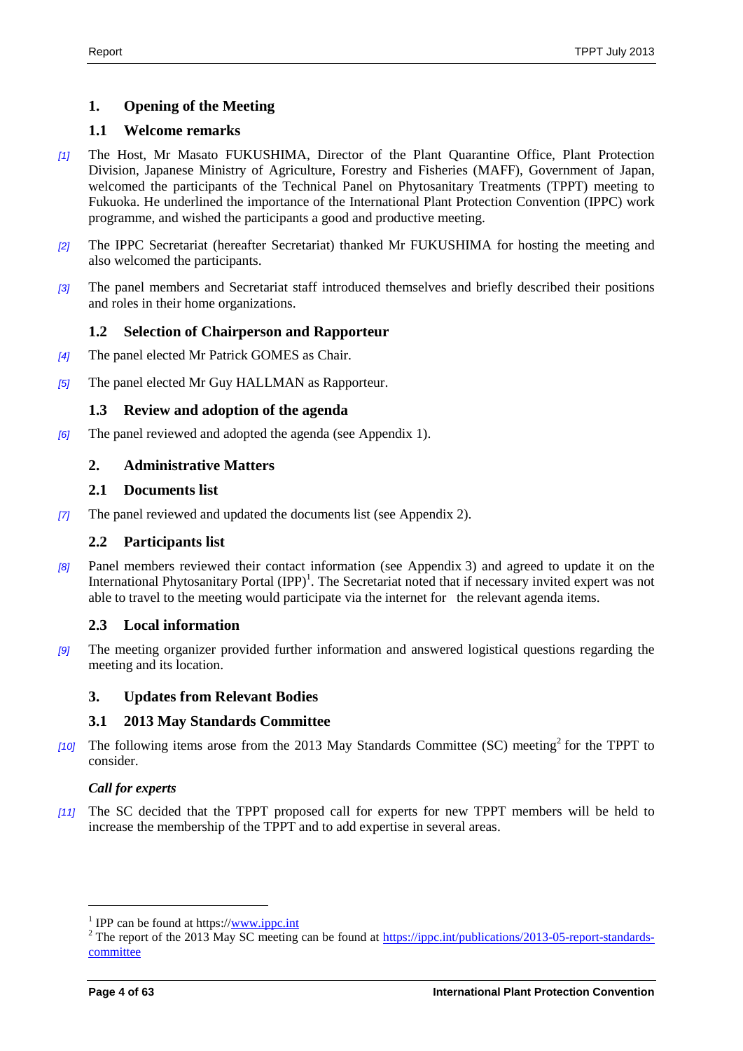## 1. Opening of the Meeting

### 1.1 Welcome remarks

[1] The Host, Mr Masato FUKUSHIMA, Director of the Plant Quarantine Office, Plant Protection Division, Japanese Ministry of Agriculture, Forestry and Fisheries (MAFF), Government of Japan, welcomed the participants of the Technical Panel on Phytosanitary Treatments (TPPT) meeting to Fukuoka. He underlined the importance of the International Plant Protection Convention (IPPC) work programme, and wished the participants a good and productive meeting.

[2] The IPPC Secretariat (hereafter Secretariat) thanked Mr FUKUSHIMA for hosting the meeting and also welcomed the participants.

[3] The panel members and Secretariat staff introduced themselves and briefly described their positions and roles in their home organizations.

### 1.2 Selection of Chairperson and Rapporteur

[4] The panel elected Mr Patrick GOMES as Chair.

[5] The panel elected Mr Guy HALLMAN as Rapporteur.

### 1.3 Review and adoption of the agenda

[6] The panel reviewed and adopted the agenda (see Appendix 1).

## 2. Administrative Matters

### 2.1 Documents list

[7] The panel reviewed and updated the documents list (see Appendix 2).

### 2.2 Participants list

[8] Panel members reviewed their contact information (see Appendix 3) and agreed to update it on the International Phytosanitary Portal (IPP)[1]. The Secretariat noted that if necessary invited expert was not able to travel to the meeting would participate via the internet for the relevant agenda items.

### 2.3 Local information

[9] The meeting organizer provided further information and answered logistical questions regarding the meeting and its location.

## 3. Updates from Relevant Bodies

### 3.1 2013 May Standards Committee

[10] The following items arose from the 2013 May Standards Committee (SC) meeting[2] for the TPPT to consider.

#### *Call for experts*

[11] The SC decided that the TPPT proposed call for experts for new TPPT members will be held to increase the membership of the TPPT and to add expertise in several areas.

---

[1] IPP can be found at https://www.ippc.int

[2] The report of the 2013 May SC meeting can be found at https://ippc.int/publications/2013-05-report-standards-committee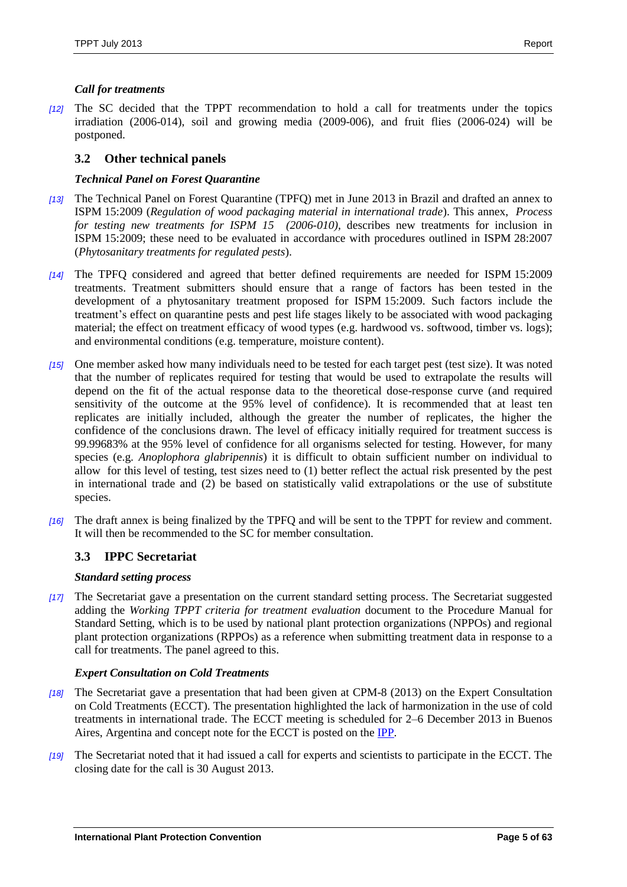***Call for treatments***

*[12]* The SC decided that the TPPT recommendation to hold a call for treatments under the topics irradiation (2006-014), soil and growing media (2009-006), and fruit flies (2006-024) will be postponed.

## 3.2 Other technical panels

***Technical Panel on Forest Quarantine***

*[13]* The Technical Panel on Forest Quarantine (TPFQ) met in June 2013 in Brazil and drafted an annex to ISPM 15:2009 (*Regulation of wood packaging material in international trade*). This annex, *Process for testing new treatments for ISPM 15 (2006-010)*, describes new treatments for inclusion in ISPM 15:2009; these need to be evaluated in accordance with procedures outlined in ISPM 28:2007 (*Phytosanitary treatments for regulated pests*).

*[14]* The TPFQ considered and agreed that better defined requirements are needed for ISPM 15:2009 treatments. Treatment submitters should ensure that a range of factors has been tested in the development of a phytosanitary treatment proposed for ISPM 15:2009. Such factors include the treatment's effect on quarantine pests and pest life stages likely to be associated with wood packaging material; the effect on treatment efficacy of wood types (e.g. hardwood vs. softwood, timber vs. logs); and environmental conditions (e.g. temperature, moisture content).

*[15]* One member asked how many individuals need to be tested for each target pest (test size). It was noted that the number of replicates required for testing that would be used to extrapolate the results will depend on the fit of the actual response data to the theoretical dose-response curve (and required sensitivity of the outcome at the 95% level of confidence). It is recommended that at least ten replicates are initially included, although the greater the number of replicates, the higher the confidence of the conclusions drawn. The level of efficacy initially required for treatment success is 99.99683% at the 95% level of confidence for all organisms selected for testing. However, for many species (e.g. *Anoplophora glabripennis*) it is difficult to obtain sufficient number on individual to allow for this level of testing, test sizes need to (1) better reflect the actual risk presented by the pest in international trade and (2) be based on statistically valid extrapolations or the use of substitute species.

*[16]* The draft annex is being finalized by the TPFQ and will be sent to the TPPT for review and comment. It will then be recommended to the SC for member consultation.

## 3.3 IPPC Secretariat

***Standard setting process***

*[17]* The Secretariat gave a presentation on the current standard setting process. The Secretariat suggested adding the *Working TPPT criteria for treatment evaluation* document to the Procedure Manual for Standard Setting, which is to be used by national plant protection organizations (NPPOs) and regional plant protection organizations (RPPOs) as a reference when submitting treatment data in response to a call for treatments. The panel agreed to this.

***Expert Consultation on Cold Treatments***

*[18]* The Secretariat gave a presentation that had been given at CPM-8 (2013) on the Expert Consultation on Cold Treatments (ECCT). The presentation highlighted the lack of harmonization in the use of cold treatments in international trade. The ECCT meeting is scheduled for 2–6 December 2013 in Buenos Aires, Argentina and concept note for the ECCT is posted on the IPP.

*[19]* The Secretariat noted that it had issued a call for experts and scientists to participate in the ECCT. The closing date for the call is 30 August 2013.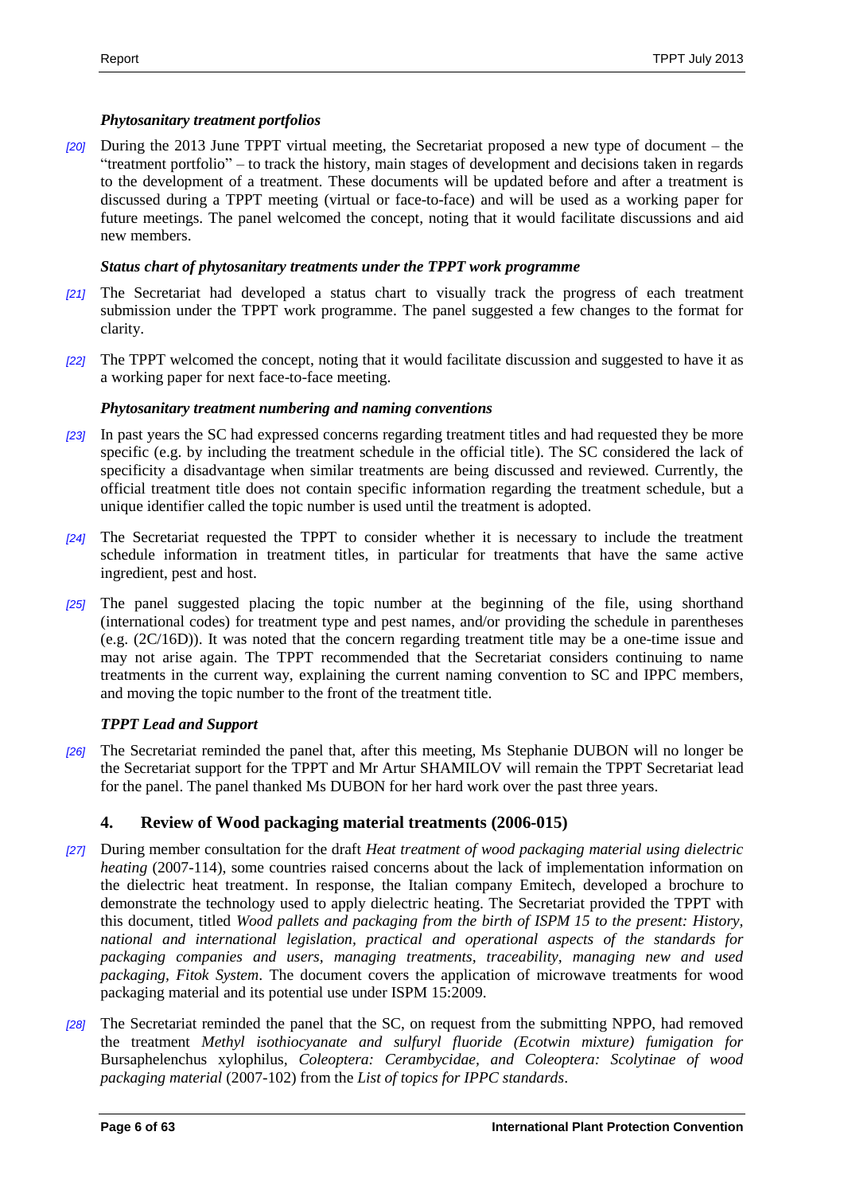***Phytosanitary treatment portfolios***

*[20]* During the 2013 June TPPT virtual meeting, the Secretariat proposed a new type of document – the "treatment portfolio" – to track the history, main stages of development and decisions taken in regards to the development of a treatment. These documents will be updated before and after a treatment is discussed during a TPPT meeting (virtual or face-to-face) and will be used as a working paper for future meetings. The panel welcomed the concept, noting that it would facilitate discussions and aid new members.

***Status chart of phytosanitary treatments under the TPPT work programme***

*[21]* The Secretariat had developed a status chart to visually track the progress of each treatment submission under the TPPT work programme. The panel suggested a few changes to the format for clarity.

*[22]* The TPPT welcomed the concept, noting that it would facilitate discussion and suggested to have it as a working paper for next face-to-face meeting.

***Phytosanitary treatment numbering and naming conventions***

*[23]* In past years the SC had expressed concerns regarding treatment titles and had requested they be more specific (e.g. by including the treatment schedule in the official title). The SC considered the lack of specificity a disadvantage when similar treatments are being discussed and reviewed. Currently, the official treatment title does not contain specific information regarding the treatment schedule, but a unique identifier called the topic number is used until the treatment is adopted.

*[24]* The Secretariat requested the TPPT to consider whether it is necessary to include the treatment schedule information in treatment titles, in particular for treatments that have the same active ingredient, pest and host.

*[25]* The panel suggested placing the topic number at the beginning of the file, using shorthand (international codes) for treatment type and pest names, and/or providing the schedule in parentheses (e.g. (2C/16D)). It was noted that the concern regarding treatment title may be a one-time issue and may not arise again. The TPPT recommended that the Secretariat considers continuing to name treatments in the current way, explaining the current naming convention to SC and IPPC members, and moving the topic number to the front of the treatment title.

***TPPT Lead and Support***

*[26]* The Secretariat reminded the panel that, after this meeting, Ms Stephanie DUBON will no longer be the Secretariat support for the TPPT and Mr Artur SHAMILOV will remain the TPPT Secretariat lead for the panel. The panel thanked Ms DUBON for her hard work over the past three years.

## 4. Review of Wood packaging material treatments (2006-015)

*[27]* During member consultation for the draft *Heat treatment of wood packaging material using dielectric heating* (2007-114), some countries raised concerns about the lack of implementation information on the dielectric heat treatment. In response, the Italian company Emitech, developed a brochure to demonstrate the technology used to apply dielectric heating. The Secretariat provided the TPPT with this document, titled *Wood pallets and packaging from the birth of ISPM 15 to the present: History, national and international legislation, practical and operational aspects of the standards for packaging companies and users, managing treatments, traceability, managing new and used packaging, Fitok System*. The document covers the application of microwave treatments for wood packaging material and its potential use under ISPM 15:2009.

*[28]* The Secretariat reminded the panel that the SC, on request from the submitting NPPO, had removed the treatment *Methyl isothiocyanate and sulfuryl fluoride (Ecotwin mixture) fumigation for* Bursaphelenchus xylophilus*, Coleoptera: Cerambycidae, and Coleoptera: Scolytinae of wood packaging material* (2007-102) from the *List of topics for IPPC standards*.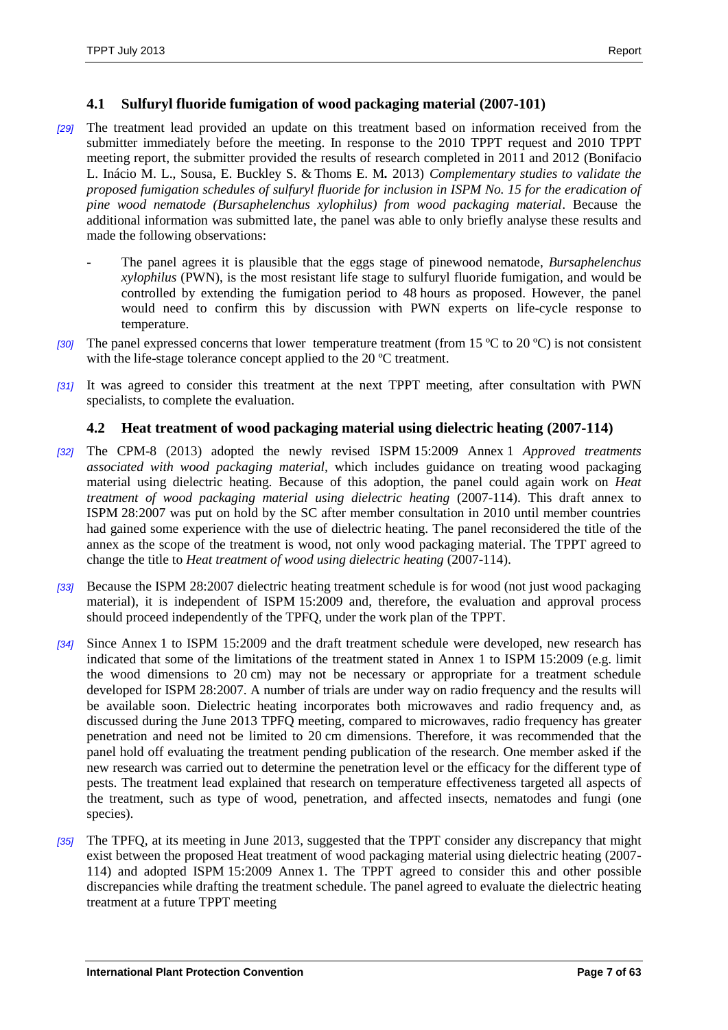### 4.1 Sulfuryl fluoride fumigation of wood packaging material (2007-101)

*[29]* The treatment lead provided an update on this treatment based on information received from the submitter immediately before the meeting. In response to the 2010 TPPT request and 2010 TPPT meeting report, the submitter provided the results of research completed in 2011 and 2012 (Bonifacio L. Inácio M. L., Sousa, E. Buckley S. & Thoms E. M**.** 2013) *Complementary studies to validate the proposed fumigation schedules of sulfuryl fluoride for inclusion in ISPM No. 15 for the eradication of pine wood nematode (Bursaphelenchus xylophilus) from wood packaging material*. Because the additional information was submitted late, the panel was able to only briefly analyse these results and made the following observations:

- The panel agrees it is plausible that the eggs stage of pinewood nematode, *Bursaphelenchus xylophilus* (PWN), is the most resistant life stage to sulfuryl fluoride fumigation, and would be controlled by extending the fumigation period to 48 hours as proposed. However, the panel would need to confirm this by discussion with PWN experts on life-cycle response to temperature.

*[30]* The panel expressed concerns that lower temperature treatment (from 15 ºC to 20 ºC) is not consistent with the life-stage tolerance concept applied to the 20 ºC treatment.

*[31]* It was agreed to consider this treatment at the next TPPT meeting, after consultation with PWN specialists, to complete the evaluation.

### 4.2 Heat treatment of wood packaging material using dielectric heating (2007-114)

*[32]* The CPM-8 (2013) adopted the newly revised ISPM 15:2009 Annex 1 *Approved treatments associated with wood packaging material*, which includes guidance on treating wood packaging material using dielectric heating. Because of this adoption, the panel could again work on *Heat treatment of wood packaging material using dielectric heating* (2007-114). This draft annex to ISPM 28:2007 was put on hold by the SC after member consultation in 2010 until member countries had gained some experience with the use of dielectric heating. The panel reconsidered the title of the annex as the scope of the treatment is wood, not only wood packaging material. The TPPT agreed to change the title to *Heat treatment of wood using dielectric heating* (2007-114).

*[33]* Because the ISPM 28:2007 dielectric heating treatment schedule is for wood (not just wood packaging material), it is independent of ISPM 15:2009 and, therefore, the evaluation and approval process should proceed independently of the TPFQ, under the work plan of the TPPT.

*[34]* Since Annex 1 to ISPM 15:2009 and the draft treatment schedule were developed, new research has indicated that some of the limitations of the treatment stated in Annex 1 to ISPM 15:2009 (e.g. limit the wood dimensions to 20 cm) may not be necessary or appropriate for a treatment schedule developed for ISPM 28:2007. A number of trials are under way on radio frequency and the results will be available soon. Dielectric heating incorporates both microwaves and radio frequency and, as discussed during the June 2013 TPFQ meeting, compared to microwaves, radio frequency has greater penetration and need not be limited to 20 cm dimensions. Therefore, it was recommended that the panel hold off evaluating the treatment pending publication of the research. One member asked if the new research was carried out to determine the penetration level or the efficacy for the different type of pests. The treatment lead explained that research on temperature effectiveness targeted all aspects of the treatment, such as type of wood, penetration, and affected insects, nematodes and fungi (one species).

*[35]* The TPFQ, at its meeting in June 2013, suggested that the TPPT consider any discrepancy that might exist between the proposed Heat treatment of wood packaging material using dielectric heating (2007-114) and adopted ISPM 15:2009 Annex 1. The TPPT agreed to consider this and other possible discrepancies while drafting the treatment schedule. The panel agreed to evaluate the dielectric heating treatment at a future TPPT meeting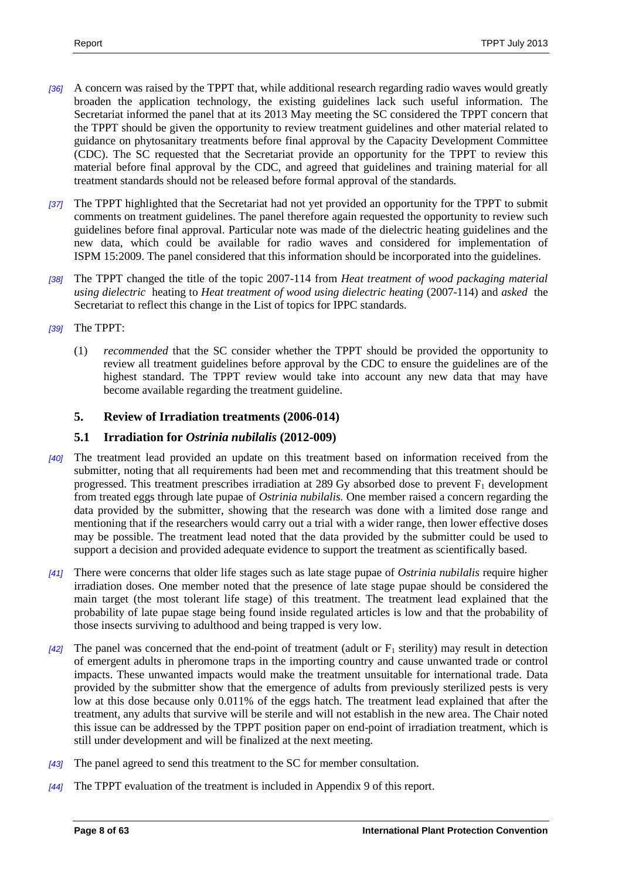*[36]* A concern was raised by the TPPT that, while additional research regarding radio waves would greatly broaden the application technology, the existing guidelines lack such useful information. The Secretariat informed the panel that at its 2013 May meeting the SC considered the TPPT concern that the TPPT should be given the opportunity to review treatment guidelines and other material related to guidance on phytosanitary treatments before final approval by the Capacity Development Committee (CDC). The SC requested that the Secretariat provide an opportunity for the TPPT to review this material before final approval by the CDC, and agreed that guidelines and training material for all treatment standards should not be released before formal approval of the standards.

*[37]* The TPPT highlighted that the Secretariat had not yet provided an opportunity for the TPPT to submit comments on treatment guidelines. The panel therefore again requested the opportunity to review such guidelines before final approval. Particular note was made of the dielectric heating guidelines and the new data, which could be available for radio waves and considered for implementation of ISPM 15:2009. The panel considered that this information should be incorporated into the guidelines.

*[38]* The TPPT changed the title of the topic 2007-114 from *Heat treatment of wood packaging material using dielectric* heating to *Heat treatment of wood using dielectric heating* (2007-114) and *asked* the Secretariat to reflect this change in the List of topics for IPPC standards.

*[39]* The TPPT:

(1) *recommended* that the SC consider whether the TPPT should be provided the opportunity to review all treatment guidelines before approval by the CDC to ensure the guidelines are of the highest standard. The TPPT review would take into account any new data that may have become available regarding the treatment guideline.

## 5. Review of Irradiation treatments (2006-014)

### 5.1 Irradiation for *Ostrinia nubilalis* (2012-009)

*[40]* The treatment lead provided an update on this treatment based on information received from the submitter, noting that all requirements had been met and recommending that this treatment should be progressed. This treatment prescribes irradiation at 289 Gy absorbed dose to prevent $F_1$ development from treated eggs through late pupae of *Ostrinia nubilalis.* One member raised a concern regarding the data provided by the submitter, showing that the research was done with a limited dose range and mentioning that if the researchers would carry out a trial with a wider range, then lower effective doses may be possible. The treatment lead noted that the data provided by the submitter could be used to support a decision and provided adequate evidence to support the treatment as scientifically based.

*[41]* There were concerns that older life stages such as late stage pupae of *Ostrinia nubilalis* require higher irradiation doses. One member noted that the presence of late stage pupae should be considered the main target (the most tolerant life stage) of this treatment. The treatment lead explained that the probability of late pupae stage being found inside regulated articles is low and that the probability of those insects surviving to adulthood and being trapped is very low.

*[42]* The panel was concerned that the end-point of treatment (adult or $F_1$ sterility) may result in detection of emergent adults in pheromone traps in the importing country and cause unwanted trade or control impacts. These unwanted impacts would make the treatment unsuitable for international trade. Data provided by the submitter show that the emergence of adults from previously sterilized pests is very low at this dose because only 0.011% of the eggs hatch. The treatment lead explained that after the treatment, any adults that survive will be sterile and will not establish in the new area. The Chair noted this issue can be addressed by the TPPT position paper on end-point of irradiation treatment, which is still under development and will be finalized at the next meeting.

*[43]* The panel agreed to send this treatment to the SC for member consultation.

*[44]* The TPPT evaluation of the treatment is included in Appendix 9 of this report.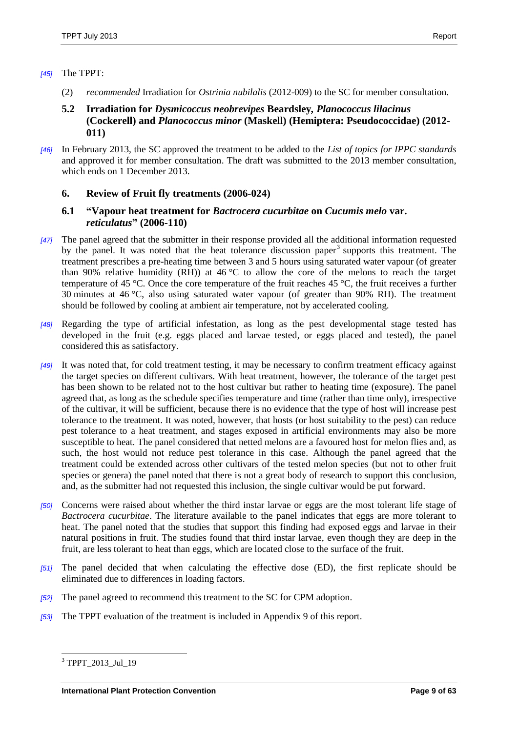*[45]* The TPPT:

(2) *recommended* Irradiation for *Ostrinia nubilalis* (2012-009) to the SC for member consultation.

### 5.2 Irradiation for *Dysmicoccus neobrevipes* Beardsley, *Planococcus lilacinus* (Cockerell) and *Planococcus minor* (Maskell) (Hemiptera: Pseudococcidae) (2012-011)

*[46]* In February 2013, the SC approved the treatment to be added to the *List of topics for IPPC standards* and approved it for member consultation. The draft was submitted to the 2013 member consultation, which ends on 1 December 2013.

## 6. Review of Fruit fly treatments (2006-024)

### 6.1 "Vapour heat treatment for *Bactrocera cucurbitae* on *Cucumis melo* var. *reticulatus*" (2006-110)

*[47]* The panel agreed that the submitter in their response provided all the additional information requested by the panel. It was noted that the heat tolerance discussion paper[3] supports this treatment. The treatment prescribes a pre-heating time between 3 and 5 hours using saturated water vapour (of greater than 90% relative humidity (RH)) at 46 °C to allow the core of the melons to reach the target temperature of 45 °C. Once the core temperature of the fruit reaches 45 °C, the fruit receives a further 30 minutes at 46 °C, also using saturated water vapour (of greater than 90% RH). The treatment should be followed by cooling at ambient air temperature, not by accelerated cooling.

*[48]* Regarding the type of artificial infestation, as long as the pest developmental stage tested has developed in the fruit (e.g. eggs placed and larvae tested, or eggs placed and tested), the panel considered this as satisfactory.

*[49]* It was noted that, for cold treatment testing, it may be necessary to confirm treatment efficacy against the target species on different cultivars. With heat treatment, however, the tolerance of the target pest has been shown to be related not to the host cultivar but rather to heating time (exposure). The panel agreed that, as long as the schedule specifies temperature and time (rather than time only), irrespective of the cultivar, it will be sufficient, because there is no evidence that the type of host will increase pest tolerance to the treatment. It was noted, however, that hosts (or host suitability to the pest) can reduce pest tolerance to a heat treatment, and stages exposed in artificial environments may also be more susceptible to heat. The panel considered that netted melons are a favoured host for melon flies and, as such, the host would not reduce pest tolerance in this case. Although the panel agreed that the treatment could be extended across other cultivars of the tested melon species (but not to other fruit species or genera) the panel noted that there is not a great body of research to support this conclusion, and, as the submitter had not requested this inclusion, the single cultivar would be put forward.

*[50]* Concerns were raised about whether the third instar larvae or eggs are the most tolerant life stage of *Bactrocera cucurbitae*. The literature available to the panel indicates that eggs are more tolerant to heat. The panel noted that the studies that support this finding had exposed eggs and larvae in their natural positions in fruit. The studies found that third instar larvae, even though they are deep in the fruit, are less tolerant to heat than eggs, which are located close to the surface of the fruit.

*[51]* The panel decided that when calculating the effective dose (ED), the first replicate should be eliminated due to differences in loading factors.

*[52]* The panel agreed to recommend this treatment to the SC for CPM adoption.

*[53]* The TPPT evaluation of the treatment is included in Appendix 9 of this report.

---

[3] TPPT_2013_Jul_19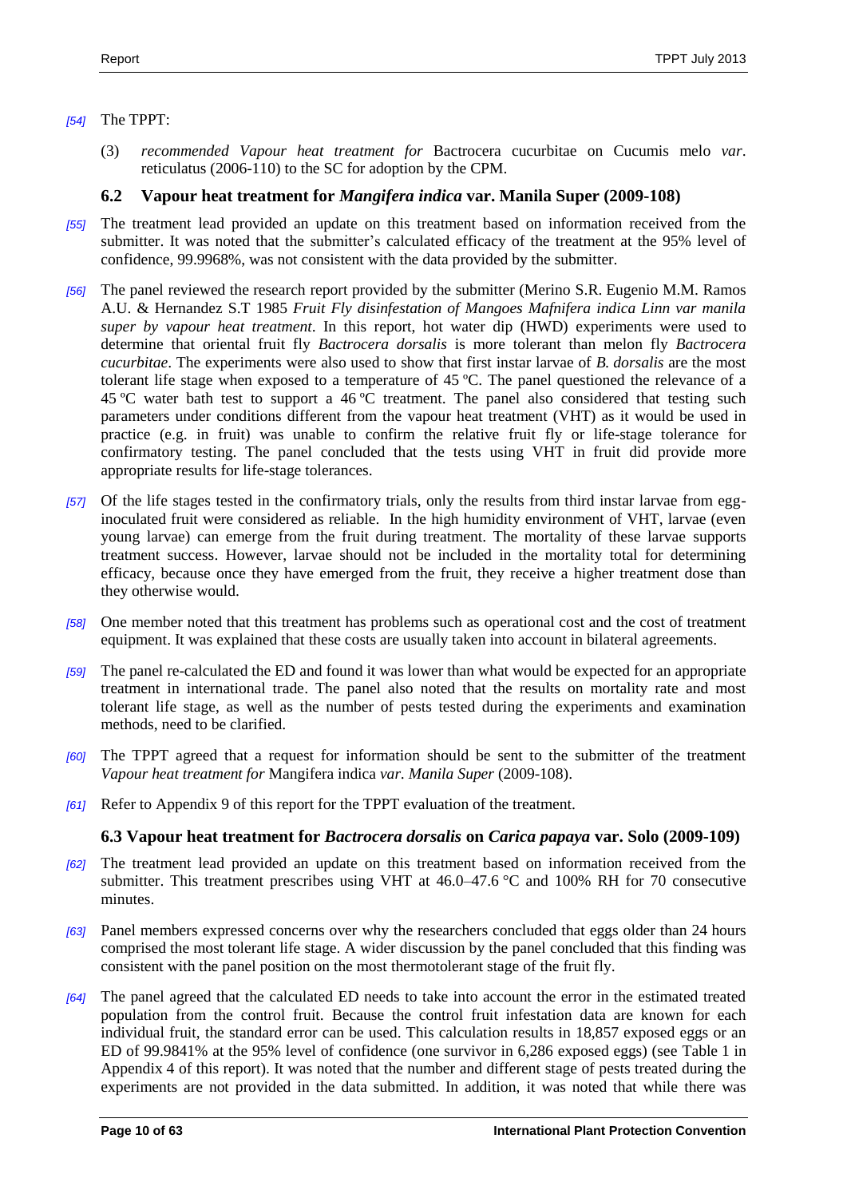*[54]* The TPPT:

(3) *recommended Vapour heat treatment for* Bactrocera cucurbitae on Cucumis melo *var*. reticulatus (2006-110) to the SC for adoption by the CPM.

### 6.2 Vapour heat treatment for *Mangifera indica* var. Manila Super (2009-108)

*[55]* The treatment lead provided an update on this treatment based on information received from the submitter. It was noted that the submitter's calculated efficacy of the treatment at the 95% level of confidence, 99.9968%, was not consistent with the data provided by the submitter.

*[56]* The panel reviewed the research report provided by the submitter (Merino S.R. Eugenio M.M. Ramos A.U. & Hernandez S.T 1985 *Fruit Fly disinfestation of Mangoes Mafnifera indica Linn var manila super by vapour heat treatment*. In this report, hot water dip (HWD) experiments were used to determine that oriental fruit fly *Bactrocera dorsalis* is more tolerant than melon fly *Bactrocera cucurbitae*. The experiments were also used to show that first instar larvae of *B. dorsalis* are the most tolerant life stage when exposed to a temperature of 45 ºC. The panel questioned the relevance of a 45 ºC water bath test to support a 46 ºC treatment. The panel also considered that testing such parameters under conditions different from the vapour heat treatment (VHT) as it would be used in practice (e.g. in fruit) was unable to confirm the relative fruit fly or life-stage tolerance for confirmatory testing. The panel concluded that the tests using VHT in fruit did provide more appropriate results for life-stage tolerances.

*[57]* Of the life stages tested in the confirmatory trials, only the results from third instar larvae from egg-inoculated fruit were considered as reliable. In the high humidity environment of VHT, larvae (even young larvae) can emerge from the fruit during treatment. The mortality of these larvae supports treatment success. However, larvae should not be included in the mortality total for determining efficacy, because once they have emerged from the fruit, they receive a higher treatment dose than they otherwise would.

*[58]* One member noted that this treatment has problems such as operational cost and the cost of treatment equipment. It was explained that these costs are usually taken into account in bilateral agreements.

*[59]* The panel re-calculated the ED and found it was lower than what would be expected for an appropriate treatment in international trade. The panel also noted that the results on mortality rate and most tolerant life stage, as well as the number of pests tested during the experiments and examination methods, need to be clarified.

*[60]* The TPPT agreed that a request for information should be sent to the submitter of the treatment *Vapour heat treatment for* Mangifera indica *var. Manila Super* (2009-108).

*[61]* Refer to Appendix 9 of this report for the TPPT evaluation of the treatment.

### 6.3 Vapour heat treatment for *Bactrocera dorsalis* on *Carica papaya* var. Solo (2009-109)

*[62]* The treatment lead provided an update on this treatment based on information received from the submitter. This treatment prescribes using VHT at 46.0–47.6 °C and 100% RH for 70 consecutive minutes.

*[63]* Panel members expressed concerns over why the researchers concluded that eggs older than 24 hours comprised the most tolerant life stage. A wider discussion by the panel concluded that this finding was consistent with the panel position on the most thermotolerant stage of the fruit fly.

*[64]* The panel agreed that the calculated ED needs to take into account the error in the estimated treated population from the control fruit. Because the control fruit infestation data are known for each individual fruit, the standard error can be used. This calculation results in 18,857 exposed eggs or an ED of 99.9841% at the 95% level of confidence (one survivor in 6,286 exposed eggs) (see Table 1 in Appendix 4 of this report). It was noted that the number and different stage of pests treated during the experiments are not provided in the data submitted. In addition, it was noted that while there was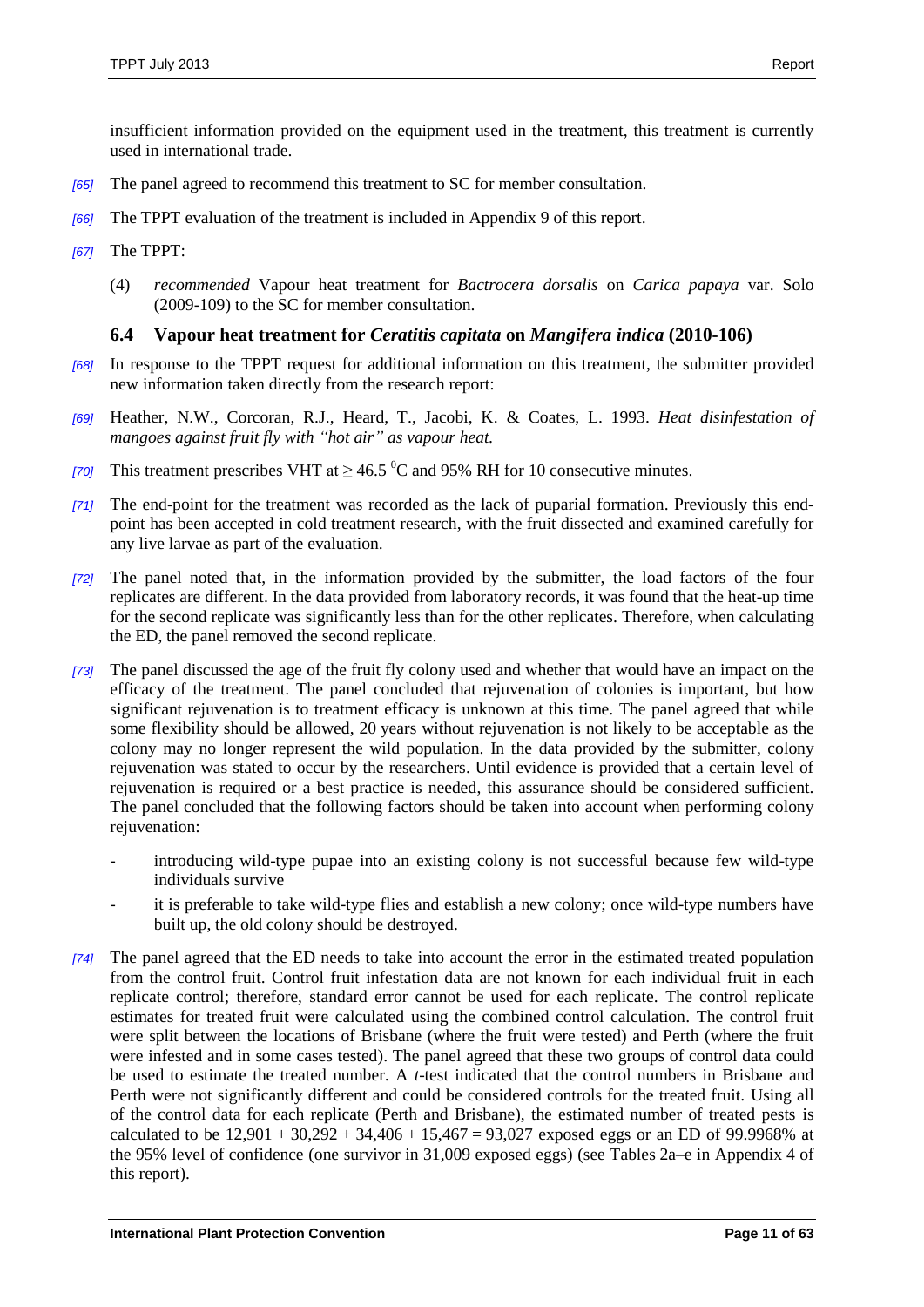insufficient information provided on the equipment used in the treatment, this treatment is currently used in international trade.

*[65]* The panel agreed to recommend this treatment to SC for member consultation.

*[66]* The TPPT evaluation of the treatment is included in Appendix 9 of this report.

*[67]* The TPPT:

(4) *recommended* Vapour heat treatment for *Bactrocera dorsalis* on *Carica papaya* var. Solo (2009-109) to the SC for member consultation.

### 6.4 Vapour heat treatment for *Ceratitis capitata* on *Mangifera indica* (2010-106)

*[68]* In response to the TPPT request for additional information on this treatment, the submitter provided new information taken directly from the research report:

*[69]* Heather, N.W., Corcoran, R.J., Heard, T., Jacobi, K. & Coates, L. 1993. *Heat disinfestation of mangoes against fruit fly with "hot air" as vapour heat.*

*[70]* This treatment prescribes VHT at ≥ 46.5 $^0$C and 95% RH for 10 consecutive minutes.

*[71]* The end-point for the treatment was recorded as the lack of puparial formation. Previously this end-point has been accepted in cold treatment research, with the fruit dissected and examined carefully for any live larvae as part of the evaluation.

*[72]* The panel noted that, in the information provided by the submitter, the load factors of the four replicates are different. In the data provided from laboratory records, it was found that the heat-up time for the second replicate was significantly less than for the other replicates. Therefore, when calculating the ED, the panel removed the second replicate.

*[73]* The panel discussed the age of the fruit fly colony used and whether that would have an impact on the efficacy of the treatment. The panel concluded that rejuvenation of colonies is important, but how significant rejuvenation is to treatment efficacy is unknown at this time. The panel agreed that while some flexibility should be allowed, 20 years without rejuvenation is not likely to be acceptable as the colony may no longer represent the wild population. In the data provided by the submitter, colony rejuvenation was stated to occur by the researchers. Until evidence is provided that a certain level of rejuvenation is required or a best practice is needed, this assurance should be considered sufficient. The panel concluded that the following factors should be taken into account when performing colony rejuvenation:

- introducing wild-type pupae into an existing colony is not successful because few wild-type individuals survive
- it is preferable to take wild-type flies and establish a new colony; once wild-type numbers have built up, the old colony should be destroyed.

*[74]* The panel agreed that the ED needs to take into account the error in the estimated treated population from the control fruit. Control fruit infestation data are not known for each individual fruit in each replicate control; therefore, standard error cannot be used for each replicate. The control replicate estimates for treated fruit were calculated using the combined control calculation. The control fruit were split between the locations of Brisbane (where the fruit were tested) and Perth (where the fruit were infested and in some cases tested). The panel agreed that these two groups of control data could be used to estimate the treated number. A *t*-test indicated that the control numbers in Brisbane and Perth were not significantly different and could be considered controls for the treated fruit. Using all of the control data for each replicate (Perth and Brisbane), the estimated number of treated pests is calculated to be 12,901 + 30,292 + 34,406 + 15,467 = 93,027 exposed eggs or an ED of 99.9968% at the 95% level of confidence (one survivor in 31,009 exposed eggs) (see Tables 2a–e in Appendix 4 of this report).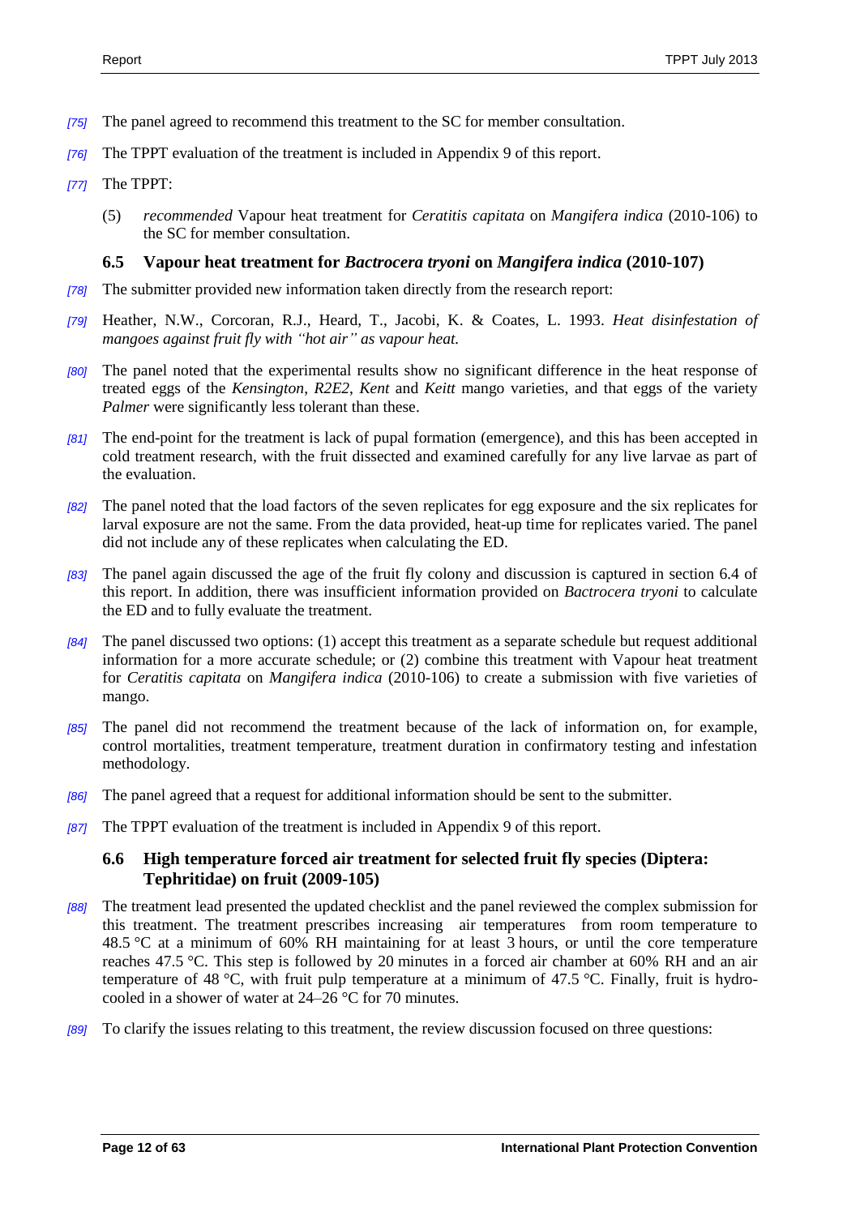[75] The panel agreed to recommend this treatment to the SC for member consultation.

[76] The TPPT evaluation of the treatment is included in Appendix 9 of this report.

[77] The TPPT:

(5) *recommended* Vapour heat treatment for *Ceratitis capitata* on *Mangifera indica* (2010-106) to the SC for member consultation.

### 6.5 Vapour heat treatment for *Bactrocera tryoni* on *Mangifera indica* (2010-107)

[78] The submitter provided new information taken directly from the research report:

[79] Heather, N.W., Corcoran, R.J., Heard, T., Jacobi, K. & Coates, L. 1993. *Heat disinfestation of mangoes against fruit fly with "hot air" as vapour heat.*

[80] The panel noted that the experimental results show no significant difference in the heat response of treated eggs of the *Kensington*, *R2E2*, *Kent* and *Keitt* mango varieties, and that eggs of the variety *Palmer* were significantly less tolerant than these.

[81] The end-point for the treatment is lack of pupal formation (emergence), and this has been accepted in cold treatment research, with the fruit dissected and examined carefully for any live larvae as part of the evaluation.

[82] The panel noted that the load factors of the seven replicates for egg exposure and the six replicates for larval exposure are not the same. From the data provided, heat-up time for replicates varied. The panel did not include any of these replicates when calculating the ED.

[83] The panel again discussed the age of the fruit fly colony and discussion is captured in section 6.4 of this report. In addition, there was insufficient information provided on *Bactrocera tryoni* to calculate the ED and to fully evaluate the treatment.

[84] The panel discussed two options: (1) accept this treatment as a separate schedule but request additional information for a more accurate schedule; or (2) combine this treatment with Vapour heat treatment for *Ceratitis capitata* on *Mangifera indica* (2010-106) to create a submission with five varieties of mango.

[85] The panel did not recommend the treatment because of the lack of information on, for example, control mortalities, treatment temperature, treatment duration in confirmatory testing and infestation methodology.

[86] The panel agreed that a request for additional information should be sent to the submitter.

[87] The TPPT evaluation of the treatment is included in Appendix 9 of this report.

### 6.6 High temperature forced air treatment for selected fruit fly species (Diptera: Tephritidae) on fruit (2009-105)

[88] The treatment lead presented the updated checklist and the panel reviewed the complex submission for this treatment. The treatment prescribes increasing air temperatures from room temperature to 48.5 °C at a minimum of 60% RH maintaining for at least 3 hours, or until the core temperature reaches 47.5 °C. This step is followed by 20 minutes in a forced air chamber at 60% RH and an air temperature of 48 °C, with fruit pulp temperature at a minimum of 47.5 °C. Finally, fruit is hydro-cooled in a shower of water at 24–26 °C for 70 minutes.

[89] To clarify the issues relating to this treatment, the review discussion focused on three questions: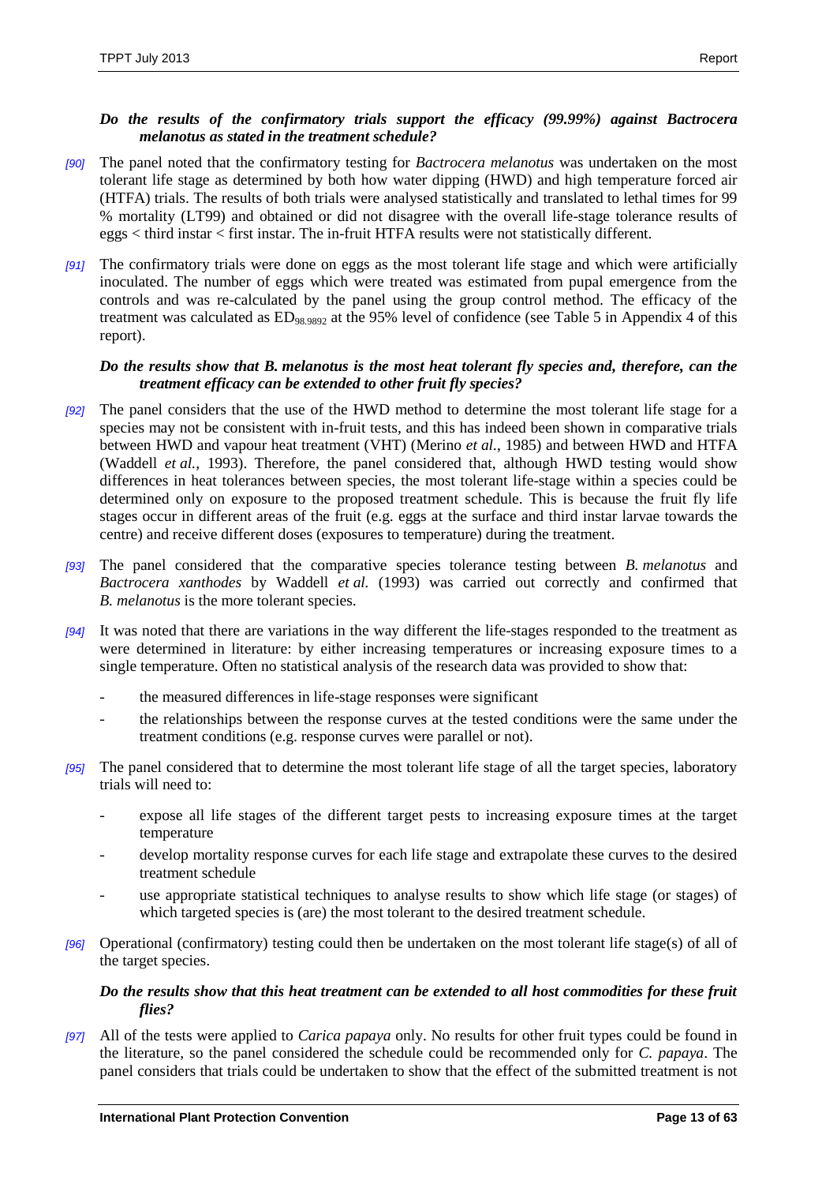***Do the results of the confirmatory trials support the efficacy (99.99%) against Bactrocera melanotus as stated in the treatment schedule?***

*[90]* The panel noted that the confirmatory testing for *Bactrocera melanotus* was undertaken on the most tolerant life stage as determined by both how water dipping (HWD) and high temperature forced air (HTFA) trials. The results of both trials were analysed statistically and translated to lethal times for 99 % mortality (LT99) and obtained or did not disagree with the overall life-stage tolerance results of eggs < third instar < first instar. The in-fruit HTFA results were not statistically different.

*[91]* The confirmatory trials were done on eggs as the most tolerant life stage and which were artificially inoculated. The number of eggs which were treated was estimated from pupal emergence from the controls and was re-calculated by the panel using the group control method. The efficacy of the treatment was calculated as $ED_{98.9892}$ at the 95% level of confidence (see Table 5 in Appendix 4 of this report).

***Do the results show that B. melanotus is the most heat tolerant fly species and, therefore, can the treatment efficacy can be extended to other fruit fly species?***

*[92]* The panel considers that the use of the HWD method to determine the most tolerant life stage for a species may not be consistent with in-fruit tests, and this has indeed been shown in comparative trials between HWD and vapour heat treatment (VHT) (Merino *et al.*, 1985) and between HWD and HTFA (Waddell *et al.*, 1993). Therefore, the panel considered that, although HWD testing would show differences in heat tolerances between species, the most tolerant life-stage within a species could be determined only on exposure to the proposed treatment schedule. This is because the fruit fly life stages occur in different areas of the fruit (e.g. eggs at the surface and third instar larvae towards the centre) and receive different doses (exposures to temperature) during the treatment.

*[93]* The panel considered that the comparative species tolerance testing between *B. melanotus* and *Bactrocera xanthodes* by Waddell *et al.* (1993) was carried out correctly and confirmed that *B. melanotus* is the more tolerant species.

*[94]* It was noted that there are variations in the way different the life-stages responded to the treatment as were determined in literature: by either increasing temperatures or increasing exposure times to a single temperature. Often no statistical analysis of the research data was provided to show that:

- the measured differences in life-stage responses were significant
- the relationships between the response curves at the tested conditions were the same under the treatment conditions (e.g. response curves were parallel or not).

*[95]* The panel considered that to determine the most tolerant life stage of all the target species, laboratory trials will need to:

- expose all life stages of the different target pests to increasing exposure times at the target temperature
- develop mortality response curves for each life stage and extrapolate these curves to the desired treatment schedule
- use appropriate statistical techniques to analyse results to show which life stage (or stages) of which targeted species is (are) the most tolerant to the desired treatment schedule.

*[96]* Operational (confirmatory) testing could then be undertaken on the most tolerant life stage(s) of all of the target species.

***Do the results show that this heat treatment can be extended to all host commodities for these fruit flies?***

*[97]* All of the tests were applied to *Carica papaya* only. No results for other fruit types could be found in the literature, so the panel considered the schedule could be recommended only for *C. papaya*. The panel considers that trials could be undertaken to show that the effect of the submitted treatment is not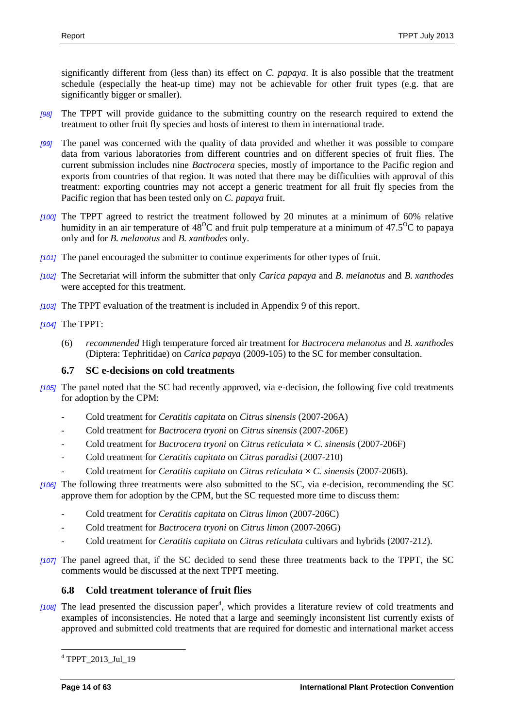significantly different from (less than) its effect on *C. papaya*. It is also possible that the treatment schedule (especially the heat-up time) may not be achievable for other fruit types (e.g. that are significantly bigger or smaller).

*[98]* The TPPT will provide guidance to the submitting country on the research required to extend the treatment to other fruit fly species and hosts of interest to them in international trade.

*[99]* The panel was concerned with the quality of data provided and whether it was possible to compare data from various laboratories from different countries and on different species of fruit flies. The current submission includes nine *Bactrocera* species, mostly of importance to the Pacific region and exports from countries of that region. It was noted that there may be difficulties with approval of this treatment: exporting countries may not accept a generic treatment for all fruit fly species from the Pacific region that has been tested only on *C. papaya* fruit.

*[100]* The TPPT agreed to restrict the treatment followed by 20 minutes at a minimum of 60% relative humidity in an air temperature of 48$^{O}$C and fruit pulp temperature at a minimum of 47.5$^{O}$C to papaya only and for *B. melanotus* and *B. xanthodes* only.

*[101]* The panel encouraged the submitter to continue experiments for other types of fruit.

*[102]* The Secretariat will inform the submitter that only *Carica papaya* and *B. melanotus* and *B. xanthodes* were accepted for this treatment.

*[103]* The TPPT evaluation of the treatment is included in Appendix 9 of this report.

*[104]* The TPPT:

(6) *recommended* High temperature forced air treatment for *Bactrocera melanotus* and *B. xanthodes* (Diptera: Tephritidae) on *Carica papaya* (2009-105) to the SC for member consultation.

### 6.7 SC e-decisions on cold treatments

*[105]* The panel noted that the SC had recently approved, via e-decision, the following five cold treatments for adoption by the CPM:

- Cold treatment for *Ceratitis capitata* on *Citrus sinensis* (2007-206A)
- Cold treatment for *Bactrocera tryoni* on *Citrus sinensis* (2007-206E)
- Cold treatment for *Bactrocera tryoni* on *Citrus reticulata* × *C. sinensis* (2007-206F)
- Cold treatment for *Ceratitis capitata* on *Citrus paradisi* (2007-210)
- Cold treatment for *Ceratitis capitata* on *Citrus reticulata* × *C. sinensis* (2007-206B).

*[106]* The following three treatments were also submitted to the SC, via e-decision, recommending the SC approve them for adoption by the CPM, but the SC requested more time to discuss them:

- Cold treatment for *Ceratitis capitata* on *Citrus limon* (2007-206C)
- Cold treatment for *Bactrocera tryoni* on *Citrus limon* (2007-206G)
- Cold treatment for *Ceratitis capitata* on *Citrus reticulata* cultivars and hybrids (2007-212).

*[107]* The panel agreed that, if the SC decided to send these three treatments back to the TPPT, the SC comments would be discussed at the next TPPT meeting.

### 6.8 Cold treatment tolerance of fruit flies

*[108]* The lead presented the discussion paper[4], which provides a literature review of cold treatments and examples of inconsistencies. He noted that a large and seemingly inconsistent list currently exists of approved and submitted cold treatments that are required for domestic and international market access

[4] TPPT_2013_Jul_19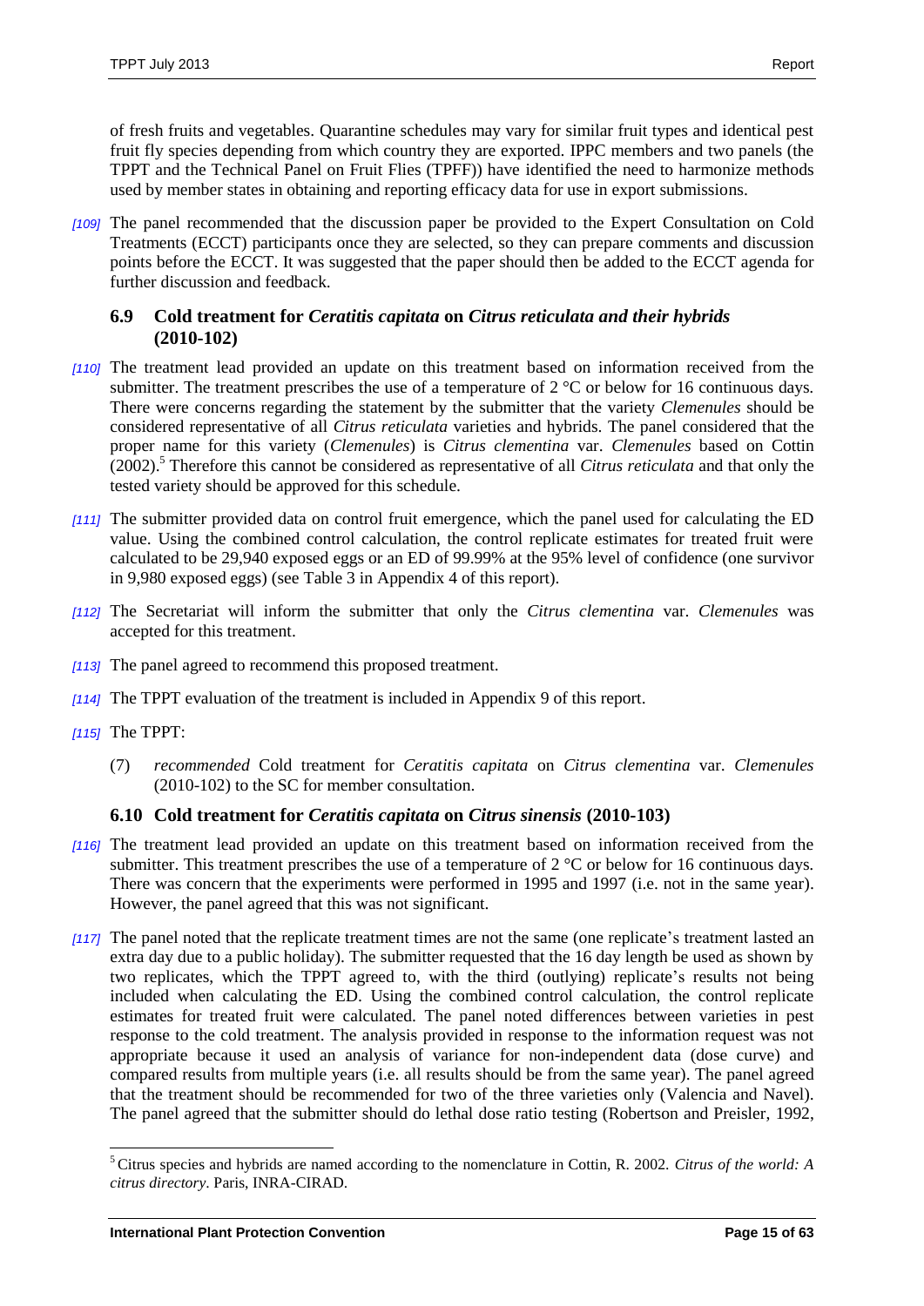of fresh fruits and vegetables. Quarantine schedules may vary for similar fruit types and identical pest fruit fly species depending from which country they are exported. IPPC members and two panels (the TPPT and the Technical Panel on Fruit Flies (TPFF)) have identified the need to harmonize methods used by member states in obtaining and reporting efficacy data for use in export submissions.

*[109]* The panel recommended that the discussion paper be provided to the Expert Consultation on Cold Treatments (ECCT) participants once they are selected, so they can prepare comments and discussion points before the ECCT. It was suggested that the paper should then be added to the ECCT agenda for further discussion and feedback.

### 6.9 Cold treatment for *Ceratitis capitata* on *Citrus reticulata and their hybrids* (2010-102)

*[110]* The treatment lead provided an update on this treatment based on information received from the submitter. The treatment prescribes the use of a temperature of 2 °C or below for 16 continuous days. There were concerns regarding the statement by the submitter that the variety *Clemenules* should be considered representative of all *Citrus reticulata* varieties and hybrids. The panel considered that the proper name for this variety (*Clemenules*) is *Citrus clementina* var. *Clemenules* based on Cottin (2002).[5] Therefore this cannot be considered as representative of all *Citrus reticulata* and that only the tested variety should be approved for this schedule.

*[111]* The submitter provided data on control fruit emergence, which the panel used for calculating the ED value. Using the combined control calculation, the control replicate estimates for treated fruit were calculated to be 29,940 exposed eggs or an ED of 99.99% at the 95% level of confidence (one survivor in 9,980 exposed eggs) (see Table 3 in Appendix 4 of this report).

*[112]* The Secretariat will inform the submitter that only the *Citrus clementina* var. *Clemenules* was accepted for this treatment.

*[113]* The panel agreed to recommend this proposed treatment.

*[114]* The TPPT evaluation of the treatment is included in Appendix 9 of this report.

*[115]* The TPPT:

(7) *recommended* Cold treatment for *Ceratitis capitata* on *Citrus clementina* var. *Clemenules* (2010-102) to the SC for member consultation.

### 6.10 Cold treatment for *Ceratitis capitata* on *Citrus sinensis* (2010-103)

*[116]* The treatment lead provided an update on this treatment based on information received from the submitter. This treatment prescribes the use of a temperature of 2 °C or below for 16 continuous days. There was concern that the experiments were performed in 1995 and 1997 (i.e. not in the same year). However, the panel agreed that this was not significant.

*[117]* The panel noted that the replicate treatment times are not the same (one replicate's treatment lasted an extra day due to a public holiday). The submitter requested that the 16 day length be used as shown by two replicates, which the TPPT agreed to, with the third (outlying) replicate's results not being included when calculating the ED. Using the combined control calculation, the control replicate estimates for treated fruit were calculated. The panel noted differences between varieties in pest response to the cold treatment. The analysis provided in response to the information request was not appropriate because it used an analysis of variance for non-independent data (dose curve) and compared results from multiple years (i.e. all results should be from the same year). The panel agreed that the treatment should be recommended for two of the three varieties only (Valencia and Navel). The panel agreed that the submitter should do lethal dose ratio testing (Robertson and Preisler, 1992,

[5] Citrus species and hybrids are named according to the nomenclature in Cottin, R. 2002. *Citrus of the world: A citrus directory*. Paris, INRA-CIRAD.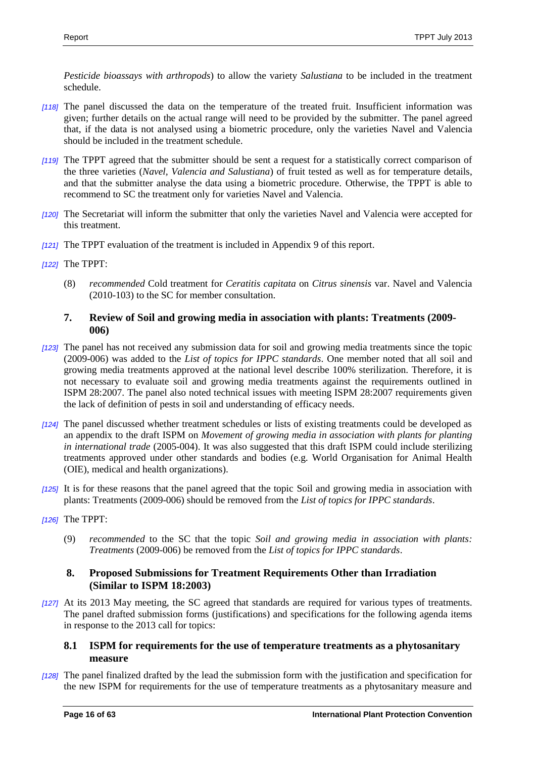*Pesticide bioassays with arthropods*) to allow the variety *Salustiana* to be included in the treatment schedule.

*[118]* The panel discussed the data on the temperature of the treated fruit. Insufficient information was given; further details on the actual range will need to be provided by the submitter. The panel agreed that, if the data is not analysed using a biometric procedure, only the varieties Navel and Valencia should be included in the treatment schedule.

*[119]* The TPPT agreed that the submitter should be sent a request for a statistically correct comparison of the three varieties (*Navel, Valencia and Salustiana*) of fruit tested as well as for temperature details, and that the submitter analyse the data using a biometric procedure. Otherwise, the TPPT is able to recommend to SC the treatment only for varieties Navel and Valencia.

*[120]* The Secretariat will inform the submitter that only the varieties Navel and Valencia were accepted for this treatment.

*[121]* The TPPT evaluation of the treatment is included in Appendix 9 of this report.

*[122]* The TPPT:

(8) *recommended* Cold treatment for *Ceratitis capitata* on *Citrus sinensis* var. Navel and Valencia (2010-103) to the SC for member consultation.

## 7. Review of Soil and growing media in association with plants: Treatments (2009-006)

*[123]* The panel has not received any submission data for soil and growing media treatments since the topic (2009-006) was added to the *List of topics for IPPC standards*. One member noted that all soil and growing media treatments approved at the national level describe 100% sterilization. Therefore, it is not necessary to evaluate soil and growing media treatments against the requirements outlined in ISPM 28:2007. The panel also noted technical issues with meeting ISPM 28:2007 requirements given the lack of definition of pests in soil and understanding of efficacy needs.

*[124]* The panel discussed whether treatment schedules or lists of existing treatments could be developed as an appendix to the draft ISPM on *Movement of growing media in association with plants for planting in international trade* (2005-004). It was also suggested that this draft ISPM could include sterilizing treatments approved under other standards and bodies (e.g. World Organisation for Animal Health (OIE), medical and health organizations).

*[125]* It is for these reasons that the panel agreed that the topic Soil and growing media in association with plants: Treatments (2009-006) should be removed from the *List of topics for IPPC standards*.

*[126]* The TPPT:

(9) *recommended* to the SC that the topic *Soil and growing media in association with plants: Treatments* (2009-006) be removed from the *List of topics for IPPC standards*.

## 8. Proposed Submissions for Treatment Requirements Other than Irradiation (Similar to ISPM 18:2003)

*[127]* At its 2013 May meeting, the SC agreed that standards are required for various types of treatments. The panel drafted submission forms (justifications) and specifications for the following agenda items in response to the 2013 call for topics:

### 8.1 ISPM for requirements for the use of temperature treatments as a phytosanitary measure

*[128]* The panel finalized drafted by the lead the submission form with the justification and specification for the new ISPM for requirements for the use of temperature treatments as a phytosanitary measure and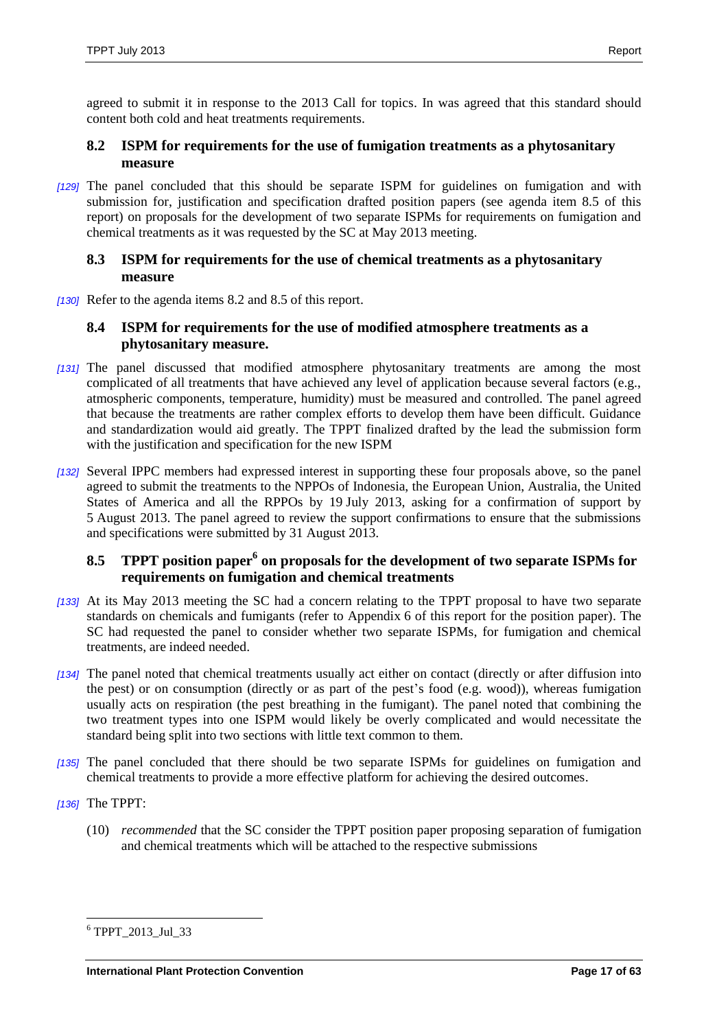agreed to submit it in response to the 2013 Call for topics. In was agreed that this standard should content both cold and heat treatments requirements.

### 8.2 ISPM for requirements for the use of fumigation treatments as a phytosanitary measure

[129] The panel concluded that this should be separate ISPM for guidelines on fumigation and with submission for, justification and specification drafted position papers (see agenda item 8.5 of this report) on proposals for the development of two separate ISPMs for requirements on fumigation and chemical treatments as it was requested by the SC at May 2013 meeting.

### 8.3 ISPM for requirements for the use of chemical treatments as a phytosanitary measure

[130] Refer to the agenda items 8.2 and 8.5 of this report.

### 8.4 ISPM for requirements for the use of modified atmosphere treatments as a phytosanitary measure.

[131] The panel discussed that modified atmosphere phytosanitary treatments are among the most complicated of all treatments that have achieved any level of application because several factors (e.g., atmospheric components, temperature, humidity) must be measured and controlled. The panel agreed that because the treatments are rather complex efforts to develop them have been difficult. Guidance and standardization would aid greatly. The TPPT finalized drafted by the lead the submission form with the justification and specification for the new ISPM

[132] Several IPPC members had expressed interest in supporting these four proposals above, so the panel agreed to submit the treatments to the NPPOs of Indonesia, the European Union, Australia, the United States of America and all the RPPOs by 19 July 2013, asking for a confirmation of support by 5 August 2013. The panel agreed to review the support confirmations to ensure that the submissions and specifications were submitted by 31 August 2013.

### 8.5 TPPT position paper[6] on proposals for the development of two separate ISPMs for requirements on fumigation and chemical treatments

[133] At its May 2013 meeting the SC had a concern relating to the TPPT proposal to have two separate standards on chemicals and fumigants (refer to Appendix 6 of this report for the position paper). The SC had requested the panel to consider whether two separate ISPMs, for fumigation and chemical treatments, are indeed needed.

[134] The panel noted that chemical treatments usually act either on contact (directly or after diffusion into the pest) or on consumption (directly or as part of the pest's food (e.g. wood)), whereas fumigation usually acts on respiration (the pest breathing in the fumigant). The panel noted that combining the two treatment types into one ISPM would likely be overly complicated and would necessitate the standard being split into two sections with little text common to them.

[135] The panel concluded that there should be two separate ISPMs for guidelines on fumigation and chemical treatments to provide a more effective platform for achieving the desired outcomes.

[136] The TPPT:

(10) *recommended* that the SC consider the TPPT position paper proposing separation of fumigation and chemical treatments which will be attached to the respective submissions

---

[6] TPPT_2013_Jul_33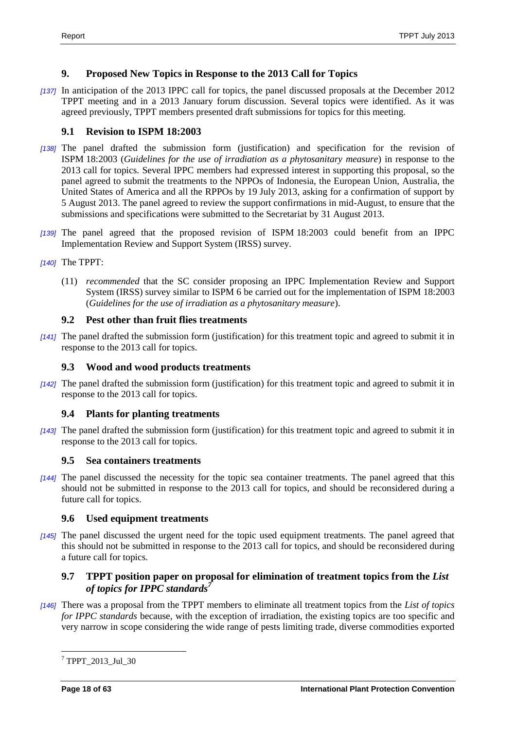## 9. Proposed New Topics in Response to the 2013 Call for Topics

*[137]* In anticipation of the 2013 IPPC call for topics, the panel discussed proposals at the December 2012 TPPT meeting and in a 2013 January forum discussion. Several topics were identified. As it was agreed previously, TPPT members presented draft submissions for topics for this meeting.

### 9.1 Revision to ISPM 18:2003

*[138]* The panel drafted the submission form (justification) and specification for the revision of ISPM 18:2003 (*Guidelines for the use of irradiation as a phytosanitary measure*) in response to the 2013 call for topics. Several IPPC members had expressed interest in supporting this proposal, so the panel agreed to submit the treatments to the NPPOs of Indonesia, the European Union, Australia, the United States of America and all the RPPOs by 19 July 2013, asking for a confirmation of support by 5 August 2013. The panel agreed to review the support confirmations in mid-August, to ensure that the submissions and specifications were submitted to the Secretariat by 31 August 2013.

*[139]* The panel agreed that the proposed revision of ISPM 18:2003 could benefit from an IPPC Implementation Review and Support System (IRSS) survey.

*[140]* The TPPT:

(11) *recommended* that the SC consider proposing an IPPC Implementation Review and Support System (IRSS) survey similar to ISPM 6 be carried out for the implementation of ISPM 18:2003 (*Guidelines for the use of irradiation as a phytosanitary measure*).

### 9.2 Pest other than fruit flies treatments

*[141]* The panel drafted the submission form (justification) for this treatment topic and agreed to submit it in response to the 2013 call for topics.

### 9.3 Wood and wood products treatments

*[142]* The panel drafted the submission form (justification) for this treatment topic and agreed to submit it in response to the 2013 call for topics.

### 9.4 Plants for planting treatments

*[143]* The panel drafted the submission form (justification) for this treatment topic and agreed to submit it in response to the 2013 call for topics.

### 9.5 Sea containers treatments

*[144]* The panel discussed the necessity for the topic sea container treatments. The panel agreed that this should not be submitted in response to the 2013 call for topics, and should be reconsidered during a future call for topics.

### 9.6 Used equipment treatments

*[145]* The panel discussed the urgent need for the topic used equipment treatments. The panel agreed that this should not be submitted in response to the 2013 call for topics, and should be reconsidered during a future call for topics.

### 9.7 TPPT position paper on proposal for elimination of treatment topics from the *List of topics for IPPC standards*[7]

*[146]* There was a proposal from the TPPT members to eliminate all treatment topics from the *List of topics for IPPC standards* because, with the exception of irradiation, the existing topics are too specific and very narrow in scope considering the wide range of pests limiting trade, diverse commodities exported

[7] TPPT_2013_Jul_30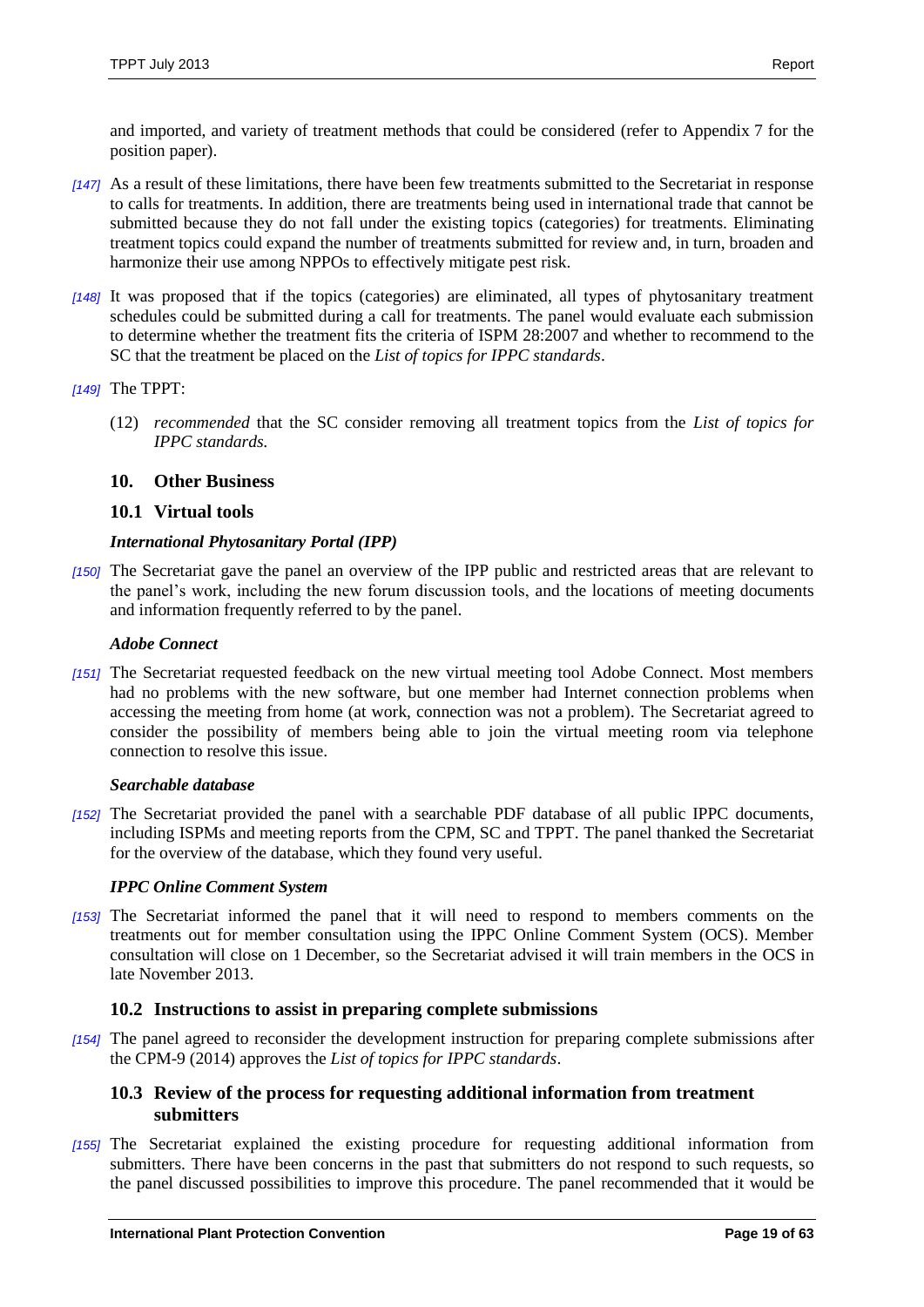and imported, and variety of treatment methods that could be considered (refer to Appendix 7 for the position paper).

*[147]* As a result of these limitations, there have been few treatments submitted to the Secretariat in response to calls for treatments. In addition, there are treatments being used in international trade that cannot be submitted because they do not fall under the existing topics (categories) for treatments. Eliminating treatment topics could expand the number of treatments submitted for review and, in turn, broaden and harmonize their use among NPPOs to effectively mitigate pest risk.

*[148]* It was proposed that if the topics (categories) are eliminated, all types of phytosanitary treatment schedules could be submitted during a call for treatments. The panel would evaluate each submission to determine whether the treatment fits the criteria of ISPM 28:2007 and whether to recommend to the SC that the treatment be placed on the *List of topics for IPPC standards*.

*[149]* The TPPT:

(12) *recommended* that the SC consider removing all treatment topics from the *List of topics for IPPC standards.*

## 10. Other Business

### 10.1 Virtual tools

#### *International Phytosanitary Portal (IPP)*

*[150]* The Secretariat gave the panel an overview of the IPP public and restricted areas that are relevant to the panel's work, including the new forum discussion tools, and the locations of meeting documents and information frequently referred to by the panel.

#### *Adobe Connect*

*[151]* The Secretariat requested feedback on the new virtual meeting tool Adobe Connect. Most members had no problems with the new software, but one member had Internet connection problems when accessing the meeting from home (at work, connection was not a problem). The Secretariat agreed to consider the possibility of members being able to join the virtual meeting room via telephone connection to resolve this issue.

#### *Searchable database*

*[152]* The Secretariat provided the panel with a searchable PDF database of all public IPPC documents, including ISPMs and meeting reports from the CPM, SC and TPPT. The panel thanked the Secretariat for the overview of the database, which they found very useful.

#### *IPPC Online Comment System*

*[153]* The Secretariat informed the panel that it will need to respond to members comments on the treatments out for member consultation using the IPPC Online Comment System (OCS). Member consultation will close on 1 December, so the Secretariat advised it will train members in the OCS in late November 2013.

### 10.2 Instructions to assist in preparing complete submissions

*[154]* The panel agreed to reconsider the development instruction for preparing complete submissions after the CPM-9 (2014) approves the *List of topics for IPPC standards*.

### 10.3 Review of the process for requesting additional information from treatment submitters

*[155]* The Secretariat explained the existing procedure for requesting additional information from submitters. There have been concerns in the past that submitters do not respond to such requests, so the panel discussed possibilities to improve this procedure. The panel recommended that it would be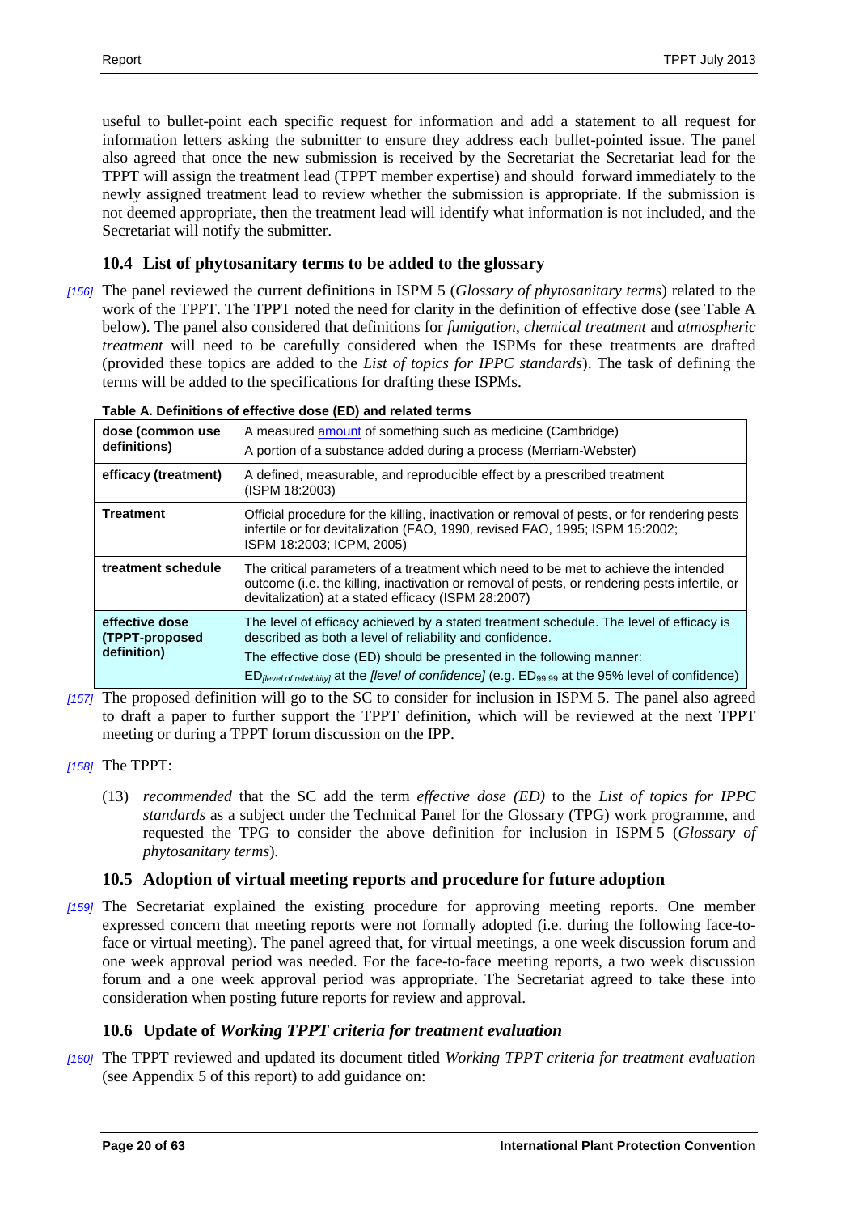useful to bullet-point each specific request for information and add a statement to all request for information letters asking the submitter to ensure they address each bullet-pointed issue. The panel also agreed that once the new submission is received by the Secretariat the Secretariat lead for the TPPT will assign the treatment lead (TPPT member expertise) and should forward immediately to the newly assigned treatment lead to review whether the submission is appropriate. If the submission is not deemed appropriate, then the treatment lead will identify what information is not included, and the Secretariat will notify the submitter.

## 10.4 List of phytosanitary terms to be added to the glossary

*[156]* The panel reviewed the current definitions in ISPM 5 (*Glossary of phytosanitary terms*) related to the work of the TPPT. The TPPT noted the need for clarity in the definition of effective dose (see Table A below). The panel also considered that definitions for *fumigation*, *chemical treatment* and *atmospheric treatment* will need to be carefully considered when the ISPMs for these treatments are drafted (provided these topics are added to the *List of topics for IPPC standards*). The task of defining the terms will be added to the specifications for drafting these ISPMs.

**Table A. Definitions of effective dose (ED) and related terms**

| | |
|---|---|
| **dose (common use definitions)** | A measured amount of something such as medicine (Cambridge)<br>A portion of a substance added during a process (Merriam-Webster) |
| **efficacy (treatment)** | A defined, measurable, and reproducible effect by a prescribed treatment (ISPM 18:2003) |
| **Treatment** | Official procedure for the killing, inactivation or removal of pests, or for rendering pests infertile or for devitalization (FAO, 1990, revised FAO, 1995; ISPM 15:2002; ISPM 18:2003; ICPM, 2005) |
| **treatment schedule** | The critical parameters of a treatment which need to be met to achieve the intended outcome (i.e. the killing, inactivation or removal of pests, or rendering pests infertile, or devitalization) at a stated efficacy (ISPM 28:2007) |
| **effective dose (TPPT-proposed definition)** | The level of efficacy achieved by a stated treatment schedule. The level of efficacy is described as both a level of reliability and confidence.<br>The effective dose (ED) should be presented in the following manner:<br>$ED_{[level\ of\ reliability]}$ at the *[level of confidence]* (e.g. $ED_{99.99}$ at the 95% level of confidence) |

*[157]* The proposed definition will go to the SC to consider for inclusion in ISPM 5. The panel also agreed to draft a paper to further support the TPPT definition, which will be reviewed at the next TPPT meeting or during a TPPT forum discussion on the IPP.

*[158]* The TPPT:

(13) *recommended* that the SC add the term *effective dose (ED)* to the *List of topics for IPPC standards* as a subject under the Technical Panel for the Glossary (TPG) work programme, and requested the TPG to consider the above definition for inclusion in ISPM 5 (*Glossary of phytosanitary terms*).

## 10.5 Adoption of virtual meeting reports and procedure for future adoption

*[159]* The Secretariat explained the existing procedure for approving meeting reports. One member expressed concern that meeting reports were not formally adopted (i.e. during the following face-to-face or virtual meeting). The panel agreed that, for virtual meetings, a one week discussion forum and one week approval period was needed. For the face-to-face meeting reports, a two week discussion forum and a one week approval period was appropriate. The Secretariat agreed to take these into consideration when posting future reports for review and approval.

## 10.6 Update of *Working TPPT criteria for treatment evaluation*

*[160]* The TPPT reviewed and updated its document titled *Working TPPT criteria for treatment evaluation* (see Appendix 5 of this report) to add guidance on: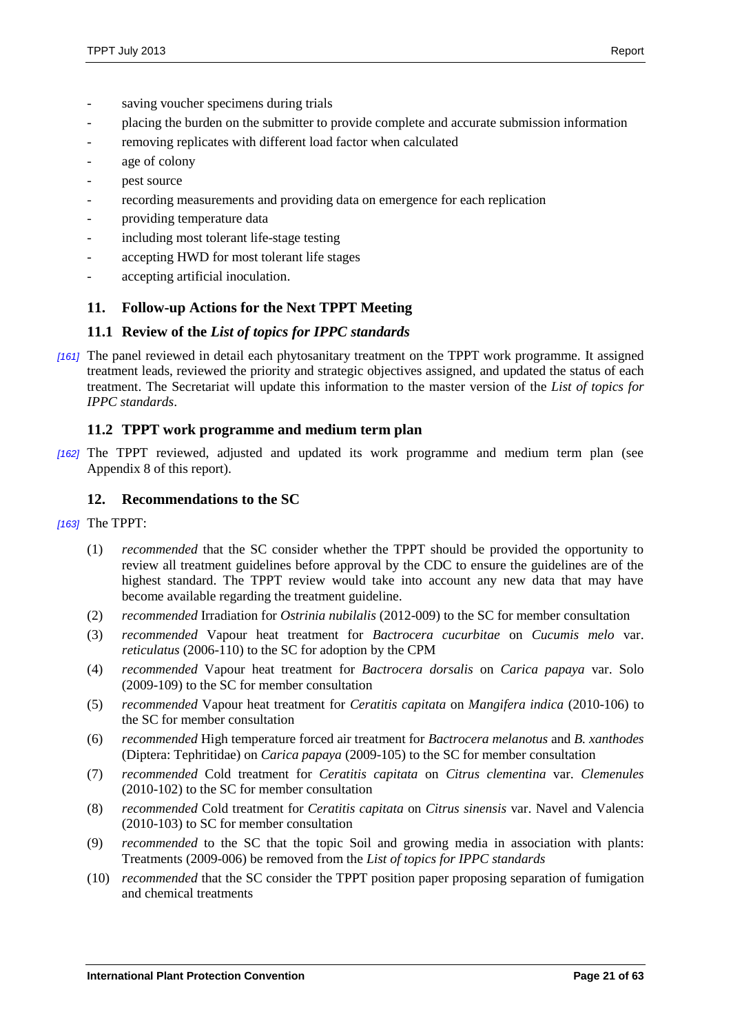- saving voucher specimens during trials
- placing the burden on the submitter to provide complete and accurate submission information
- removing replicates with different load factor when calculated
- age of colony
- pest source
- recording measurements and providing data on emergence for each replication
- providing temperature data
- including most tolerant life-stage testing
- accepting HWD for most tolerant life stages
- accepting artificial inoculation.

## 11. Follow-up Actions for the Next TPPT Meeting

### 11.1 Review of the *List of topics for IPPC standards*

*[161]* The panel reviewed in detail each phytosanitary treatment on the TPPT work programme. It assigned treatment leads, reviewed the priority and strategic objectives assigned, and updated the status of each treatment. The Secretariat will update this information to the master version of the *List of topics for IPPC standards*.

### 11.2 TPPT work programme and medium term plan

*[162]* The TPPT reviewed, adjusted and updated its work programme and medium term plan (see Appendix 8 of this report).

## 12. Recommendations to the SC

*[163]* The TPPT:

(1) *recommended* that the SC consider whether the TPPT should be provided the opportunity to review all treatment guidelines before approval by the CDC to ensure the guidelines are of the highest standard. The TPPT review would take into account any new data that may have become available regarding the treatment guideline.

(2) *recommended* Irradiation for *Ostrinia nubilalis* (2012-009) to the SC for member consultation

(3) *recommended* Vapour heat treatment for *Bactrocera cucurbitae* on *Cucumis melo* var. *reticulatus* (2006-110) to the SC for adoption by the CPM

(4) *recommended* Vapour heat treatment for *Bactrocera dorsalis* on *Carica papaya* var. Solo (2009-109) to the SC for member consultation

(5) *recommended* Vapour heat treatment for *Ceratitis capitata* on *Mangifera indica* (2010-106) to the SC for member consultation

(6) *recommended* High temperature forced air treatment for *Bactrocera melanotus* and *B. xanthodes* (Diptera: Tephritidae) on *Carica papaya* (2009-105) to the SC for member consultation

(7) *recommended* Cold treatment for *Ceratitis capitata* on *Citrus clementina* var. *Clemenules* (2010-102) to the SC for member consultation

(8) *recommended* Cold treatment for *Ceratitis capitata* on *Citrus sinensis* var. Navel and Valencia (2010-103) to SC for member consultation

(9) *recommended* to the SC that the topic Soil and growing media in association with plants: Treatments (2009-006) be removed from the *List of topics for IPPC standards*

(10) *recommended* that the SC consider the TPPT position paper proposing separation of fumigation and chemical treatments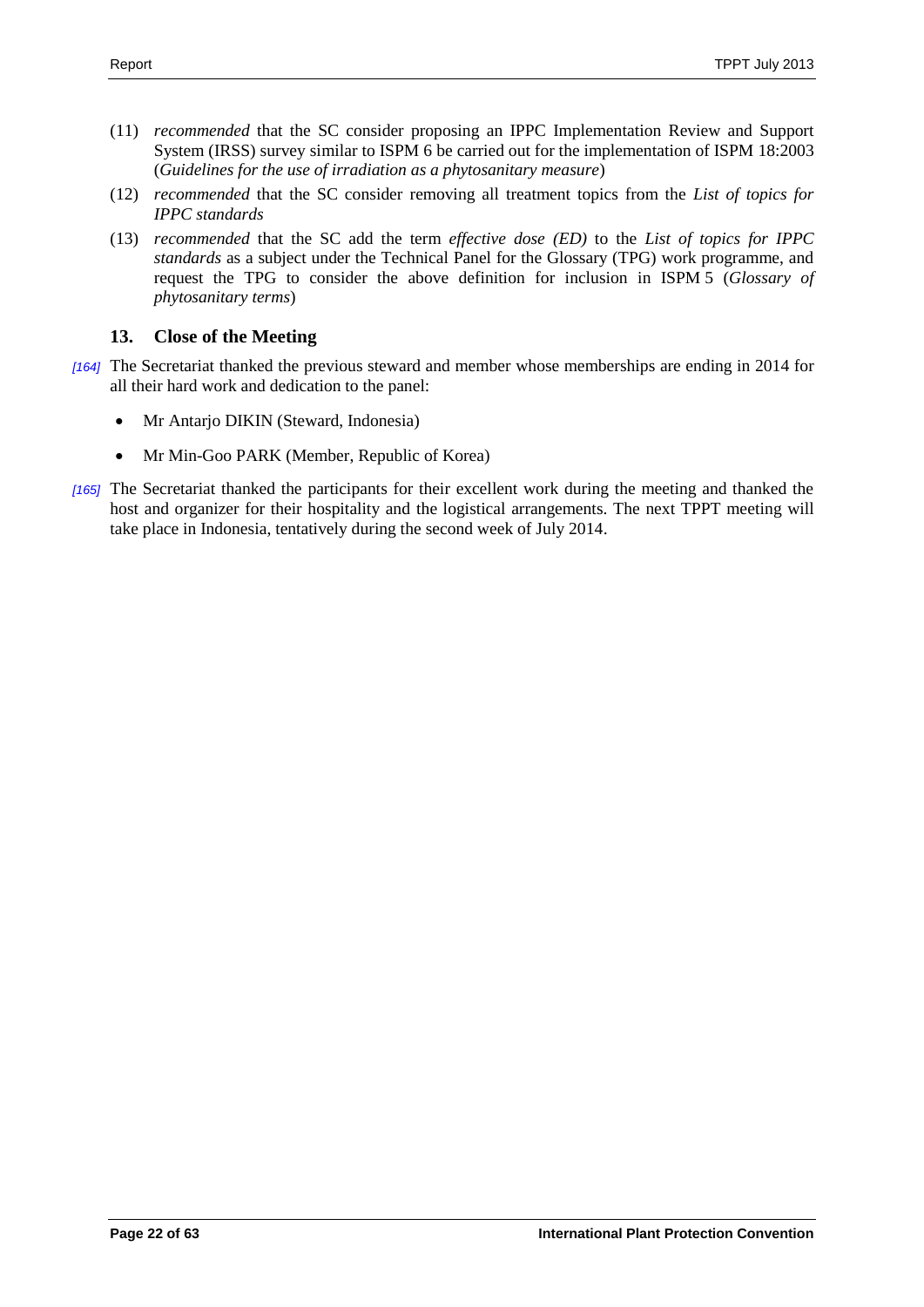(11) *recommended* that the SC consider proposing an IPPC Implementation Review and Support System (IRSS) survey similar to ISPM 6 be carried out for the implementation of ISPM 18:2003 (*Guidelines for the use of irradiation as a phytosanitary measure*)

(12) *recommended* that the SC consider removing all treatment topics from the *List of topics for IPPC standards*

(13) *recommended* that the SC add the term *effective dose (ED)* to the *List of topics for IPPC standards* as a subject under the Technical Panel for the Glossary (TPG) work programme, and request the TPG to consider the above definition for inclusion in ISPM 5 (*Glossary of phytosanitary terms*)

## 13. Close of the Meeting

[164] The Secretariat thanked the previous steward and member whose memberships are ending in 2014 for all their hard work and dedication to the panel:

- Mr Antarjo DIKIN (Steward, Indonesia)
- Mr Min-Goo PARK (Member, Republic of Korea)

[165] The Secretariat thanked the participants for their excellent work during the meeting and thanked the host and organizer for their hospitality and the logistical arrangements. The next TPPT meeting will take place in Indonesia, tentatively during the second week of July 2014.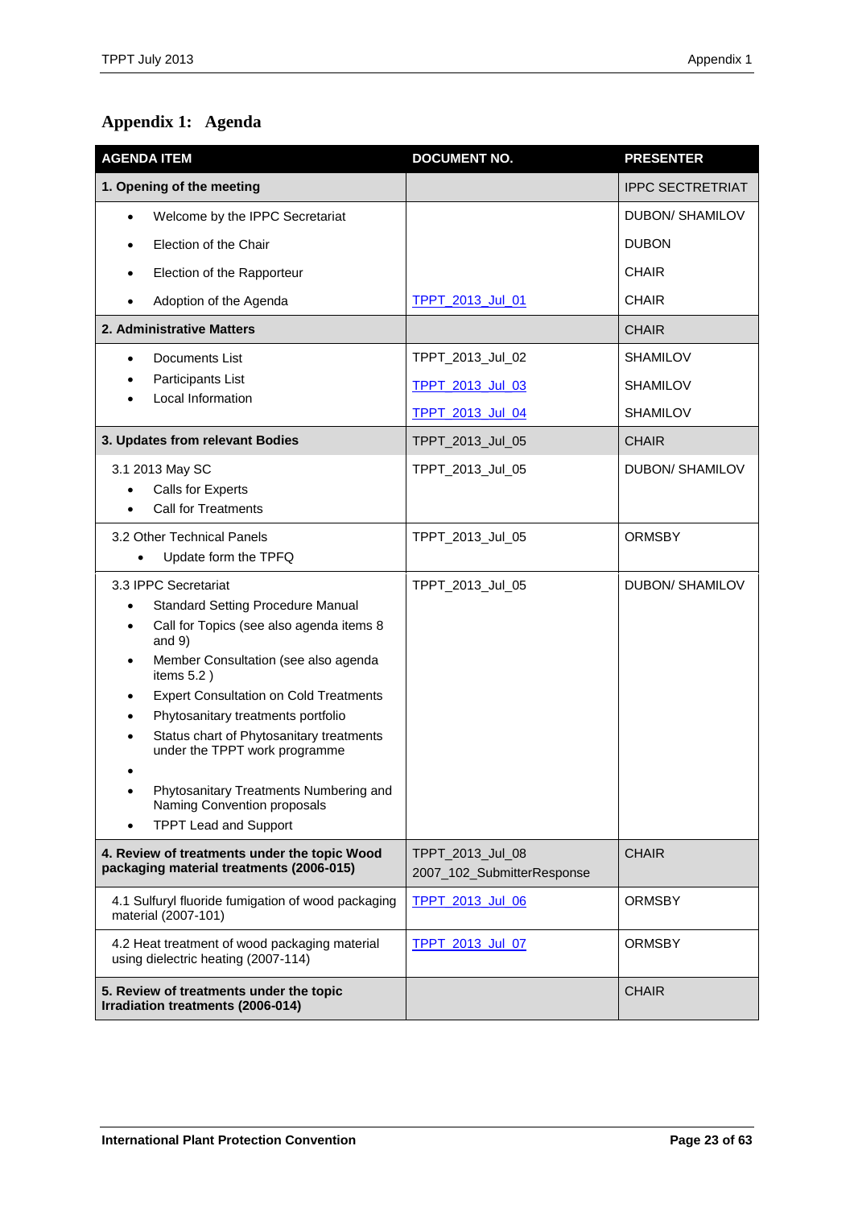# Appendix 1: Agenda

| AGENDA ITEM | DOCUMENT NO. | PRESENTER |
|---|---|---|
| **1. Opening of the meeting** | | IPPC SECTRETRIAT |
| • Welcome by the IPPC Secretariat | | DUBON/ SHAMILOV |
| • Election of the Chair | | DUBON |
| • Election of the Rapporteur | | CHAIR |
| • Adoption of the Agenda | TPPT_2013_Jul_01 | CHAIR |
| **2. Administrative Matters** | | CHAIR |
| • Documents List | TPPT_2013_Jul_02 | SHAMILOV |
| • Participants List | TPPT_2013_Jul_03 | SHAMILOV |
| • Local Information | TPPT_2013_Jul_04 | SHAMILOV |
| **3. Updates from relevant Bodies** | TPPT_2013_Jul_05 | CHAIR |
| 3.1 2013 May SC<br>• Calls for Experts<br>• Call for Treatments | TPPT_2013_Jul_05 | DUBON/ SHAMILOV |
| 3.2 Other Technical Panels<br>• Update form the TPFQ | TPPT_2013_Jul_05 | ORMSBY |
| 3.3 IPPC Secretariat<br>• Standard Setting Procedure Manual<br>• Call for Topics (see also agenda items 8 and 9)<br>• Member Consultation (see also agenda items 5.2 )<br>• Expert Consultation on Cold Treatments<br>• Phytosanitary treatments portfolio<br>• Status chart of Phytosanitary treatments under the TPPT work programme<br>•<br>• Phytosanitary Treatments Numbering and Naming Convention proposals<br>• TPPT Lead and Support | TPPT_2013_Jul_05 | DUBON/ SHAMILOV |
| **4. Review of treatments under the topic Wood packaging material treatments (2006-015)** | TPPT_2013_Jul_08<br>2007_102_SubmitterResponse | CHAIR |
| 4.1 Sulfuryl fluoride fumigation of wood packaging material (2007-101) | TPPT_2013_Jul_06 | ORMSBY |
| 4.2 Heat treatment of wood packaging material using dielectric heating (2007-114) | TPPT_2013_Jul_07 | ORMSBY |
| **5. Review of treatments under the topic Irradiation treatments (2006-014)** | | CHAIR |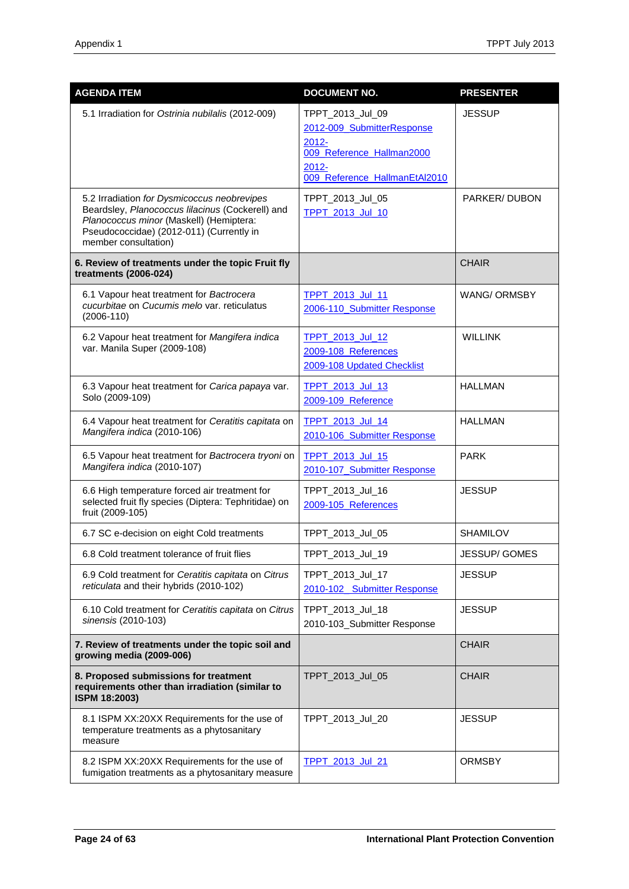| AGENDA ITEM | DOCUMENT NO. | PRESENTER |
|---|---|---|
| 5.1 Irradiation for *Ostrinia nubilalis* (2012-009) | TPPT_2013_Jul_09<br>2012-009_SubmitterResponse<br>2012-009_Reference_Hallman2000<br>2012-009_Reference_HallmanEtAl2010 | JESSUP |
| 5.2 Irradiation *for Dysmicoccus neobrevipes* Beardsley, *Planococcus lilacinus* (Cockerell) and *Planococcus minor* (Maskell) (Hemiptera: Pseudococcidae) (2012-011) (Currently in member consultation) | TPPT_2013_Jul_05<br>TPPT_2013_Jul_10 | PARKER/ DUBON |
| **6. Review of treatments under the topic Fruit fly treatments (2006-024)** | | CHAIR |
| 6.1 Vapour heat treatment for *Bactrocera cucurbitae* on *Cucumis melo* var. reticulatus (2006-110) | TPPT_2013_Jul_11<br>2006-110_Submitter Response | WANG/ ORMSBY |
| 6.2 Vapour heat treatment for *Mangifera indica* var. Manila Super (2009-108) | TPPT_2013_Jul_12<br>2009-108_References<br>2009-108 Updated Checklist | WILLINK |
| 6.3 Vapour heat treatment for *Carica papaya* var. Solo (2009-109) | TPPT_2013_Jul_13<br>2009-109_Reference | HALLMAN |
| 6.4 Vapour heat treatment for *Ceratitis capitata* on *Mangifera indica* (2010-106) | TPPT_2013_Jul_14<br>2010-106_Submitter Response | HALLMAN |
| 6.5 Vapour heat treatment for *Bactrocera tryoni* on *Mangifera indica* (2010-107) | TPPT_2013_Jul_15<br>2010-107_Submitter Response | PARK |
| 6.6 High temperature forced air treatment for selected fruit fly species (Diptera: Tephritidae) on fruit (2009-105) | TPPT_2013_Jul_16<br>2009-105_References | JESSUP |
| 6.7 SC e-decision on eight Cold treatments | TPPT_2013_Jul_05 | SHAMILOV |
| 6.8 Cold treatment tolerance of fruit flies | TPPT_2013_Jul_19 | JESSUP/ GOMES |
| 6.9 Cold treatment for *Ceratitis capitata* on *Citrus reticulata* and their hybrids (2010-102) | TPPT_2013_Jul_17<br>2010-102_ Submitter Response | JESSUP |
| 6.10 Cold treatment for *Ceratitis capitata* on *Citrus sinensis* (2010-103) | TPPT_2013_Jul_18<br>2010-103_Submitter Response | JESSUP |
| **7. Review of treatments under the topic soil and growing media (2009-006)** | | CHAIR |
| **8. Proposed submissions for treatment requirements other than irradiation (similar to ISPM 18:2003)** | TPPT_2013_Jul_05 | CHAIR |
| 8.1 ISPM XX:20XX Requirements for the use of temperature treatments as a phytosanitary measure | TPPT_2013_Jul_20 | JESSUP |
| 8.2 ISPM XX:20XX Requirements for the use of fumigation treatments as a phytosanitary measure | TPPT_2013_Jul_21 | ORMSBY |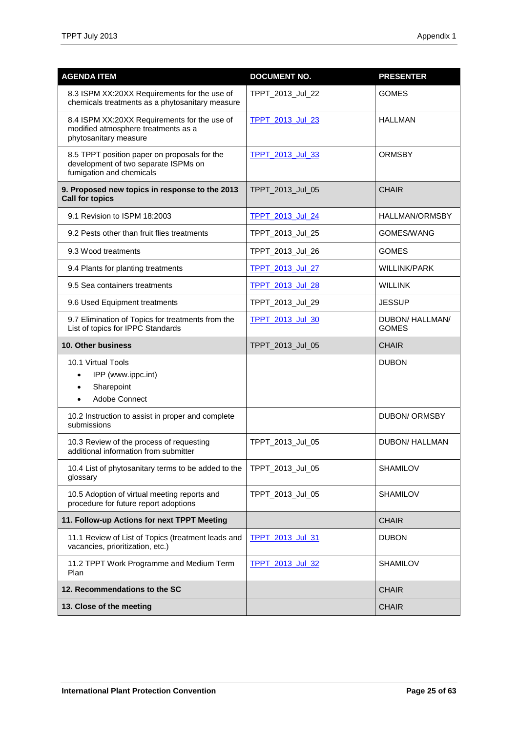| AGENDA ITEM | DOCUMENT NO. | PRESENTER |
|---|---|---|
| 8.3 ISPM XX:20XX Requirements for the use of chemicals treatments as a phytosanitary measure | TPPT_2013_Jul_22 | GOMES |
| 8.4 ISPM XX:20XX Requirements for the use of modified atmosphere treatments as a phytosanitary measure | TPPT_2013_Jul_23 | HALLMAN |
| 8.5 TPPT position paper on proposals for the development of two separate ISPMs on fumigation and chemicals | TPPT_2013_Jul_33 | ORMSBY |
| **9. Proposed new topics in response to the 2013 Call for topics** | TPPT_2013_Jul_05 | CHAIR |
| 9.1 Revision to ISPM 18:2003 | TPPT_2013_Jul_24 | HALLMAN/ORMSBY |
| 9.2 Pests other than fruit flies treatments | TPPT_2013_Jul_25 | GOMES/WANG |
| 9.3 Wood treatments | TPPT_2013_Jul_26 | GOMES |
| 9.4 Plants for planting treatments | TPPT_2013_Jul_27 | WILLINK/PARK |
| 9.5 Sea containers treatments | TPPT_2013_Jul_28 | WILLINK |
| 9.6 Used Equipment treatments | TPPT_2013_Jul_29 | JESSUP |
| 9.7 Elimination of Topics for treatments from the List of topics for IPPC Standards | TPPT_2013_Jul_30 | DUBON/ HALLMAN/ GOMES |
| **10. Other business** | TPPT_2013_Jul_05 | CHAIR |
| 10.1 Virtual Tools<br>• IPP (www.ippc.int)<br>• Sharepoint<br>• Adobe Connect | | DUBON |
| 10.2 Instruction to assist in proper and complete submissions | | DUBON/ ORMSBY |
| 10.3 Review of the process of requesting additional information from submitter | TPPT_2013_Jul_05 | DUBON/ HALLMAN |
| 10.4 List of phytosanitary terms to be added to the glossary | TPPT_2013_Jul_05 | SHAMILOV |
| 10.5 Adoption of virtual meeting reports and procedure for future report adoptions | TPPT_2013_Jul_05 | SHAMILOV |
| **11. Follow-up Actions for next TPPT Meeting** | | CHAIR |
| 11.1 Review of List of Topics (treatment leads and vacancies, prioritization, etc.) | TPPT_2013_Jul_31 | DUBON |
| 11.2 TPPT Work Programme and Medium Term Plan | TPPT_2013_Jul_32 | SHAMILOV |
| **12. Recommendations to the SC** | | CHAIR |
| **13. Close of the meeting** | | CHAIR |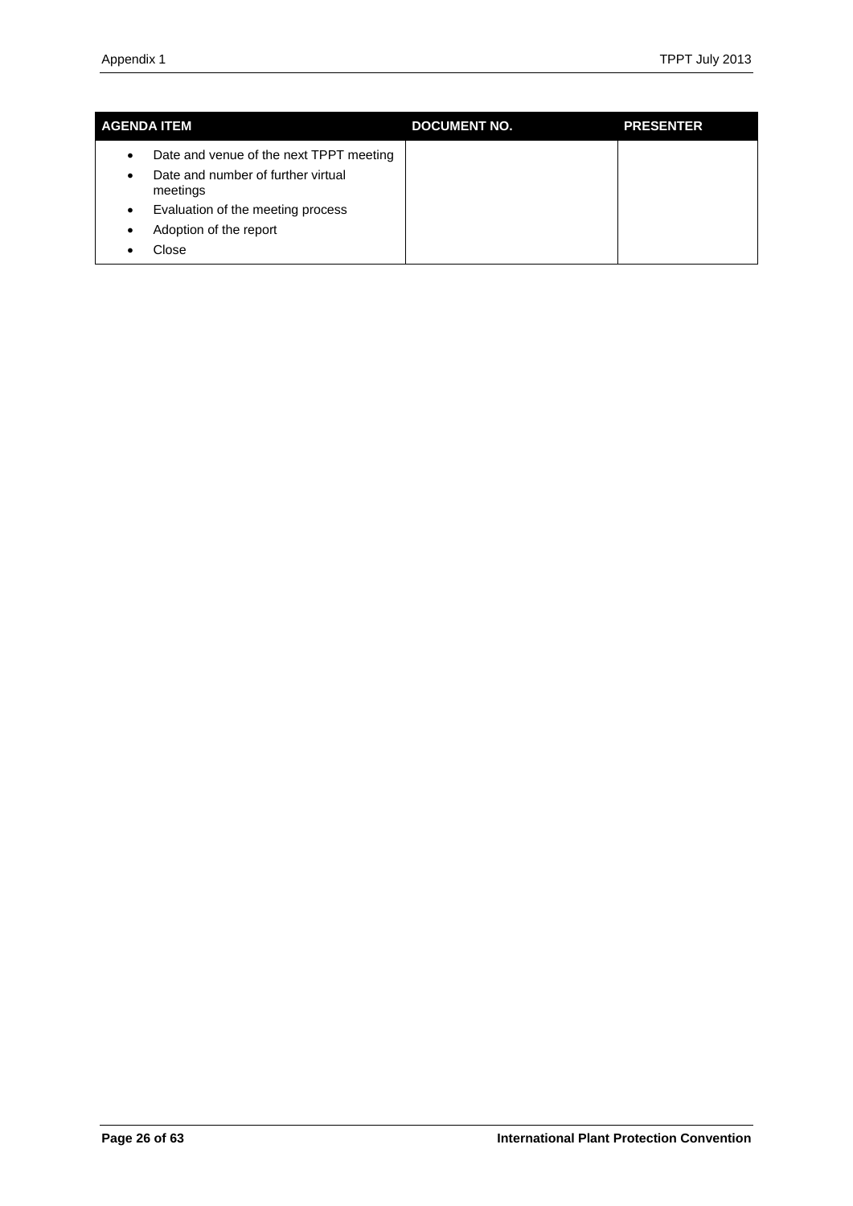| AGENDA ITEM | DOCUMENT NO. | PRESENTER |
| --- | --- | --- |
| • Date and venue of the next TPPT meeting<br>• Date and number of further virtual meetings<br>• Evaluation of the meeting process<br>• Adoption of the report<br>• Close | | |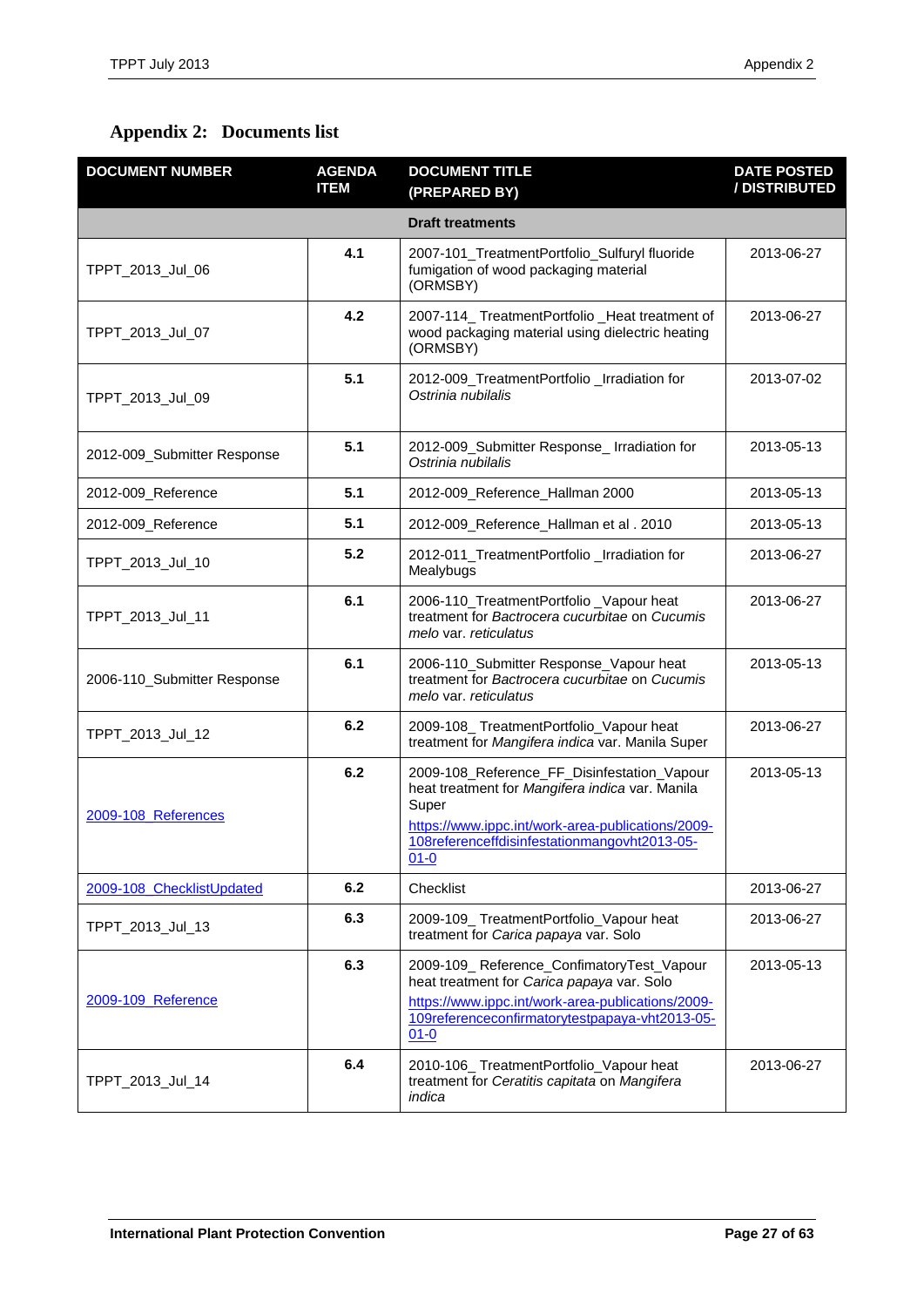## Appendix 2: Documents list

| DOCUMENT NUMBER | AGENDA ITEM | DOCUMENT TITLE (PREPARED BY) | DATE POSTED / DISTRIBUTED |
|---|---|---|---|
| | | **Draft treatments** | |
| TPPT_2013_Jul_06 | 4.1 | 2007-101_TreatmentPortfolio_Sulfuryl fluoride fumigation of wood packaging material (ORMSBY) | 2013-06-27 |
| TPPT_2013_Jul_07 | 4.2 | 2007-114_ TreatmentPortfolio _Heat treatment of wood packaging material using dielectric heating (ORMSBY) | 2013-06-27 |
| TPPT_2013_Jul_09 | 5.1 | 2012-009_TreatmentPortfolio _Irradiation for *Ostrinia nubilalis* | 2013-07-02 |
| 2012-009_Submitter Response | 5.1 | 2012-009_Submitter Response_ Irradiation for *Ostrinia nubilalis* | 2013-05-13 |
| 2012-009_Reference | 5.1 | 2012-009_Reference_Hallman 2000 | 2013-05-13 |
| 2012-009_Reference | 5.1 | 2012-009_Reference_Hallman et al . 2010 | 2013-05-13 |
| TPPT_2013_Jul_10 | 5.2 | 2012-011_TreatmentPortfolio _Irradiation for Mealybugs | 2013-06-27 |
| TPPT_2013_Jul_11 | 6.1 | 2006-110_TreatmentPortfolio _Vapour heat treatment for *Bactrocera cucurbitae* on *Cucumis melo* var. *reticulatus* | 2013-06-27 |
| 2006-110_Submitter Response | 6.1 | 2006-110_Submitter Response_Vapour heat treatment for *Bactrocera cucurbitae* on *Cucumis melo* var. *reticulatus* | 2013-05-13 |
| TPPT_2013_Jul_12 | 6.2 | 2009-108_ TreatmentPortfolio_Vapour heat treatment for *Mangifera indica* var. Manila Super | 2013-06-27 |
| [2009-108_References](https://www.ippc.int/work-area-publications/2009-108referenceffdisinfestationmangovht2013-05-01-0) | 6.2 | 2009-108_Reference_FF_Disinfestation_Vapour heat treatment for *Mangifera indica* var. Manila Super https://www.ippc.int/work-area-publications/2009-108referenceffdisinfestationmangovht2013-05-01-0 | 2013-05-13 |
| 2009-108_ChecklistUpdated | 6.2 | Checklist | 2013-06-27 |
| TPPT_2013_Jul_13 | 6.3 | 2009-109_ TreatmentPortfolio_Vapour heat treatment for *Carica papaya* var. Solo | 2013-06-27 |
| [2009-109_Reference](https://www.ippc.int/work-area-publications/2009-109referenceconfirmatorytestpapaya-vht2013-05-01-0) | 6.3 | 2009-109_ Reference_ConfimatoryTest_Vapour heat treatment for *Carica papaya* var. Solo https://www.ippc.int/work-area-publications/2009-109referenceconfirmatorytestpapaya-vht2013-05-01-0 | 2013-05-13 |
| TPPT_2013_Jul_14 | 6.4 | 2010-106_ TreatmentPortfolio_Vapour heat treatment for *Ceratitis capitata* on *Mangifera indica* | 2013-06-27 |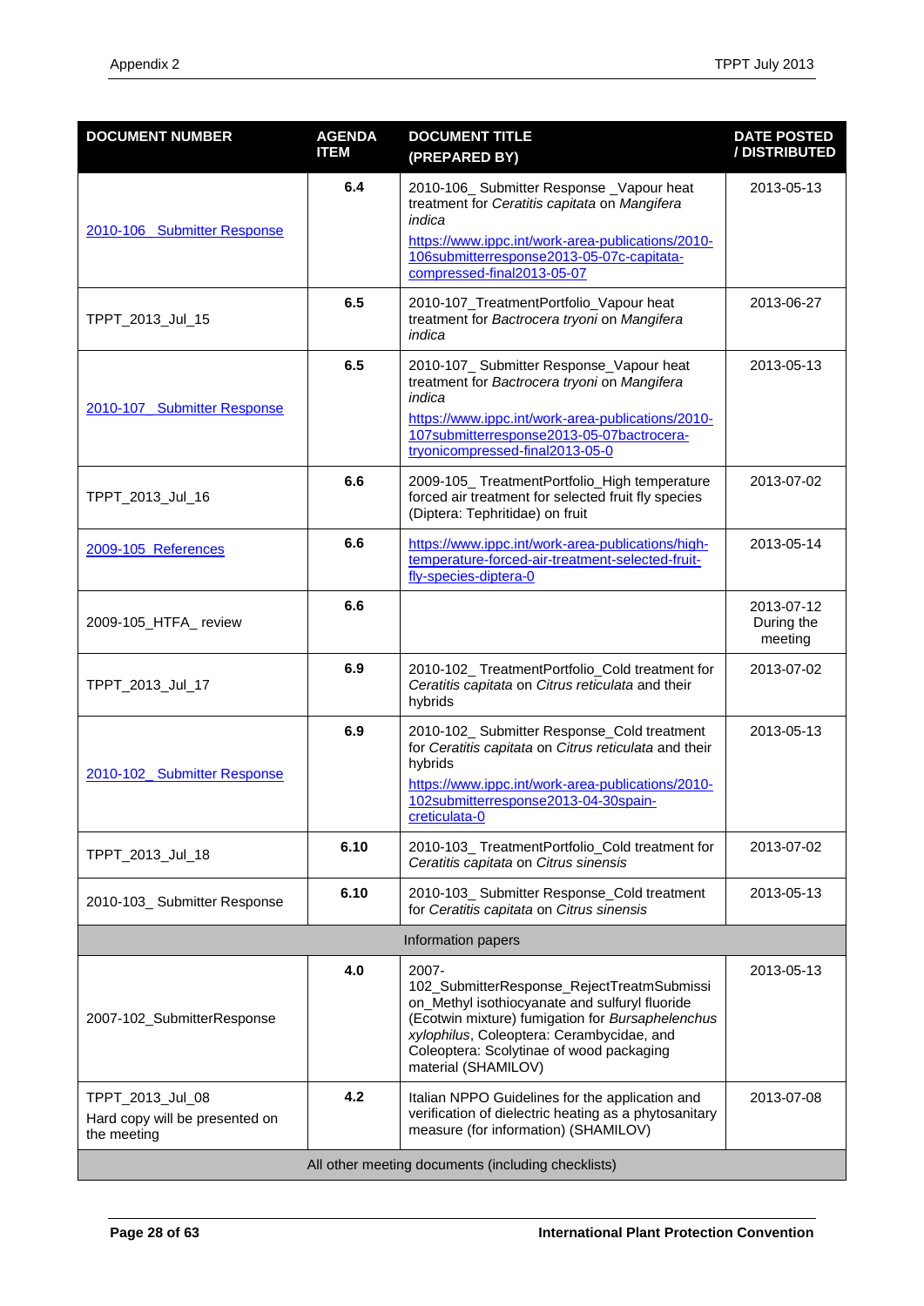| DOCUMENT NUMBER | AGENDA ITEM | DOCUMENT TITLE (PREPARED BY) | DATE POSTED / DISTRIBUTED |
|---|---|---|---|
| 2010-106_ Submitter Response | 6.4 | 2010-106_ Submitter Response _Vapour heat treatment for *Ceratitis capitata* on *Mangifera indica* https://www.ippc.int/work-area-publications/2010-106submitterresponse2013-05-07c-capitata-compressed-final2013-05-07 | 2013-05-13 |
| TPPT_2013_Jul_15 | 6.5 | 2010-107_TreatmentPortfolio_Vapour heat treatment for *Bactrocera tryoni* on *Mangifera indica* | 2013-06-27 |
| 2010-107_ Submitter Response | 6.5 | 2010-107_ Submitter Response_Vapour heat treatment for *Bactrocera tryoni* on *Mangifera indica* https://www.ippc.int/work-area-publications/2010-107submitterresponse2013-05-07bactrocera-tryonicompressed-final2013-05-0 | 2013-05-13 |
| TPPT_2013_Jul_16 | 6.6 | 2009-105_ TreatmentPortfolio_High temperature forced air treatment for selected fruit fly species (Diptera: Tephritidae) on fruit | 2013-07-02 |
| 2009-105_References | 6.6 | https://www.ippc.int/work-area-publications/high-temperature-forced-air-treatment-selected-fruit-fly-species-diptera-0 | 2013-05-14 |
| 2009-105_HTFA_ review | 6.6 | | 2013-07-12 During the meeting |
| TPPT_2013_Jul_17 | 6.9 | 2010-102_ TreatmentPortfolio_Cold treatment for *Ceratitis capitata* on *Citrus reticulata* and their hybrids | 2013-07-02 |
| 2010-102_ Submitter Response | 6.9 | 2010-102_ Submitter Response_Cold treatment for *Ceratitis capitata* on *Citrus reticulata* and their hybrids https://www.ippc.int/work-area-publications/2010-102submitterresponse2013-04-30spain-creticulata-0 | 2013-05-13 |
| TPPT_2013_Jul_18 | 6.10 | 2010-103_ TreatmentPortfolio_Cold treatment for *Ceratitis capitata* on *Citrus sinensis* | 2013-07-02 |
| 2010-103_ Submitter Response | 6.10 | 2010-103_ Submitter Response_Cold treatment for *Ceratitis capitata* on *Citrus sinensis* | 2013-05-13 |
| Information papers | | | |
| 2007-102_SubmitterResponse | 4.0 | 2007-102_SubmitterResponse_RejectTreatmSubmission_Methyl isothiocyanate and sulfuryl fluoride (Ecotwin mixture) fumigation for *Bursaphelenchus xylophilus*, Coleoptera: Cerambycidae, and Coleoptera: Scolytinae of wood packaging material (SHAMILOV) | 2013-05-13 |
| TPPT_2013_Jul_08 Hard copy will be presented on the meeting | 4.2 | Italian NPPO Guidelines for the application and verification of dielectric heating as a phytosanitary measure (for information) (SHAMILOV) | 2013-07-08 |
| All other meeting documents (including checklists) | | | |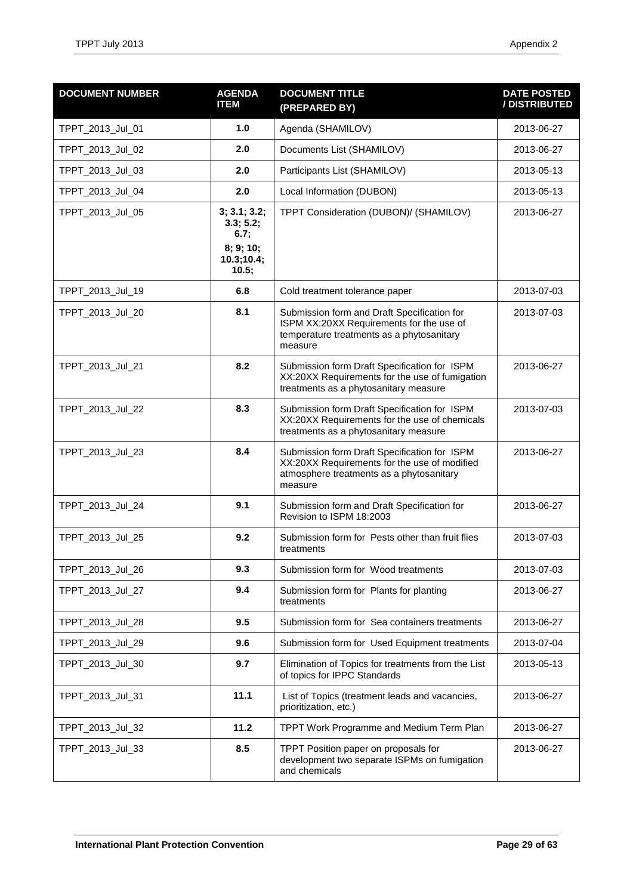| DOCUMENT NUMBER | AGENDA ITEM | DOCUMENT TITLE (PREPARED BY) | DATE POSTED / DISTRIBUTED |
|---|---|---|---|
| TPPT_2013_Jul_01 | 1.0 | Agenda (SHAMILOV) | 2013-06-27 |
| TPPT_2013_Jul_02 | 2.0 | Documents List (SHAMILOV) | 2013-06-27 |
| TPPT_2013_Jul_03 | 2.0 | Participants List (SHAMILOV) | 2013-05-13 |
| TPPT_2013_Jul_04 | 2.0 | Local Information (DUBON) | 2013-05-13 |
| TPPT_2013_Jul_05 | 3; 3.1; 3.2; 3.3; 5.2; 6.7; 8; 9; 10; 10.3;10.4; 10.5; | TPPT Consideration (DUBON)/ (SHAMILOV) | 2013-06-27 |
| TPPT_2013_Jul_19 | 6.8 | Cold treatment tolerance paper | 2013-07-03 |
| TPPT_2013_Jul_20 | 8.1 | Submission form and Draft Specification for ISPM XX:20XX Requirements for the use of temperature treatments as a phytosanitary measure | 2013-07-03 |
| TPPT_2013_Jul_21 | 8.2 | Submission form Draft Specification for ISPM XX:20XX Requirements for the use of fumigation treatments as a phytosanitary measure | 2013-06-27 |
| TPPT_2013_Jul_22 | 8.3 | Submission form Draft Specification for ISPM XX:20XX Requirements for the use of chemicals treatments as a phytosanitary measure | 2013-07-03 |
| TPPT_2013_Jul_23 | 8.4 | Submission form Draft Specification for ISPM XX:20XX Requirements for the use of modified atmosphere treatments as a phytosanitary measure | 2013-06-27 |
| TPPT_2013_Jul_24 | 9.1 | Submission form and Draft Specification for Revision to ISPM 18:2003 | 2013-06-27 |
| TPPT_2013_Jul_25 | 9.2 | Submission form for Pests other than fruit flies treatments | 2013-07-03 |
| TPPT_2013_Jul_26 | 9.3 | Submission form for Wood treatments | 2013-07-03 |
| TPPT_2013_Jul_27 | 9.4 | Submission form for Plants for planting treatments | 2013-06-27 |
| TPPT_2013_Jul_28 | 9.5 | Submission form for Sea containers treatments | 2013-06-27 |
| TPPT_2013_Jul_29 | 9.6 | Submission form for Used Equipment treatments | 2013-07-04 |
| TPPT_2013_Jul_30 | 9.7 | Elimination of Topics for treatments from the List of topics for IPPC Standards | 2013-05-13 |
| TPPT_2013_Jul_31 | 11.1 | List of Topics (treatment leads and vacancies, prioritization, etc.) | 2013-06-27 |
| TPPT_2013_Jul_32 | 11.2 | TPPT Work Programme and Medium Term Plan | 2013-06-27 |
| TPPT_2013_Jul_33 | 8.5 | TPPT Position paper on proposals for development two separate ISPMs on fumigation and chemicals | 2013-06-27 |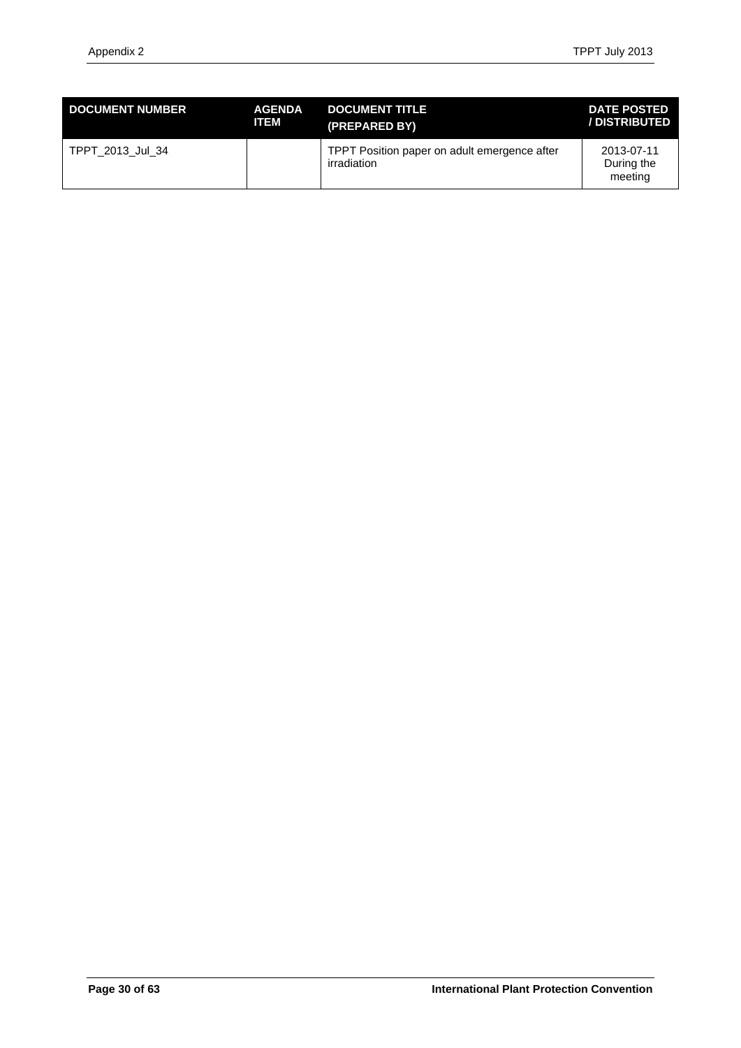| DOCUMENT NUMBER | AGENDA ITEM | DOCUMENT TITLE (PREPARED BY) | DATE POSTED / DISTRIBUTED |
| --- | --- | --- | --- |
| TPPT_2013_Jul_34 | | TPPT Position paper on adult emergence after irradiation | 2013-07-11 During the meeting |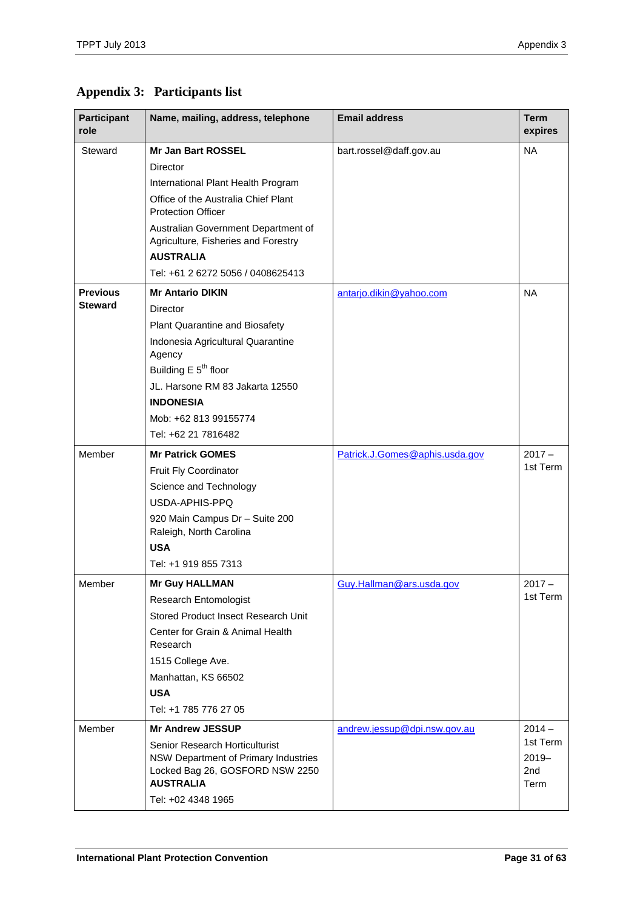# Appendix 3: Participants list

| Participant role | Name, mailing, address, telephone | Email address | Term expires |
|---|---|---|---|
| Steward | **Mr Jan Bart ROSSEL**<br>Director<br>International Plant Health Program<br>Office of the Australia Chief Plant Protection Officer<br>Australian Government Department of Agriculture, Fisheries and Forestry<br>**AUSTRALIA**<br>Tel: +61 2 6272 5056 / 0408625413 | bart.rossel@daff.gov.au | NA |
| **Previous Steward** | **Mr Antario DIKIN**<br>Director<br>Plant Quarantine and Biosafety<br>Indonesia Agricultural Quarantine Agency<br>Building E 5th floor<br>JL. Harsone RM 83 Jakarta 12550<br>**INDONESIA**<br>Mob: +62 813 99155774<br>Tel: +62 21 7816482 | antarjo.dikin@yahoo.com | NA |
| Member | **Mr Patrick GOMES**<br>Fruit Fly Coordinator<br>Science and Technology<br>USDA-APHIS-PPQ<br>920 Main Campus Dr – Suite 200 Raleigh, North Carolina<br>**USA**<br>Tel: +1 919 855 7313 | Patrick.J.Gomes@aphis.usda.gov | 2017 – 1st Term |
| Member | **Mr Guy HALLMAN**<br>Research Entomologist<br>Stored Product Insect Research Unit<br>Center for Grain & Animal Health Research<br>1515 College Ave.<br>Manhattan, KS 66502<br>**USA**<br>Tel: +1 785 776 27 05 | Guy.Hallman@ars.usda.gov | 2017 – 1st Term |
| Member | **Mr Andrew JESSUP**<br>Senior Research Horticulturist<br>NSW Department of Primary Industries<br>Locked Bag 26, GOSFORD NSW 2250<br>**AUSTRALIA**<br>Tel: +02 4348 1965 | andrew.jessup@dpi.nsw.gov.au | 2014 – 1st Term<br>2019– 2nd Term |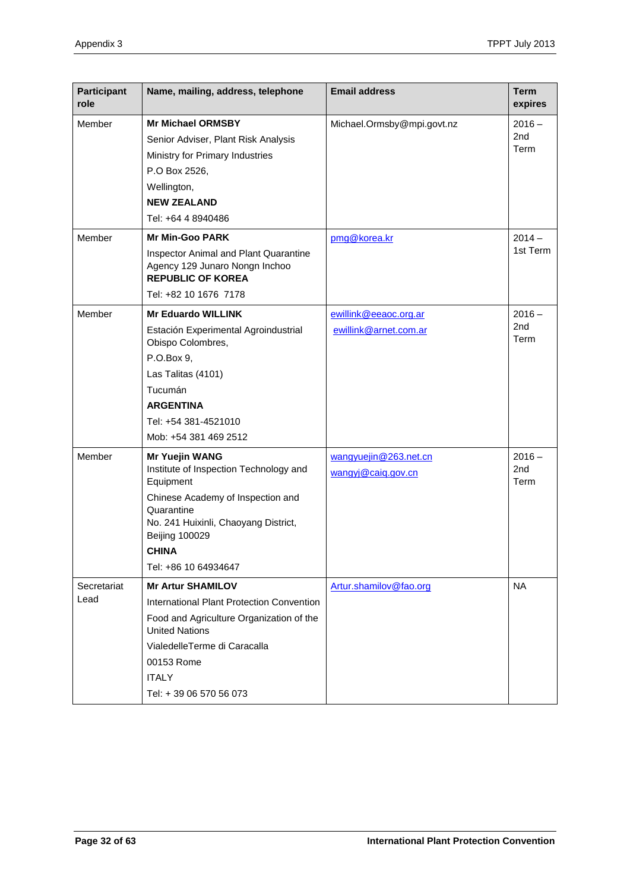| Participant role | Name, mailing, address, telephone | Email address | Term expires |
|---|---|---|---|
| Member | **Mr Michael ORMSBY**<br>Senior Adviser, Plant Risk Analysis<br>Ministry for Primary Industries<br>P.O Box 2526,<br>Wellington,<br>**NEW ZEALAND**<br>Tel: +64 4 8940486 | Michael.Ormsby@mpi.govt.nz | 2016 – 2nd Term |
| Member | **Mr Min-Goo PARK**<br>Inspector Animal and Plant Quarantine Agency 129 Junaro Nongn Inchoo<br>**REPUBLIC OF KOREA**<br>Tel: +82 10 1676 7178 | pmg@korea.kr | 2014 – 1st Term |
| Member | **Mr Eduardo WILLINK**<br>Estación Experimental Agroindustrial Obispo Colombres,<br>P.O.Box 9,<br>Las Talitas (4101)<br>Tucumán<br>**ARGENTINA**<br>Tel: +54 381-4521010<br>Mob: +54 381 469 2512 | ewillink@eeaoc.org.ar<br>ewillink@arnet.com.ar | 2016 – 2nd Term |
| Member | **Mr Yuejin WANG**<br>Institute of Inspection Technology and Equipment<br>Chinese Academy of Inspection and Quarantine<br>No. 241 Huixinli, Chaoyang District, Beijing 100029<br>**CHINA**<br>Tel: +86 10 64934647 | wangyuejin@263.net.cn<br>wangyj@caiq.gov.cn | 2016 – 2nd Term |
| Secretariat Lead | **Mr Artur SHAMILOV**<br>International Plant Protection Convention<br>Food and Agriculture Organization of the United Nations<br>VialedelleTerme di Caracalla<br>00153 Rome<br>ITALY<br>Tel: + 39 06 570 56 073 | Artur.shamilov@fao.org | NA |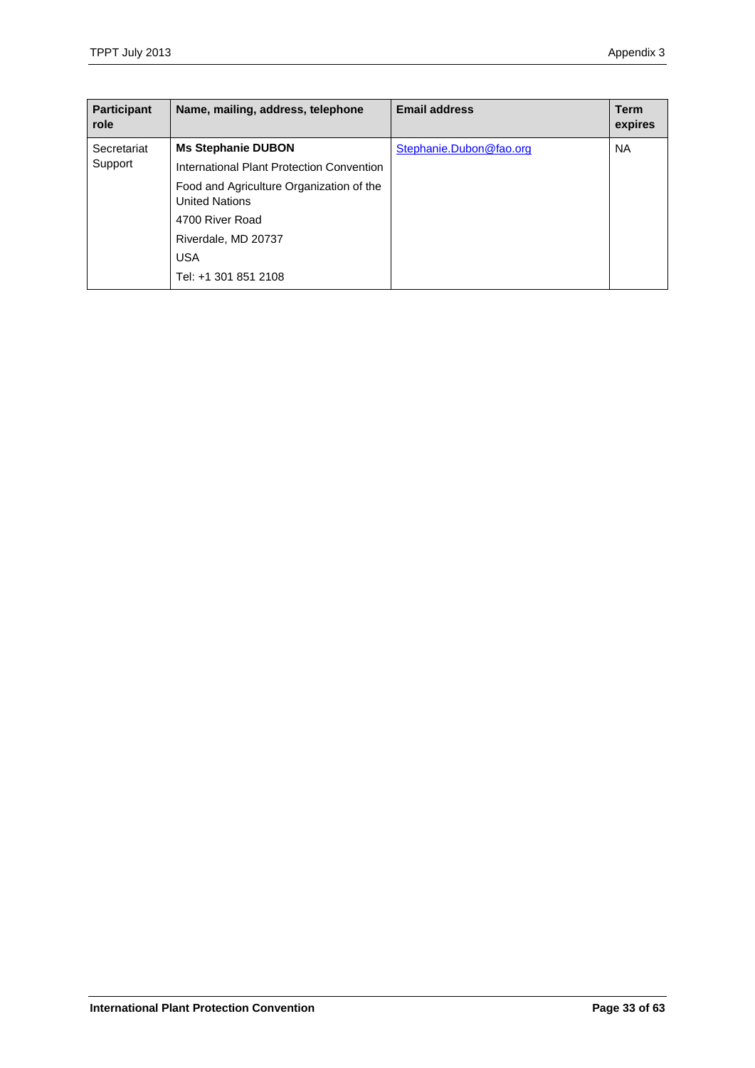| Participant role | Name, mailing, address, telephone | Email address | Term expires |
|---|---|---|---|
| Secretariat Support | **Ms Stephanie DUBON**<br>International Plant Protection Convention<br>Food and Agriculture Organization of the United Nations<br>4700 River Road<br>Riverdale, MD 20737<br>USA<br>Tel: +1 301 851 2108 | Stephanie.Dubon@fao.org | NA |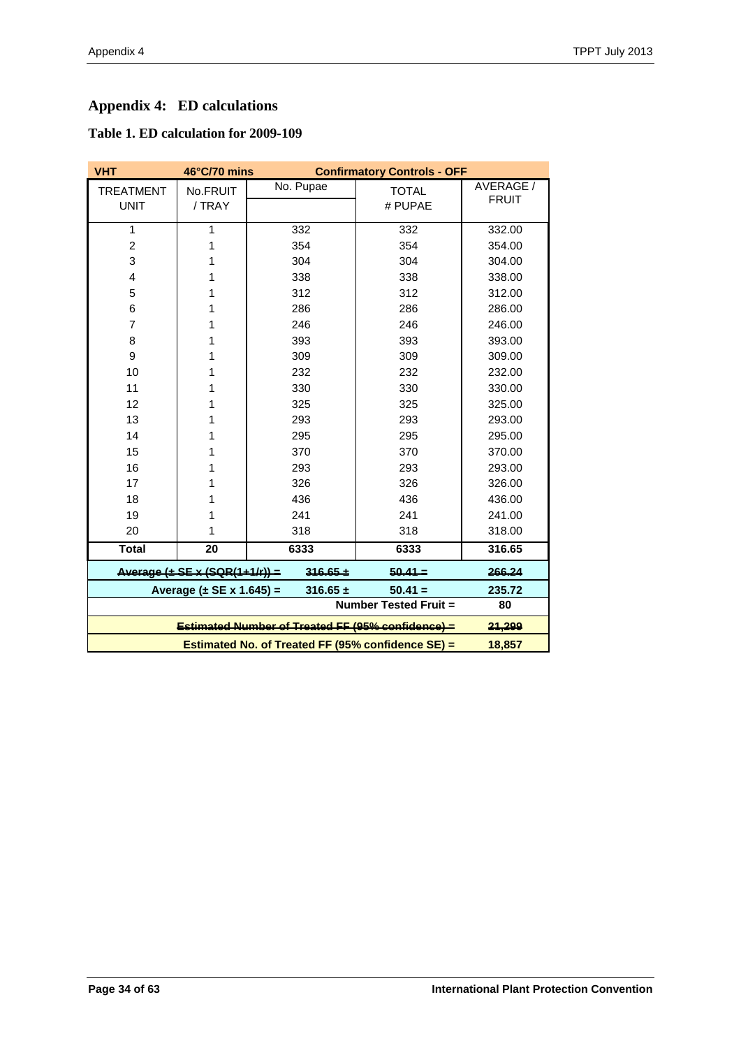## Appendix 4: ED calculations

### Table 1. ED calculation for 2009-109

| VHT | 46°C/70 mins | Confirmatory Controls - OFF | | |
|---|---|---|---|---|
| TREATMENT UNIT | No.FRUIT / TRAY | No. Pupae | TOTAL # PUPAE | AVERAGE / FRUIT |
| 1 | 1 | 332 | 332 | 332.00 |
| 2 | 1 | 354 | 354 | 354.00 |
| 3 | 1 | 304 | 304 | 304.00 |
| 4 | 1 | 338 | 338 | 338.00 |
| 5 | 1 | 312 | 312 | 312.00 |
| 6 | 1 | 286 | 286 | 286.00 |
| 7 | 1 | 246 | 246 | 246.00 |
| 8 | 1 | 393 | 393 | 393.00 |
| 9 | 1 | 309 | 309 | 309.00 |
| 10 | 1 | 232 | 232 | 232.00 |
| 11 | 1 | 330 | 330 | 330.00 |
| 12 | 1 | 325 | 325 | 325.00 |
| 13 | 1 | 293 | 293 | 293.00 |
| 14 | 1 | 295 | 295 | 295.00 |
| 15 | 1 | 370 | 370 | 370.00 |
| 16 | 1 | 293 | 293 | 293.00 |
| 17 | 1 | 326 | 326 | 326.00 |
| 18 | 1 | 436 | 436 | 436.00 |
| 19 | 1 | 241 | 241 | 241.00 |
| 20 | 1 | 318 | 318 | 318.00 |
| **Total** | **20** | **6333** | **6333** | **316.65** |
| ~~**Average (± SE x (SQR(1+1/r)) =**~~ | | ~~**316.65 ±**~~ | ~~**50.41 =**~~ | ~~**266.24**~~ |
| **Average (± SE x 1.645) =** | | **316.65 ±** | **50.41 =** | **235.72** |
| | | | **Number Tested Fruit =** | **80** |
| ~~**Estimated Number of Treated FF (95% confidence) =**~~ | | | | ~~**21,299**~~ |
| **Estimated No. of Treated FF (95% confidence SE) =** | | | | **18,857** |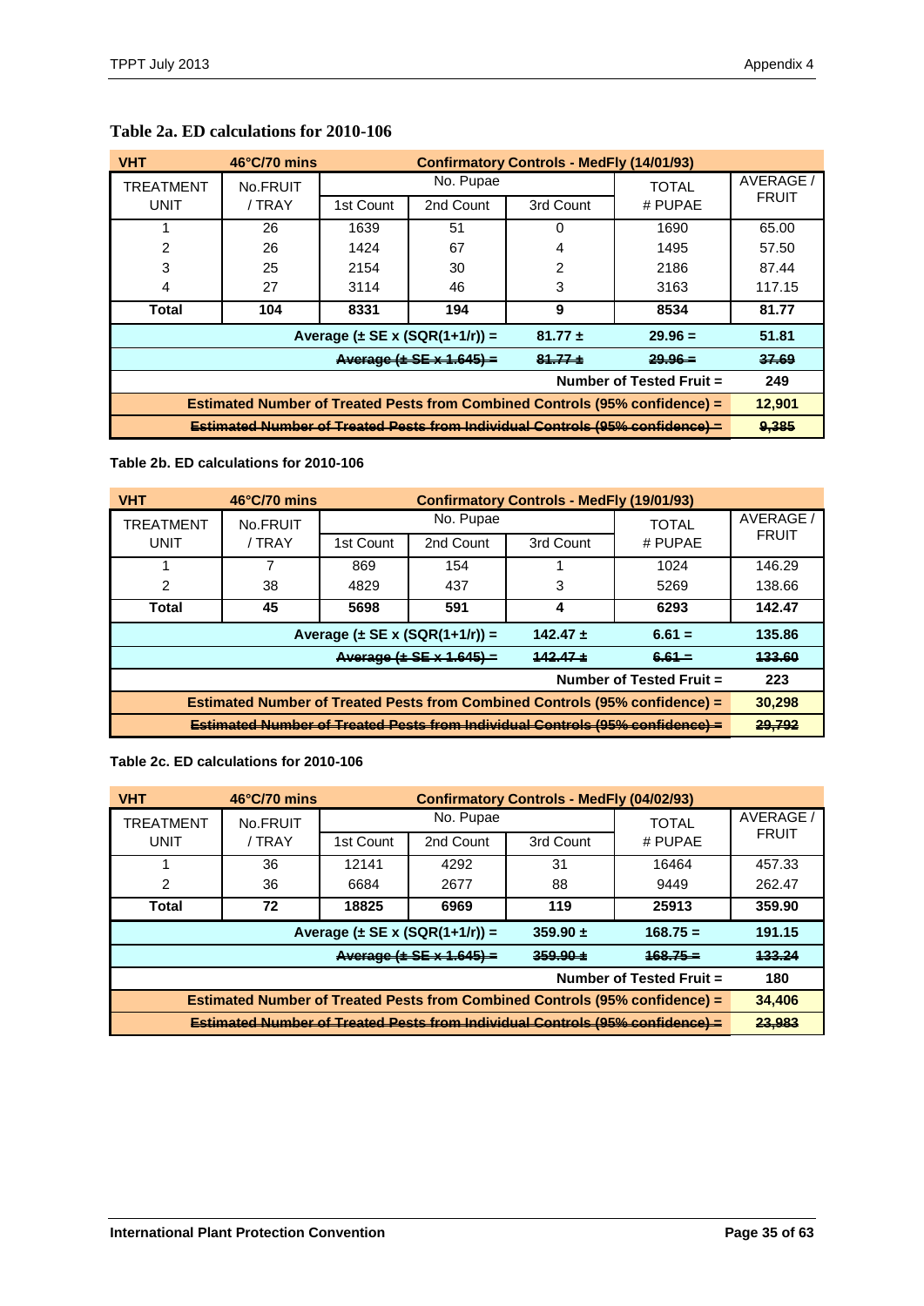### Table 2a. ED calculations for 2010-106

| VHT | 46°C/70 mins | Confirmatory Controls - MedFly (14/01/93) | | | | |
|---|---|---|---|---|---|---|
| TREATMENT UNIT | No.FRUIT / TRAY | No. Pupae | | | TOTAL # PUPAE | AVERAGE / FRUIT |
| | | 1st Count | 2nd Count | 3rd Count | | |
| 1 | 26 | 1639 | 51 | 0 | 1690 | 65.00 |
| 2 | 26 | 1424 | 67 | 4 | 1495 | 57.50 |
| 3 | 25 | 2154 | 30 | 2 | 2186 | 87.44 |
| 4 | 27 | 3114 | 46 | 3 | 3163 | 117.15 |
| **Total** | **104** | **8331** | **194** | **9** | **8534** | **81.77** |
| | | **Average (± SE x (SQR(1+1/r)) =** | | **81.77 ±** | **29.96 =** | **51.81** |
| | | ~~**Average (± SE x 1.645) =**~~ | | ~~**81.77 ±**~~ | ~~**29.96 =**~~ | ~~**37.69**~~ |
| | | | | | **Number of Tested Fruit =** | **249** |
| **Estimated Number of Treated Pests from Combined Controls (95% confidence) =** | | | | | | **12,901** |
| ~~**Estimated Number of Treated Pests from Individual Controls (95% confidence) =**~~ | | | | | | ~~**9,385**~~ |

**Table 2b. ED calculations for 2010-106**

| VHT | 46°C/70 mins | Confirmatory Controls - MedFly (19/01/93) | | | | |
|---|---|---|---|---|---|---|
| TREATMENT UNIT | No.FRUIT / TRAY | No. Pupae | | | TOTAL # PUPAE | AVERAGE / FRUIT |
| | | 1st Count | 2nd Count | 3rd Count | | |
| 1 | 7 | 869 | 154 | 1 | 1024 | 146.29 |
| 2 | 38 | 4829 | 437 | 3 | 5269 | 138.66 |
| **Total** | **45** | **5698** | **591** | **4** | **6293** | **142.47** |
| | | **Average (± SE x (SQR(1+1/r)) =** | | **142.47 ±** | **6.61 =** | **135.86** |
| | | ~~**Average (± SE x 1.645) =**~~ | | ~~**142.47 ±**~~ | ~~**6.61 =**~~ | ~~**133.60**~~ |
| | | | | | **Number of Tested Fruit =** | **223** |
| **Estimated Number of Treated Pests from Combined Controls (95% confidence) =** | | | | | | **30,298** |
| ~~**Estimated Number of Treated Pests from Individual Controls (95% confidence) =**~~ | | | | | | ~~**29,792**~~ |

**Table 2c. ED calculations for 2010-106**

| VHT | 46°C/70 mins | Confirmatory Controls - MedFly (04/02/93) | | | | |
|---|---|---|---|---|---|---|
| TREATMENT UNIT | No.FRUIT / TRAY | No. Pupae | | | TOTAL # PUPAE | AVERAGE / FRUIT |
| | | 1st Count | 2nd Count | 3rd Count | | |
| 1 | 36 | 12141 | 4292 | 31 | 16464 | 457.33 |
| 2 | 36 | 6684 | 2677 | 88 | 9449 | 262.47 |
| **Total** | **72** | **18825** | **6969** | **119** | **25913** | **359.90** |
| | | **Average (± SE x (SQR(1+1/r)) =** | | **359.90 ±** | **168.75 =** | **191.15** |
| | | ~~**Average (± SE x 1.645) =**~~ | | ~~**359.90 ±**~~ | ~~**168.75 =**~~ | ~~**133.24**~~ |
| | | | | | **Number of Tested Fruit =** | **180** |
| **Estimated Number of Treated Pests from Combined Controls (95% confidence) =** | | | | | | **34,406** |
| ~~**Estimated Number of Treated Pests from Individual Controls (95% confidence) =**~~ | | | | | | ~~**23,983**~~ |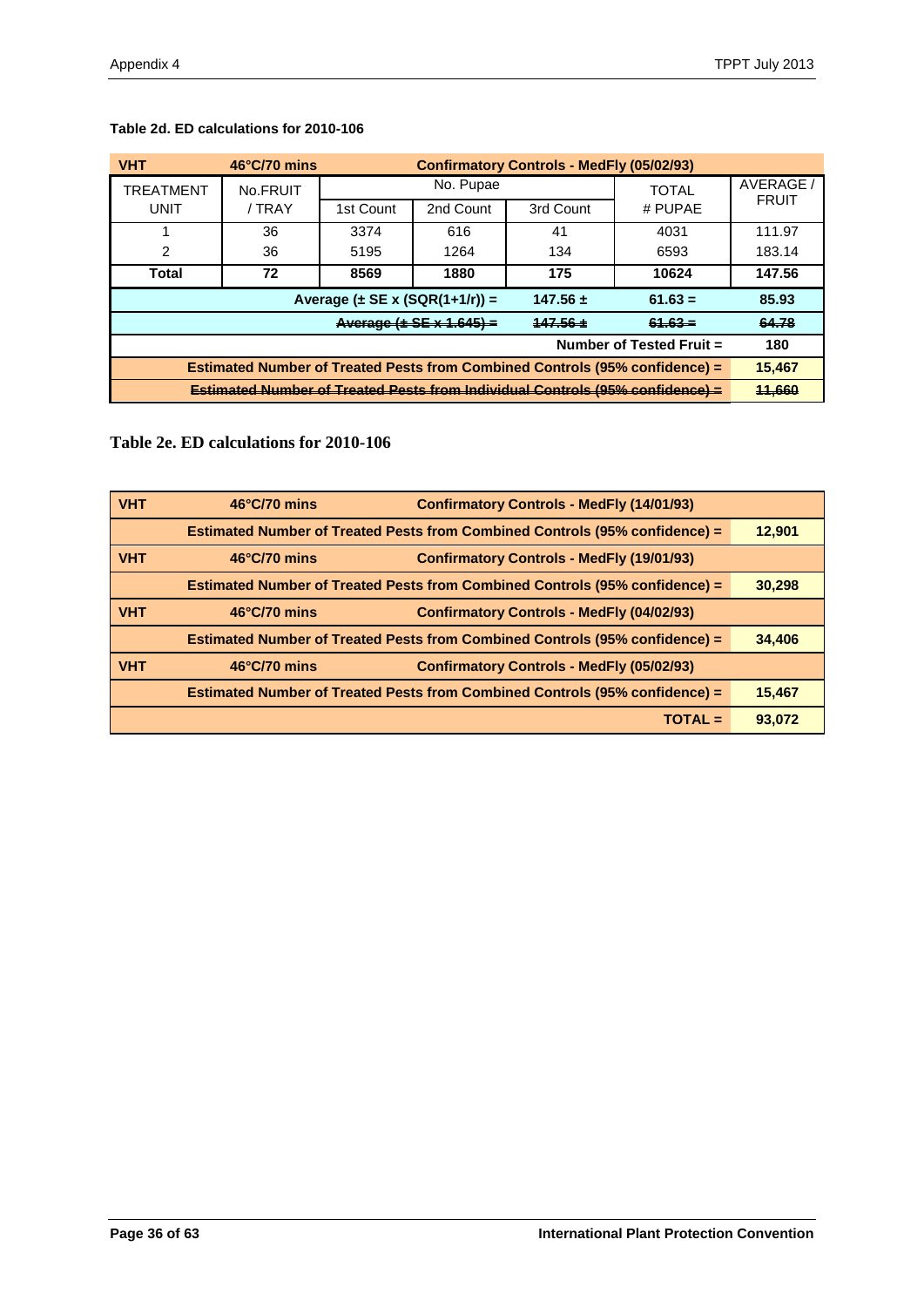**Table 2d. ED calculations for 2010-106**

| VHT | 46°C/70 mins | Confirmatory Controls - MedFly (05/02/93) | | | | |
|---|---|---|---|---|---|---|
| TREATMENT UNIT | No.FRUIT / TRAY | No. Pupae | | | TOTAL # PUPAE | AVERAGE / FRUIT |
| | | 1st Count | 2nd Count | 3rd Count | | |
| 1 | 36 | 3374 | 616 | 41 | 4031 | 111.97 |
| 2 | 36 | 5195 | 1264 | 134 | 6593 | 183.14 |
| **Total** | **72** | **8569** | **1880** | **175** | **10624** | **147.56** |
| | | | **Average (± SE x (SQR(1+1/r)) =** | **147.56 ±** | **61.63 =** | **85.93** |
| | | | ~~**Average (± SE x 1.645) =**~~ | ~~**147.56 ±**~~ | ~~**61.63 =**~~ | ~~**64.78**~~ |
| | | | | | **Number of Tested Fruit =** | **180** |
| **Estimated Number of Treated Pests from Combined Controls (95% confidence) =** | | | | | | **15,467** |
| ~~**Estimated Number of Treated Pests from Individual Controls (95% confidence) =**~~ | | | | | | ~~**11,660**~~ |

**Table 2e. ED calculations for 2010-106**

| VHT | 46°C/70 mins | Confirmatory Controls - MedFly (14/01/93) |
|---|---|---|
| **Estimated Number of Treated Pests from Combined Controls (95% confidence) =** | | **12,901** |
| **VHT** | **46°C/70 mins** | **Confirmatory Controls - MedFly (19/01/93)** |
| **Estimated Number of Treated Pests from Combined Controls (95% confidence) =** | | **30,298** |
| **VHT** | **46°C/70 mins** | **Confirmatory Controls - MedFly (04/02/93)** |
| **Estimated Number of Treated Pests from Combined Controls (95% confidence) =** | | **34,406** |
| **VHT** | **46°C/70 mins** | **Confirmatory Controls - MedFly (05/02/93)** |
| **Estimated Number of Treated Pests from Combined Controls (95% confidence) =** | | **15,467** |
| **TOTAL =** | | **93,072** |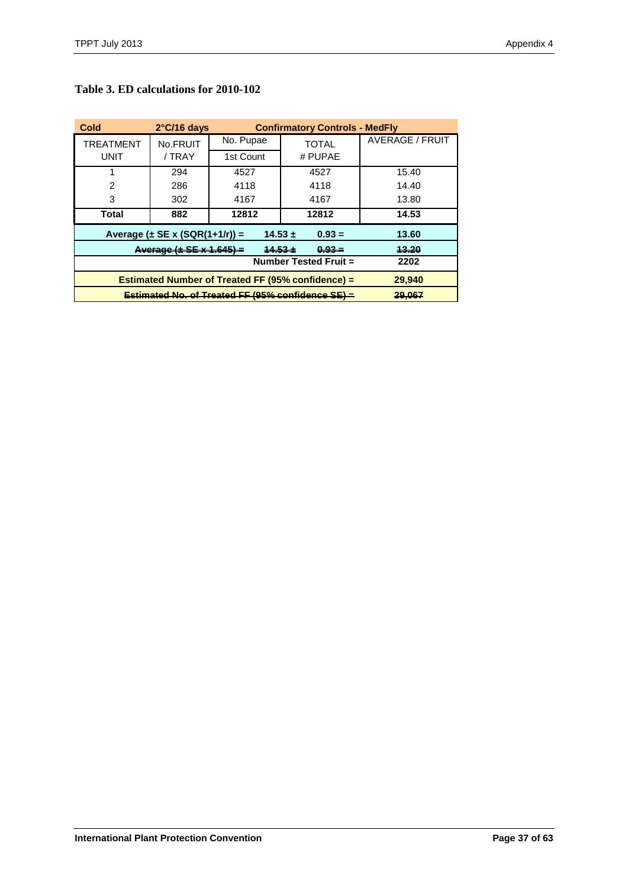**Table 3. ED calculations for 2010-102**

| Cold | 2°C/16 days | Confirmatory Controls - MedFly | | |
|---|---|---|---|---|
| TREATMENT UNIT | No.FRUIT / TRAY | No. Pupae 1st Count | TOTAL # PUPAE | AVERAGE / FRUIT |
| 1 | 294 | 4527 | 4527 | 15.40 |
| 2 | 286 | 4118 | 4118 | 14.40 |
| 3 | 302 | 4167 | 4167 | 13.80 |
| **Total** | **882** | **12812** | **12812** | **14.53** |
| **Average (± SE x (SQR(1+1/r)) =** | | **14.53 ±** | **0.93 =** | **13.60** |
| ~~**Average (± SE x 1.645) =**~~ | | ~~**14.53 ±**~~ | ~~**0.93 =**~~ | ~~**13.20**~~ |
| | | | **Number Tested Fruit =** | **2202** |
| **Estimated Number of Treated FF (95% confidence) =** | | | | **29,940** |
| ~~**Estimated No. of Treated FF (95% confidence SE) =**~~ | | | | ~~**29,067**~~ |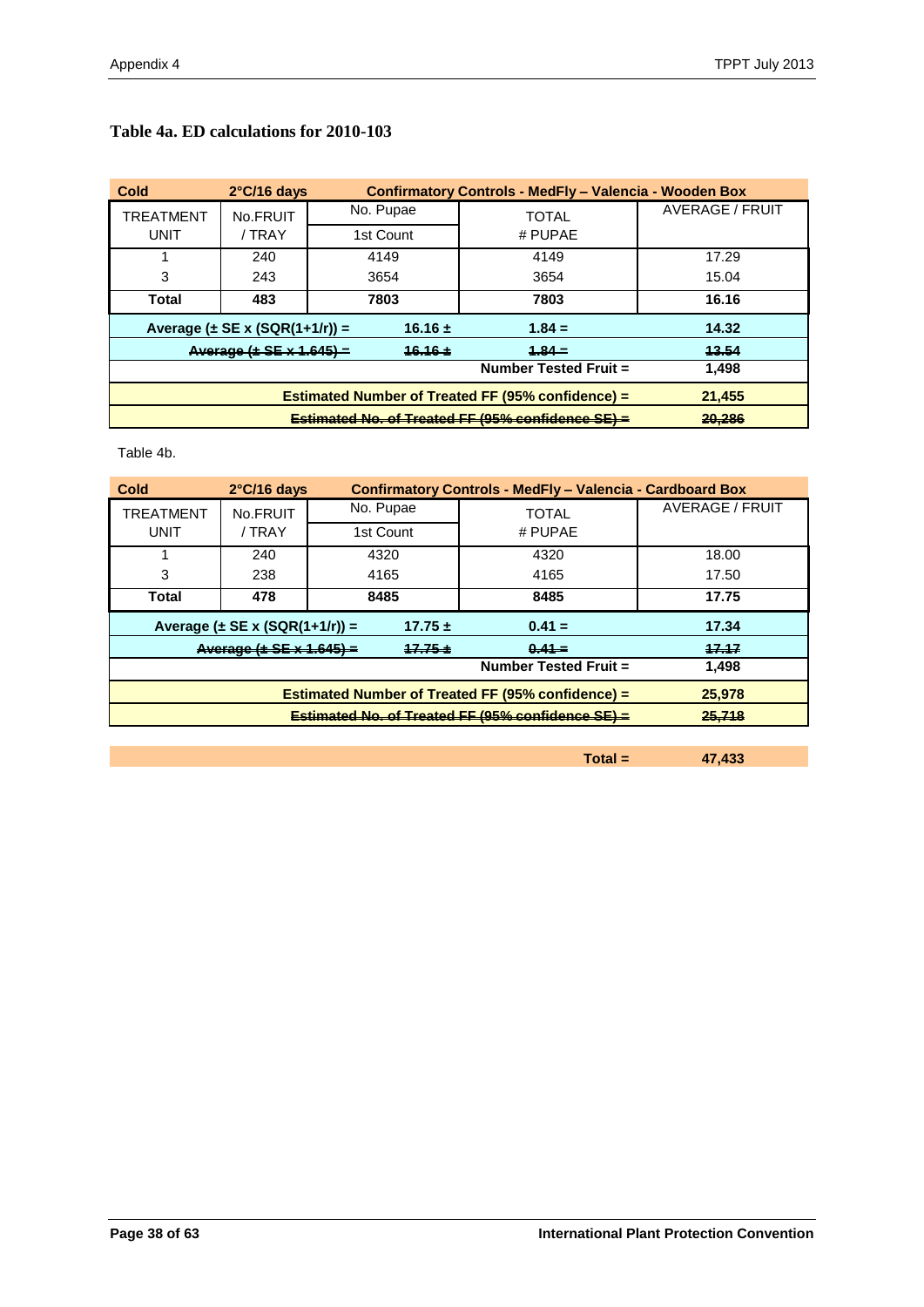### Table 4a. ED calculations for 2010-103

| Cold | 2°C/16 days | Confirmatory Controls - MedFly – Valencia - Wooden Box | | |
|---|---|---|---|---|
| TREATMENT UNIT | No.FRUIT / TRAY | No. Pupae 1st Count | TOTAL # PUPAE | AVERAGE / FRUIT |
| 1 | 240 | 4149 | 4149 | 17.29 |
| 3 | 243 | 3654 | 3654 | 15.04 |
| **Total** | **483** | **7803** | **7803** | **16.16** |
| **Average (± SE x (SQR(1+1/r)) =** | | **16.16 ±** | **1.84 =** | **14.32** |
| ~~**Average (± SE x 1.645) =**~~ | | ~~**16.16 ±**~~ | ~~**1.84 =**~~ | ~~**13.54**~~ |
| | | | **Number Tested Fruit =** | **1,498** |
| **Estimated Number of Treated FF (95% confidence) =** | | | | **21,455** |
| ~~**Estimated No. of Treated FF (95% confidence SE) =**~~ | | | | ~~**20,286**~~ |

Table 4b.

| Cold | 2°C/16 days | Confirmatory Controls - MedFly – Valencia - Cardboard Box | | |
|---|---|---|---|---|
| TREATMENT UNIT | No.FRUIT / TRAY | No. Pupae 1st Count | TOTAL # PUPAE | AVERAGE / FRUIT |
| 1 | 240 | 4320 | 4320 | 18.00 |
| 3 | 238 | 4165 | 4165 | 17.50 |
| **Total** | **478** | **8485** | **8485** | **17.75** |
| **Average (± SE x (SQR(1+1/r)) =** | | **17.75 ±** | **0.41 =** | **17.34** |
| ~~**Average (± SE x 1.645) =**~~ | | ~~**17.75 ±**~~ | ~~**0.41 =**~~ | ~~**17.17**~~ |
| | | | **Number Tested Fruit =** | **1,498** |
| **Estimated Number of Treated FF (95% confidence) =** | | | | **25,978** |
| ~~**Estimated No. of Treated FF (95% confidence SE) =**~~ | | | | ~~**25,718**~~ |
| | | | **Total =** | **47,433** |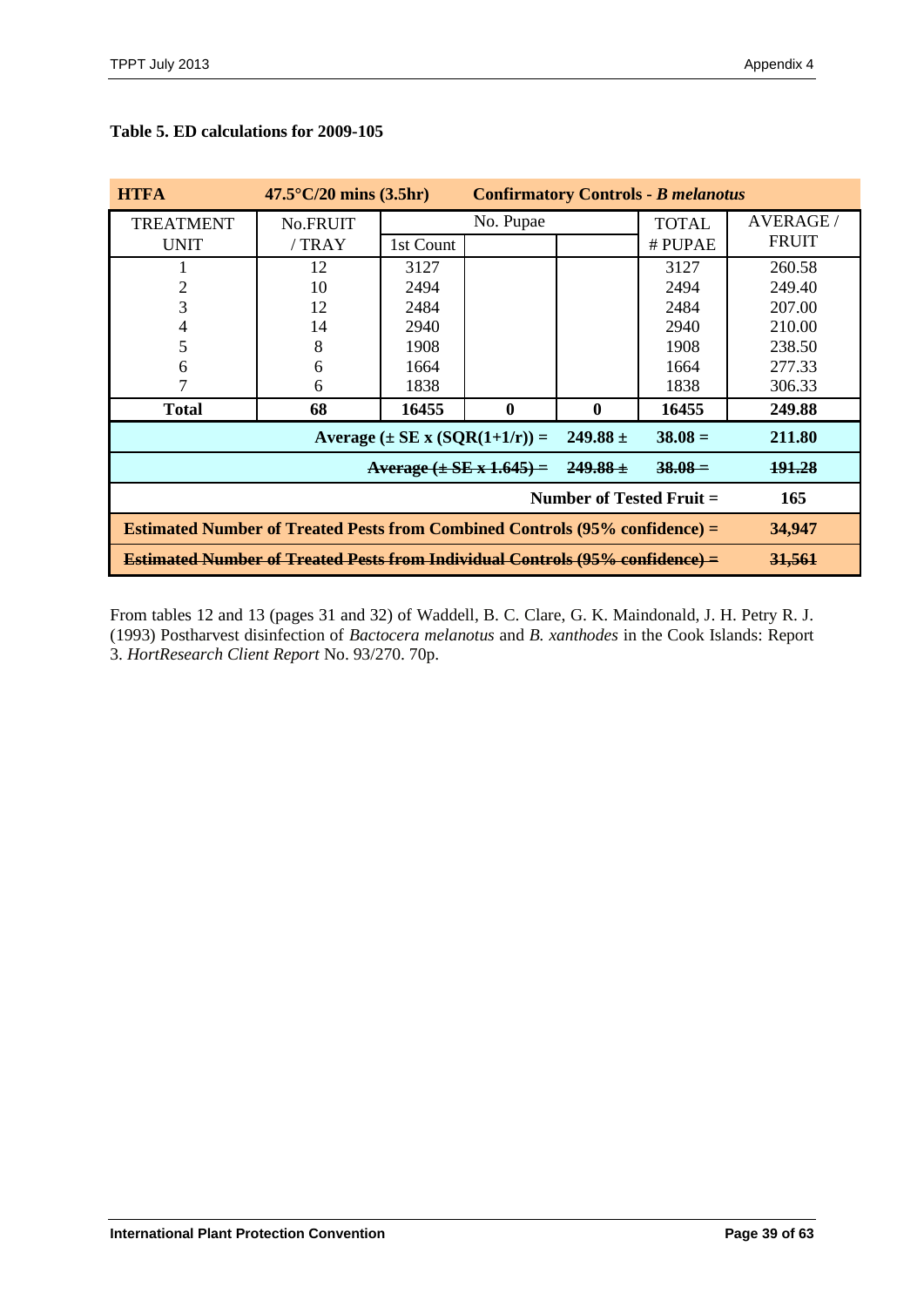**Table 5. ED calculations for 2009-105**

| **HTFA** | **47.5°C/20 mins (3.5hr)** | **Confirmatory Controls - *B melanotus*** | | | | |
|---|---|---|---|---|---|---|
| TREATMENT UNIT | No.FRUIT / TRAY | No. Pupae | | | TOTAL # PUPAE | AVERAGE / FRUIT |
| | | 1st Count | | | | |
| 1 | 12 | 3127 | | | 3127 | 260.58 |
| 2 | 10 | 2494 | | | 2494 | 249.40 |
| 3 | 12 | 2484 | | | 2484 | 207.00 |
| 4 | 14 | 2940 | | | 2940 | 210.00 |
| 5 | 8 | 1908 | | | 1908 | 238.50 |
| 6 | 6 | 1664 | | | 1664 | 277.33 |
| 7 | 6 | 1838 | | | 1838 | 306.33 |
| **Total** | **68** | **16455** | **0** | **0** | **16455** | **249.88** |
| | | | **Average (± SE x (SQR(1+1/r)) =** | **249.88 ±** | **38.08 =** | **211.80** |
| | | | ~~**Average (± SE x 1.645) =**~~ | ~~**249.88 ±**~~ | ~~**38.08 =**~~ | ~~**191.28**~~ |
| | | | | **Number of Tested Fruit =** | | **165** |
| **Estimated Number of Treated Pests from Combined Controls (95% confidence) =** | | | | | | **34,947** |
| ~~**Estimated Number of Treated Pests from Individual Controls (95% confidence) =**~~ | | | | | | ~~**31,561**~~ |

From tables 12 and 13 (pages 31 and 32) of Waddell, B. C. Clare, G. K. Maindonald, J. H. Petry R. J. (1993) Postharvest disinfection of *Bactocera melanotus* and *B. xanthodes* in the Cook Islands: Report 3. *HortResearch Client Report* No. 93/270. 70p.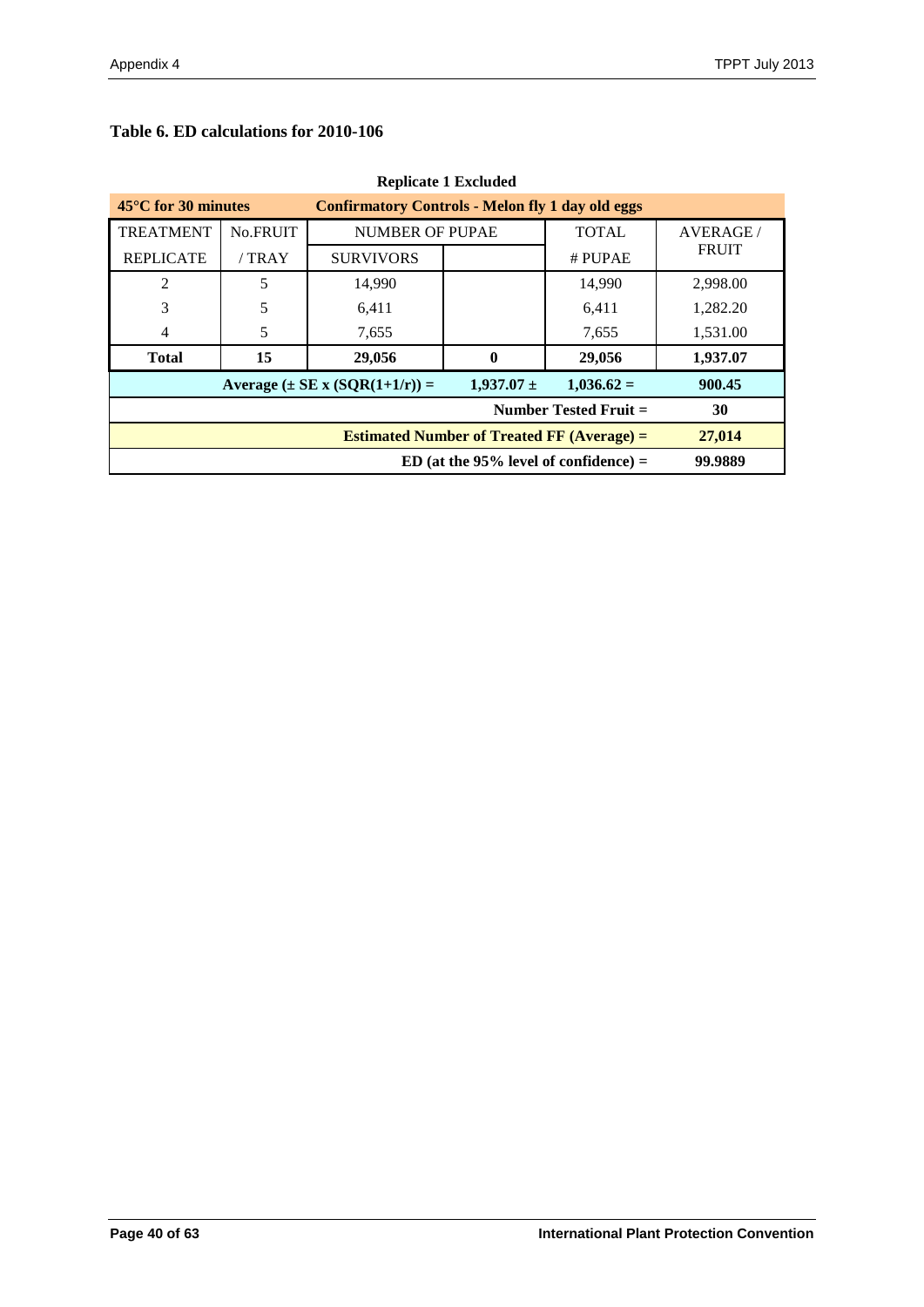**Table 6. ED calculations for 2010-106**

**Replicate 1 Excluded**

| **45°C for 30 minutes** | **Confirmatory Controls - Melon fly 1 day old eggs** | | | | |
|---|---|---|---|---|---|
| TREATMENT REPLICATE | No.FRUIT / TRAY | NUMBER OF PUPAE SURVIVORS | | TOTAL # PUPAE | AVERAGE / FRUIT |
| 2 | 5 | 14,990 | | 14,990 | 2,998.00 |
| 3 | 5 | 6,411 | | 6,411 | 1,282.20 |
| 4 | 5 | 7,655 | | 7,655 | 1,531.00 |
| **Total** | **15** | **29,056** | **0** | **29,056** | **1,937.07** |
| | | **Average (± SE x (SQR(1+1/r)) =** | **1,937.07 ±** | **1,036.62 =** | **900.45** |
| | | | | **Number Tested Fruit =** | **30** |
| | | | | **Estimated Number of Treated FF (Average) =** | **27,014** |
| | | | | **ED (at the 95% level of confidence) =** | **99.9889** |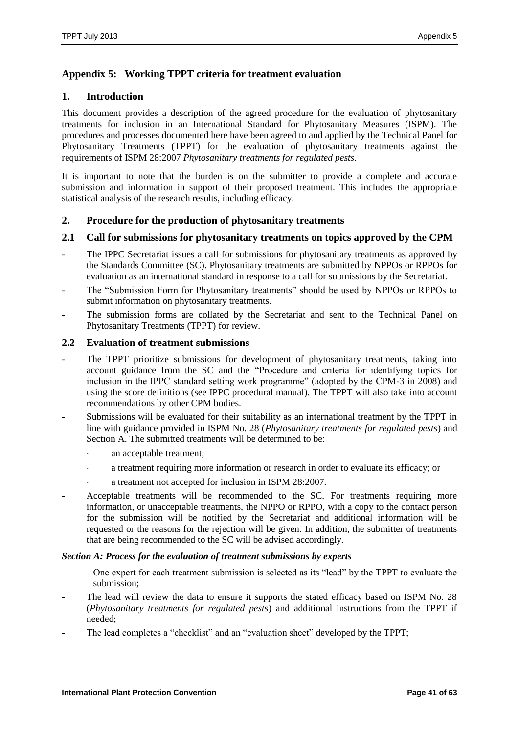## Appendix 5: Working TPPT criteria for treatment evaluation

### 1. Introduction

This document provides a description of the agreed procedure for the evaluation of phytosanitary treatments for inclusion in an International Standard for Phytosanitary Measures (ISPM). The procedures and processes documented here have been agreed to and applied by the Technical Panel for Phytosanitary Treatments (TPPT) for the evaluation of phytosanitary treatments against the requirements of ISPM 28:2007 *Phytosanitary treatments for regulated pests*.

It is important to note that the burden is on the submitter to provide a complete and accurate submission and information in support of their proposed treatment. This includes the appropriate statistical analysis of the research results, including efficacy.

### 2. Procedure for the production of phytosanitary treatments

#### 2.1 Call for submissions for phytosanitary treatments on topics approved by the CPM

- The IPPC Secretariat issues a call for submissions for phytosanitary treatments as approved by the Standards Committee (SC). Phytosanitary treatments are submitted by NPPOs or RPPOs for evaluation as an international standard in response to a call for submissions by the Secretariat.
- The "Submission Form for Phytosanitary treatments" should be used by NPPOs or RPPOs to submit information on phytosanitary treatments.
- The submission forms are collated by the Secretariat and sent to the Technical Panel on Phytosanitary Treatments (TPPT) for review.

#### 2.2 Evaluation of treatment submissions

- The TPPT prioritize submissions for development of phytosanitary treatments, taking into account guidance from the SC and the "Procedure and criteria for identifying topics for inclusion in the IPPC standard setting work programme" (adopted by the CPM-3 in 2008) and using the score definitions (see IPPC procedural manual). The TPPT will also take into account recommendations by other CPM bodies.
- Submissions will be evaluated for their suitability as an international treatment by the TPPT in line with guidance provided in ISPM No. 28 (*Phytosanitary treatments for regulated pests*) and Section A. The submitted treatments will be determined to be:
  - an acceptable treatment;
  - a treatment requiring more information or research in order to evaluate its efficacy; or
  - a treatment not accepted for inclusion in ISPM 28:2007.
- Acceptable treatments will be recommended to the SC. For treatments requiring more information, or unacceptable treatments, the NPPO or RPPO, with a copy to the contact person for the submission will be notified by the Secretariat and additional information will be requested or the reasons for the rejection will be given. In addition, the submitter of treatments that are being recommended to the SC will be advised accordingly.

***Section A: Process for the evaluation of treatment submissions by experts***

One expert for each treatment submission is selected as its "lead" by the TPPT to evaluate the submission;

- The lead will review the data to ensure it supports the stated efficacy based on ISPM No. 28 (*Phytosanitary treatments for regulated pests*) and additional instructions from the TPPT if needed;
- The lead completes a "checklist" and an "evaluation sheet" developed by the TPPT;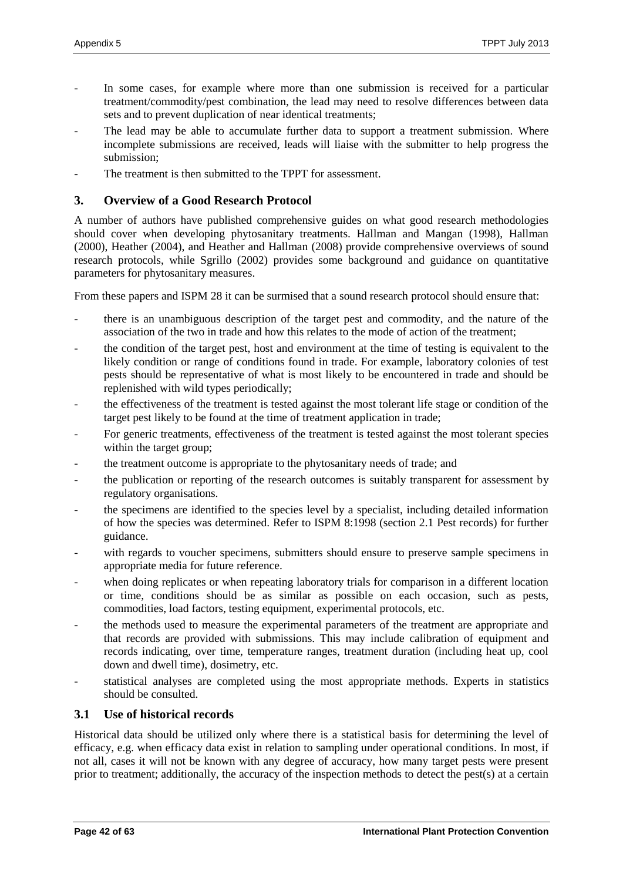- In some cases, for example where more than one submission is received for a particular treatment/commodity/pest combination, the lead may need to resolve differences between data sets and to prevent duplication of near identical treatments;
- The lead may be able to accumulate further data to support a treatment submission. Where incomplete submissions are received, leads will liaise with the submitter to help progress the submission;
- The treatment is then submitted to the TPPT for assessment.

## 3. Overview of a Good Research Protocol

A number of authors have published comprehensive guides on what good research methodologies should cover when developing phytosanitary treatments. Hallman and Mangan (1998), Hallman (2000), Heather (2004), and Heather and Hallman (2008) provide comprehensive overviews of sound research protocols, while Sgrillo (2002) provides some background and guidance on quantitative parameters for phytosanitary measures.

From these papers and ISPM 28 it can be surmised that a sound research protocol should ensure that:

- there is an unambiguous description of the target pest and commodity, and the nature of the association of the two in trade and how this relates to the mode of action of the treatment;
- the condition of the target pest, host and environment at the time of testing is equivalent to the likely condition or range of conditions found in trade. For example, laboratory colonies of test pests should be representative of what is most likely to be encountered in trade and should be replenished with wild types periodically;
- the effectiveness of the treatment is tested against the most tolerant life stage or condition of the target pest likely to be found at the time of treatment application in trade;
- For generic treatments, effectiveness of the treatment is tested against the most tolerant species within the target group;
- the treatment outcome is appropriate to the phytosanitary needs of trade; and
- the publication or reporting of the research outcomes is suitably transparent for assessment by regulatory organisations.
- the specimens are identified to the species level by a specialist, including detailed information of how the species was determined. Refer to ISPM 8:1998 (section 2.1 Pest records) for further guidance.
- with regards to voucher specimens, submitters should ensure to preserve sample specimens in appropriate media for future reference.
- when doing replicates or when repeating laboratory trials for comparison in a different location or time, conditions should be as similar as possible on each occasion, such as pests, commodities, load factors, testing equipment, experimental protocols, etc.
- the methods used to measure the experimental parameters of the treatment are appropriate and that records are provided with submissions. This may include calibration of equipment and records indicating, over time, temperature ranges, treatment duration (including heat up, cool down and dwell time), dosimetry, etc.
- statistical analyses are completed using the most appropriate methods. Experts in statistics should be consulted.

### 3.1 Use of historical records

Historical data should be utilized only where there is a statistical basis for determining the level of efficacy, e.g. when efficacy data exist in relation to sampling under operational conditions. In most, if not all, cases it will not be known with any degree of accuracy, how many target pests were present prior to treatment; additionally, the accuracy of the inspection methods to detect the pest(s) at a certain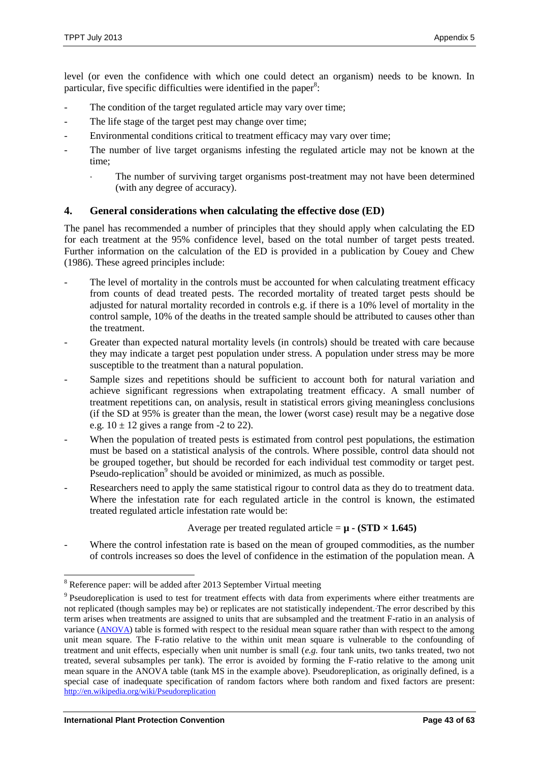level (or even the confidence with which one could detect an organism) needs to be known. In particular, five specific difficulties were identified in the paper[8]:

- The condition of the target regulated article may vary over time;
- The life stage of the target pest may change over time;
- Environmental conditions critical to treatment efficacy may vary over time;
- The number of live target organisms infesting the regulated article may not be known at the time;
  - The number of surviving target organisms post-treatment may not have been determined (with any degree of accuracy).

## 4. General considerations when calculating the effective dose (ED)

The panel has recommended a number of principles that they should apply when calculating the ED for each treatment at the 95% confidence level, based on the total number of target pests treated. Further information on the calculation of the ED is provided in a publication by Couey and Chew (1986). These agreed principles include:

- The level of mortality in the controls must be accounted for when calculating treatment efficacy from counts of dead treated pests. The recorded mortality of treated target pests should be adjusted for natural mortality recorded in controls e.g. if there is a 10% level of mortality in the control sample, 10% of the deaths in the treated sample should be attributed to causes other than the treatment.
- Greater than expected natural mortality levels (in controls) should be treated with care because they may indicate a target pest population under stress. A population under stress may be more susceptible to the treatment than a natural population.
- Sample sizes and repetitions should be sufficient to account both for natural variation and achieve significant regressions when extrapolating treatment efficacy. A small number of treatment repetitions can, on analysis, result in statistical errors giving meaningless conclusions (if the SD at 95% is greater than the mean, the lower (worst case) result may be a negative dose e.g. $10 \pm 12$ gives a range from -2 to 22).
- When the population of treated pests is estimated from control pest populations, the estimation must be based on a statistical analysis of the controls. Where possible, control data should not be grouped together, but should be recorded for each individual test commodity or target pest. Pseudo-replication[9] should be avoided or minimized, as much as possible.
- Researchers need to apply the same statistical rigour to control data as they do to treatment data. Where the infestation rate for each regulated article in the control is known, the estimated treated regulated article infestation rate would be:

$$\text{Average per treated regulated article} = \boldsymbol{\mu - (STD \times 1.645)}$$

- Where the control infestation rate is based on the mean of grouped commodities, as the number of controls increases so does the level of confidence in the estimation of the population mean. A

---

[8] Reference paper: will be added after 2013 September Virtual meeting

[9] Pseudoreplication is used to test for treatment effects with data from experiments where either treatments are not replicated (though samples may be) or replicates are not statistically independent. The error described by this term arises when treatments are assigned to units that are subsampled and the treatment F-ratio in an analysis of variance (ANOVA) table is formed with respect to the residual mean square rather than with respect to the among unit mean square. The F-ratio relative to the within unit mean square is vulnerable to the confounding of treatment and unit effects, especially when unit number is small (*e.g.* four tank units, two tanks treated, two not treated, several subsamples per tank). The error is avoided by forming the F-ratio relative to the among unit mean square in the ANOVA table (tank MS in the example above). Pseudoreplication, as originally defined, is a special case of inadequate specification of random factors where both random and fixed factors are present: http://en.wikipedia.org/wiki/Pseudoreplication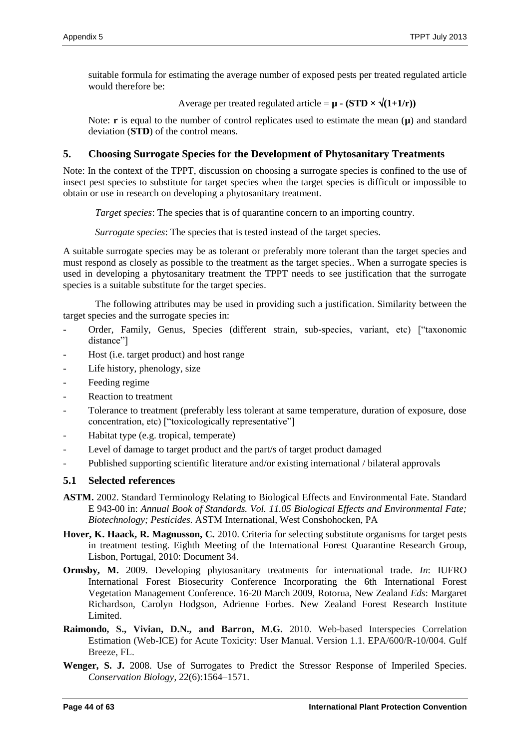suitable formula for estimating the average number of exposed pests per treated regulated article would therefore be:

$$\text{Average per treated regulated article} = \boldsymbol{\mu} - (\mathbf{STD} \times \sqrt{(1+1/r)})$$

Note: **r** is equal to the number of control replicates used to estimate the mean (**μ**) and standard deviation (**STD**) of the control means.

## 5. Choosing Surrogate Species for the Development of Phytosanitary Treatments

Note: In the context of the TPPT, discussion on choosing a surrogate species is confined to the use of insect pest species to substitute for target species when the target species is difficult or impossible to obtain or use in research on developing a phytosanitary treatment.

*Target species*: The species that is of quarantine concern to an importing country.

*Surrogate species*: The species that is tested instead of the target species.

A suitable surrogate species may be as tolerant or preferably more tolerant than the target species and must respond as closely as possible to the treatment as the target species.. When a surrogate species is used in developing a phytosanitary treatment the TPPT needs to see justification that the surrogate species is a suitable substitute for the target species.

The following attributes may be used in providing such a justification. Similarity between the target species and the surrogate species in:

- Order, Family, Genus, Species (different strain, sub-species, variant, etc) ["taxonomic distance"]
- Host (i.e. target product) and host range
- Life history, phenology, size
- Feeding regime
- Reaction to treatment
- Tolerance to treatment (preferably less tolerant at same temperature, duration of exposure, dose concentration, etc) ["toxicologically representative"]
- Habitat type (e.g. tropical, temperate)
- Level of damage to target product and the part/s of target product damaged
- Published supporting scientific literature and/or existing international / bilateral approvals

### 5.1 Selected references

**ASTM.** 2002. Standard Terminology Relating to Biological Effects and Environmental Fate. Standard E 943-00 in: *Annual Book of Standards. Vol. 11.05 Biological Effects and Environmental Fate; Biotechnology; Pesticides*. ASTM International, West Conshohocken, PA

**Hover, K. Haack, R. Magnusson, C.** 2010. Criteria for selecting substitute organisms for target pests in treatment testing. Eighth Meeting of the International Forest Quarantine Research Group, Lisbon, Portugal, 2010: Document 34.

**Ormsby, M.** 2009. Developing phytosanitary treatments for international trade. *In*: IUFRO International Forest Biosecurity Conference Incorporating the 6th International Forest Vegetation Management Conference. 16-20 March 2009, Rotorua, New Zealand *Eds*: Margaret Richardson, Carolyn Hodgson, Adrienne Forbes. New Zealand Forest Research Institute Limited.

**Raimondo, S., Vivian, D.N., and Barron, M.G.** 2010. Web-based Interspecies Correlation Estimation (Web-ICE) for Acute Toxicity: User Manual. Version 1.1. EPA/600/R-10/004. Gulf Breeze, FL.

**Wenger, S. J.** 2008. Use of Surrogates to Predict the Stressor Response of Imperiled Species. *Conservation Biology*, 22(6):1564–1571.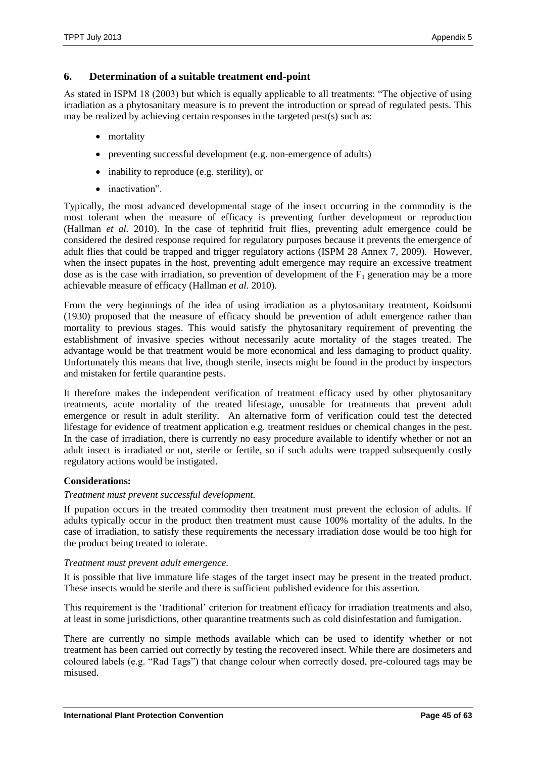## 6. Determination of a suitable treatment end-point

As stated in ISPM 18 (2003) but which is equally applicable to all treatments: "The objective of using irradiation as a phytosanitary measure is to prevent the introduction or spread of regulated pests. This may be realized by achieving certain responses in the targeted pest(s) such as:

- mortality
- preventing successful development (e.g. non-emergence of adults)
- inability to reproduce (e.g. sterility), or
- inactivation".

Typically, the most advanced developmental stage of the insect occurring in the commodity is the most tolerant when the measure of efficacy is preventing further development or reproduction (Hallman *et al.* 2010). In the case of tephritid fruit flies, preventing adult emergence could be considered the desired response required for regulatory purposes because it prevents the emergence of adult flies that could be trapped and trigger regulatory actions (ISPM 28 Annex 7, 2009). However, when the insect pupates in the host, preventing adult emergence may require an excessive treatment dose as is the case with irradiation, so prevention of development of the $F_1$ generation may be a more achievable measure of efficacy (Hallman *et al.* 2010).

From the very beginnings of the idea of using irradiation as a phytosanitary treatment, Koidsumi (1930) proposed that the measure of efficacy should be prevention of adult emergence rather than mortality to previous stages. This would satisfy the phytosanitary requirement of preventing the establishment of invasive species without necessarily acute mortality of the stages treated. The advantage would be that treatment would be more economical and less damaging to product quality. Unfortunately this means that live, though sterile, insects might be found in the product by inspectors and mistaken for fertile quarantine pests.

It therefore makes the independent verification of treatment efficacy used by other phytosanitary treatments, acute mortality of the treated lifestage, unusable for treatments that prevent adult emergence or result in adult sterility. An alternative form of verification could test the detected lifestage for evidence of treatment application e.g. treatment residues or chemical changes in the pest. In the case of irradiation, there is currently no easy procedure available to identify whether or not an adult insect is irradiated or not, sterile or fertile, so if such adults were trapped subsequently costly regulatory actions would be instigated.

**Considerations:**

*Treatment must prevent successful development.*

If pupation occurs in the treated commodity then treatment must prevent the eclosion of adults. If adults typically occur in the product then treatment must cause 100% mortality of the adults. In the case of irradiation, to satisfy these requirements the necessary irradiation dose would be too high for the product being treated to tolerate.

*Treatment must prevent adult emergence.*

It is possible that live immature life stages of the target insect may be present in the treated product. These insects would be sterile and there is sufficient published evidence for this assertion.

This requirement is the 'traditional' criterion for treatment efficacy for irradiation treatments and also, at least in some jurisdictions, other quarantine treatments such as cold disinfestation and fumigation.

There are currently no simple methods available which can be used to identify whether or not treatment has been carried out correctly by testing the recovered insect. While there are dosimeters and coloured labels (e.g. "Rad Tags") that change colour when correctly dosed, pre-coloured tags may be misused.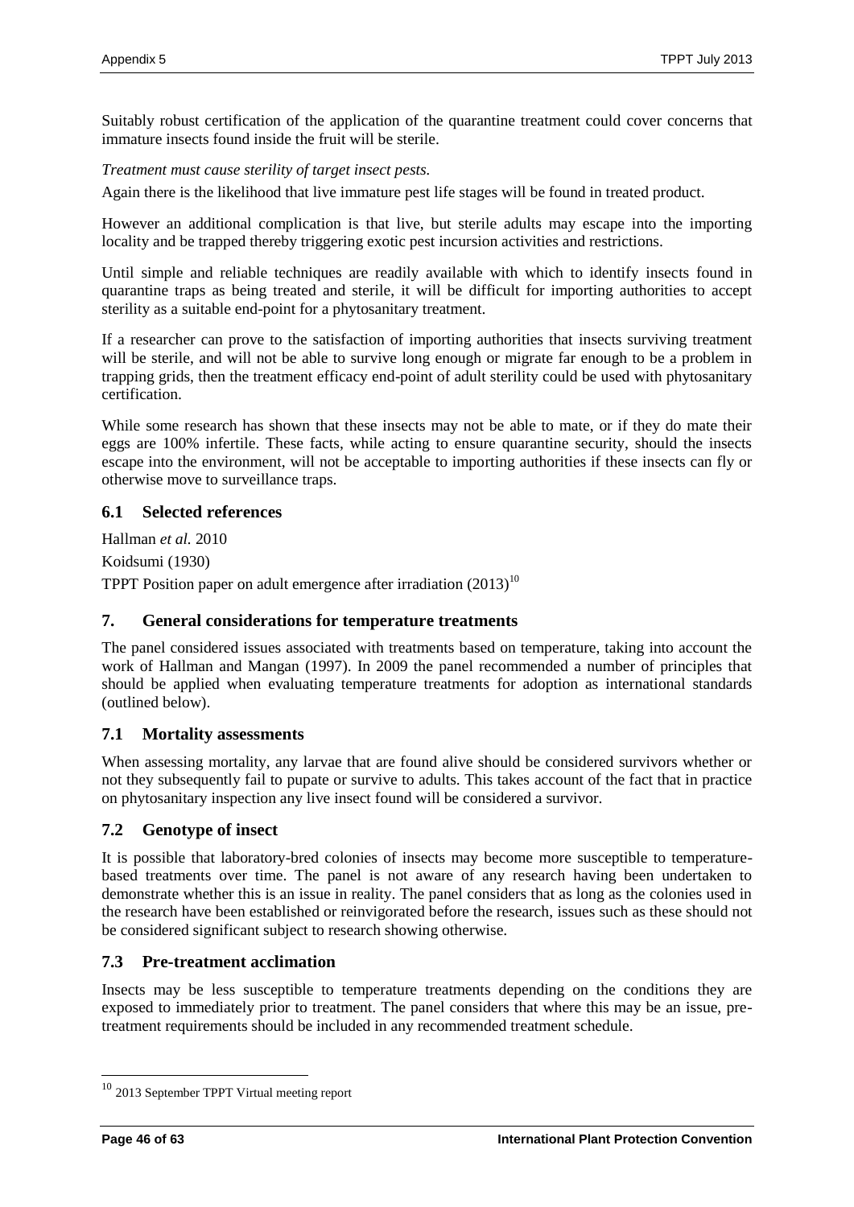Suitably robust certification of the application of the quarantine treatment could cover concerns that immature insects found inside the fruit will be sterile.

*Treatment must cause sterility of target insect pests.*

Again there is the likelihood that live immature pest life stages will be found in treated product.

However an additional complication is that live, but sterile adults may escape into the importing locality and be trapped thereby triggering exotic pest incursion activities and restrictions.

Until simple and reliable techniques are readily available with which to identify insects found in quarantine traps as being treated and sterile, it will be difficult for importing authorities to accept sterility as a suitable end-point for a phytosanitary treatment.

If a researcher can prove to the satisfaction of importing authorities that insects surviving treatment will be sterile, and will not be able to survive long enough or migrate far enough to be a problem in trapping grids, then the treatment efficacy end-point of adult sterility could be used with phytosanitary certification.

While some research has shown that these insects may not be able to mate, or if they do mate their eggs are 100% infertile. These facts, while acting to ensure quarantine security, should the insects escape into the environment, will not be acceptable to importing authorities if these insects can fly or otherwise move to surveillance traps.

### 6.1 Selected references

Hallman *et al.* 2010

Koidsumi (1930)

TPPT Position paper on adult emergence after irradiation (2013)[10]

## 7. General considerations for temperature treatments

The panel considered issues associated with treatments based on temperature, taking into account the work of Hallman and Mangan (1997). In 2009 the panel recommended a number of principles that should be applied when evaluating temperature treatments for adoption as international standards (outlined below).

### 7.1 Mortality assessments

When assessing mortality, any larvae that are found alive should be considered survivors whether or not they subsequently fail to pupate or survive to adults. This takes account of the fact that in practice on phytosanitary inspection any live insect found will be considered a survivor.

### 7.2 Genotype of insect

It is possible that laboratory-bred colonies of insects may become more susceptible to temperature-based treatments over time. The panel is not aware of any research having been undertaken to demonstrate whether this is an issue in reality. The panel considers that as long as the colonies used in the research have been established or reinvigorated before the research, issues such as these should not be considered significant subject to research showing otherwise.

### 7.3 Pre-treatment acclimation

Insects may be less susceptible to temperature treatments depending on the conditions they are exposed to immediately prior to treatment. The panel considers that where this may be an issue, pre-treatment requirements should be included in any recommended treatment schedule.

[10] 2013 September TPPT Virtual meeting report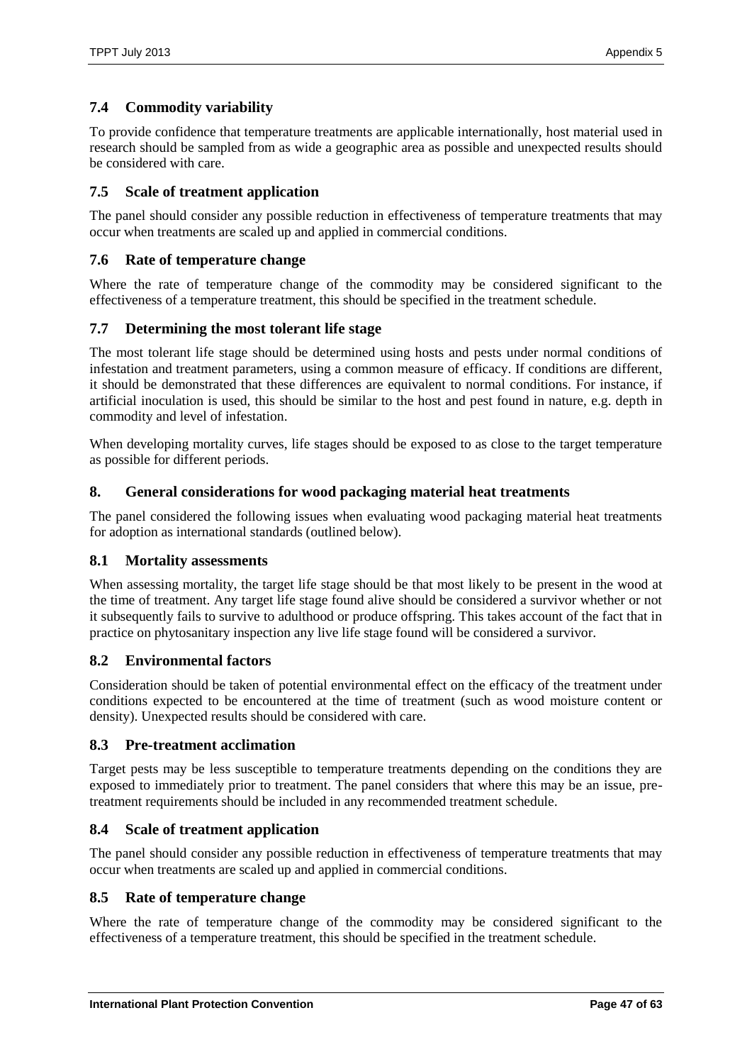### 7.4 Commodity variability

To provide confidence that temperature treatments are applicable internationally, host material used in research should be sampled from as wide a geographic area as possible and unexpected results should be considered with care.

### 7.5 Scale of treatment application

The panel should consider any possible reduction in effectiveness of temperature treatments that may occur when treatments are scaled up and applied in commercial conditions.

### 7.6 Rate of temperature change

Where the rate of temperature change of the commodity may be considered significant to the effectiveness of a temperature treatment, this should be specified in the treatment schedule.

### 7.7 Determining the most tolerant life stage

The most tolerant life stage should be determined using hosts and pests under normal conditions of infestation and treatment parameters, using a common measure of efficacy. If conditions are different, it should be demonstrated that these differences are equivalent to normal conditions. For instance, if artificial inoculation is used, this should be similar to the host and pest found in nature, e.g. depth in commodity and level of infestation.

When developing mortality curves, life stages should be exposed to as close to the target temperature as possible for different periods.

## 8. General considerations for wood packaging material heat treatments

The panel considered the following issues when evaluating wood packaging material heat treatments for adoption as international standards (outlined below).

### 8.1 Mortality assessments

When assessing mortality, the target life stage should be that most likely to be present in the wood at the time of treatment. Any target life stage found alive should be considered a survivor whether or not it subsequently fails to survive to adulthood or produce offspring. This takes account of the fact that in practice on phytosanitary inspection any live life stage found will be considered a survivor.

### 8.2 Environmental factors

Consideration should be taken of potential environmental effect on the efficacy of the treatment under conditions expected to be encountered at the time of treatment (such as wood moisture content or density). Unexpected results should be considered with care.

### 8.3 Pre-treatment acclimation

Target pests may be less susceptible to temperature treatments depending on the conditions they are exposed to immediately prior to treatment. The panel considers that where this may be an issue, pre-treatment requirements should be included in any recommended treatment schedule.

### 8.4 Scale of treatment application

The panel should consider any possible reduction in effectiveness of temperature treatments that may occur when treatments are scaled up and applied in commercial conditions.

### 8.5 Rate of temperature change

Where the rate of temperature change of the commodity may be considered significant to the effectiveness of a temperature treatment, this should be specified in the treatment schedule.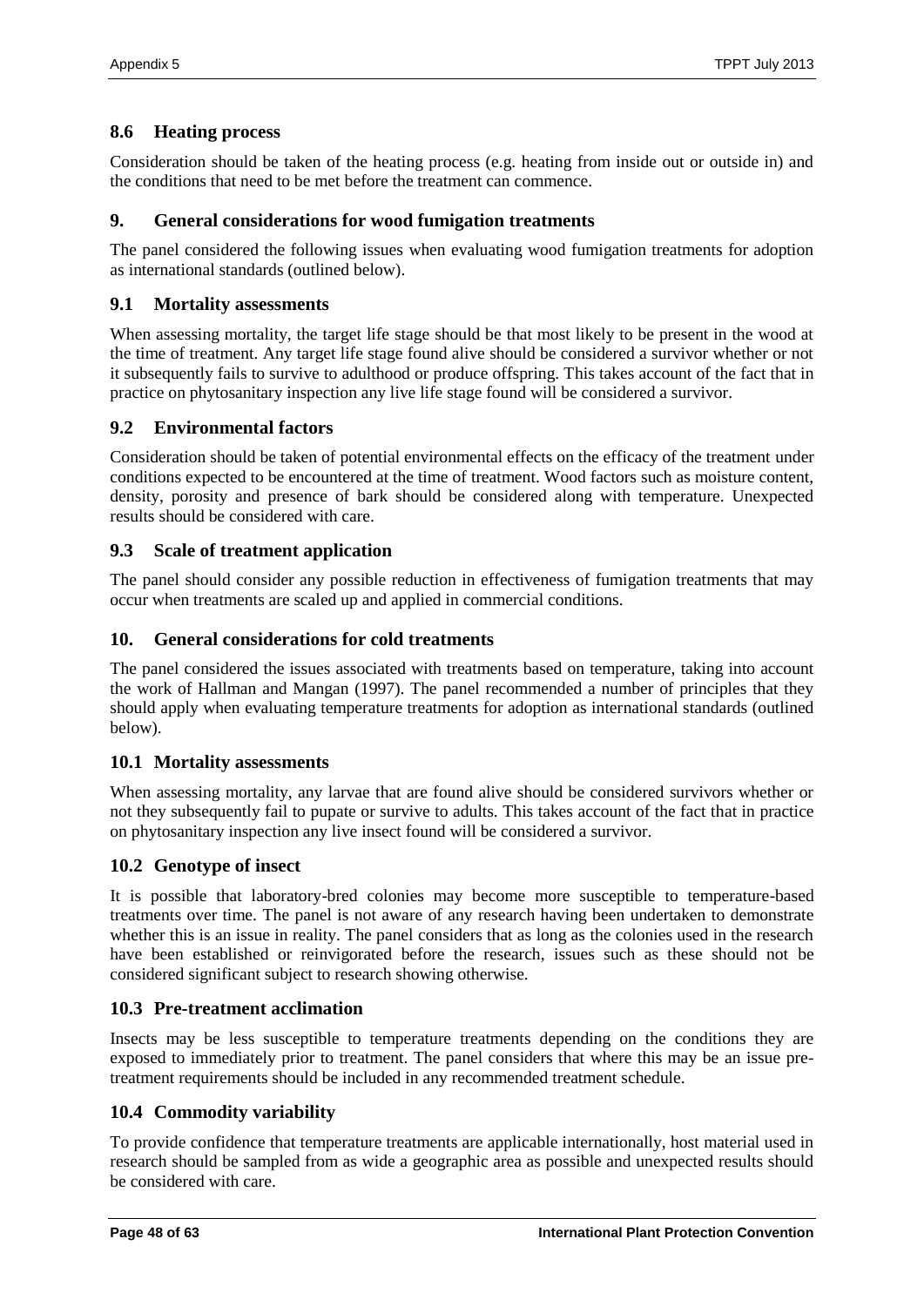### 8.6 Heating process

Consideration should be taken of the heating process (e.g. heating from inside out or outside in) and the conditions that need to be met before the treatment can commence.

## 9. General considerations for wood fumigation treatments

The panel considered the following issues when evaluating wood fumigation treatments for adoption as international standards (outlined below).

### 9.1 Mortality assessments

When assessing mortality, the target life stage should be that most likely to be present in the wood at the time of treatment. Any target life stage found alive should be considered a survivor whether or not it subsequently fails to survive to adulthood or produce offspring. This takes account of the fact that in practice on phytosanitary inspection any live life stage found will be considered a survivor.

### 9.2 Environmental factors

Consideration should be taken of potential environmental effects on the efficacy of the treatment under conditions expected to be encountered at the time of treatment. Wood factors such as moisture content, density, porosity and presence of bark should be considered along with temperature. Unexpected results should be considered with care.

### 9.3 Scale of treatment application

The panel should consider any possible reduction in effectiveness of fumigation treatments that may occur when treatments are scaled up and applied in commercial conditions.

## 10. General considerations for cold treatments

The panel considered the issues associated with treatments based on temperature, taking into account the work of Hallman and Mangan (1997). The panel recommended a number of principles that they should apply when evaluating temperature treatments for adoption as international standards (outlined below).

### 10.1 Mortality assessments

When assessing mortality, any larvae that are found alive should be considered survivors whether or not they subsequently fail to pupate or survive to adults. This takes account of the fact that in practice on phytosanitary inspection any live insect found will be considered a survivor.

### 10.2 Genotype of insect

It is possible that laboratory-bred colonies may become more susceptible to temperature-based treatments over time. The panel is not aware of any research having been undertaken to demonstrate whether this is an issue in reality. The panel considers that as long as the colonies used in the research have been established or reinvigorated before the research, issues such as these should not be considered significant subject to research showing otherwise.

### 10.3 Pre-treatment acclimation

Insects may be less susceptible to temperature treatments depending on the conditions they are exposed to immediately prior to treatment. The panel considers that where this may be an issue pre-treatment requirements should be included in any recommended treatment schedule.

### 10.4 Commodity variability

To provide confidence that temperature treatments are applicable internationally, host material used in research should be sampled from as wide a geographic area as possible and unexpected results should be considered with care.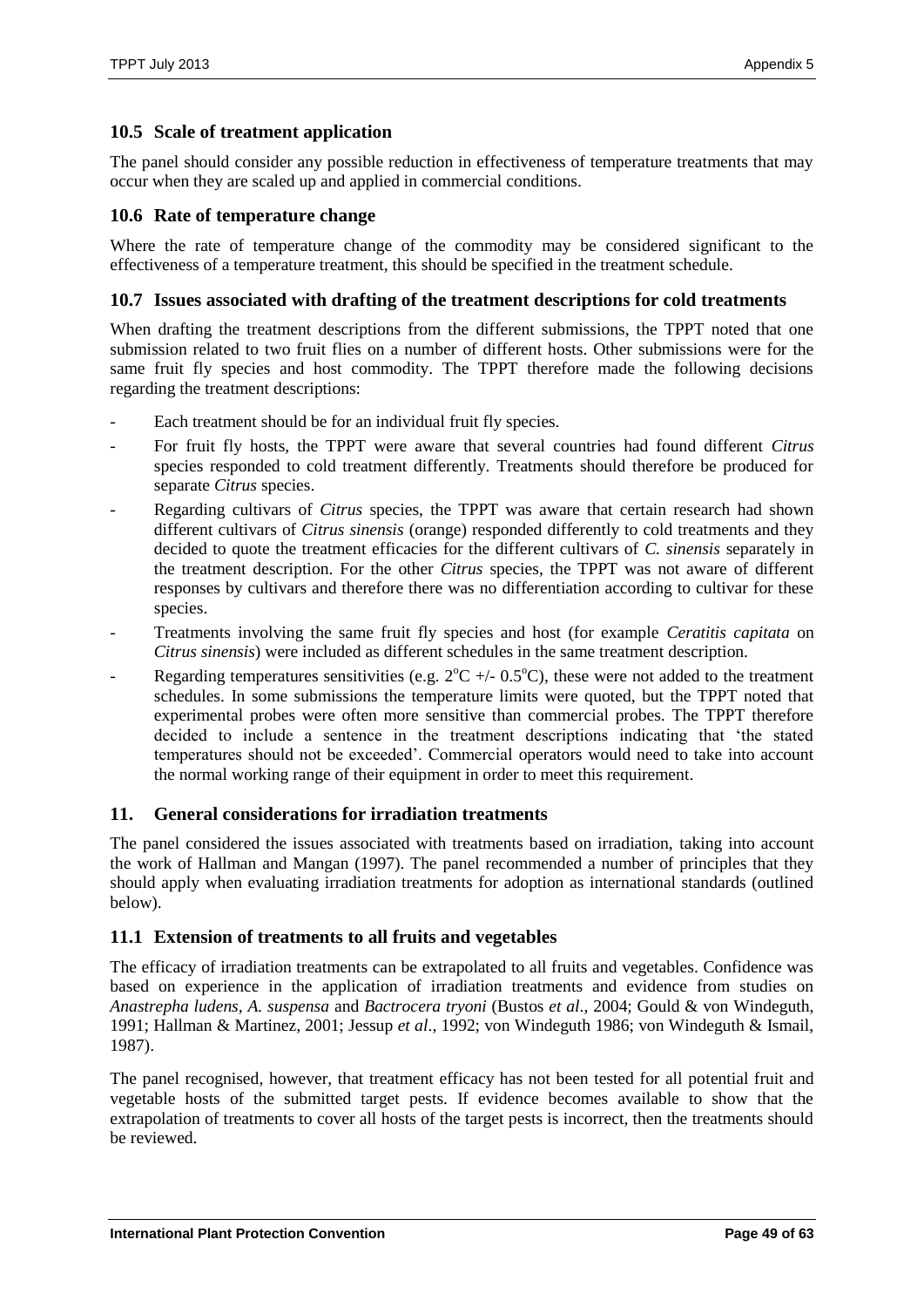### 10.5 Scale of treatment application

The panel should consider any possible reduction in effectiveness of temperature treatments that may occur when they are scaled up and applied in commercial conditions.

### 10.6 Rate of temperature change

Where the rate of temperature change of the commodity may be considered significant to the effectiveness of a temperature treatment, this should be specified in the treatment schedule.

### 10.7 Issues associated with drafting of the treatment descriptions for cold treatments

When drafting the treatment descriptions from the different submissions, the TPPT noted that one submission related to two fruit flies on a number of different hosts. Other submissions were for the same fruit fly species and host commodity. The TPPT therefore made the following decisions regarding the treatment descriptions:

- Each treatment should be for an individual fruit fly species.
- For fruit fly hosts, the TPPT were aware that several countries had found different *Citrus* species responded to cold treatment differently. Treatments should therefore be produced for separate *Citrus* species.
- Regarding cultivars of *Citrus* species, the TPPT was aware that certain research had shown different cultivars of *Citrus sinensis* (orange) responded differently to cold treatments and they decided to quote the treatment efficacies for the different cultivars of *C. sinensis* separately in the treatment description. For the other *Citrus* species, the TPPT was not aware of different responses by cultivars and therefore there was no differentiation according to cultivar for these species.
- Treatments involving the same fruit fly species and host (for example *Ceratitis capitata* on *Citrus sinensis*) were included as different schedules in the same treatment description.
- Regarding temperatures sensitivities (e.g. $2^{o}C$ +/- $0.5^{o}C$), these were not added to the treatment schedules. In some submissions the temperature limits were quoted, but the TPPT noted that experimental probes were often more sensitive than commercial probes. The TPPT therefore decided to include a sentence in the treatment descriptions indicating that 'the stated temperatures should not be exceeded'. Commercial operators would need to take into account the normal working range of their equipment in order to meet this requirement.

## 11. General considerations for irradiation treatments

The panel considered the issues associated with treatments based on irradiation, taking into account the work of Hallman and Mangan (1997). The panel recommended a number of principles that they should apply when evaluating irradiation treatments for adoption as international standards (outlined below).

### 11.1 Extension of treatments to all fruits and vegetables

The efficacy of irradiation treatments can be extrapolated to all fruits and vegetables. Confidence was based on experience in the application of irradiation treatments and evidence from studies on *Anastrepha ludens*, *A. suspensa* and *Bactrocera tryoni* (Bustos *et al*., 2004; Gould & von Windeguth, 1991; Hallman & Martinez, 2001; Jessup *et al*., 1992; von Windeguth 1986; von Windeguth & Ismail, 1987).

The panel recognised, however, that treatment efficacy has not been tested for all potential fruit and vegetable hosts of the submitted target pests. If evidence becomes available to show that the extrapolation of treatments to cover all hosts of the target pests is incorrect, then the treatments should be reviewed.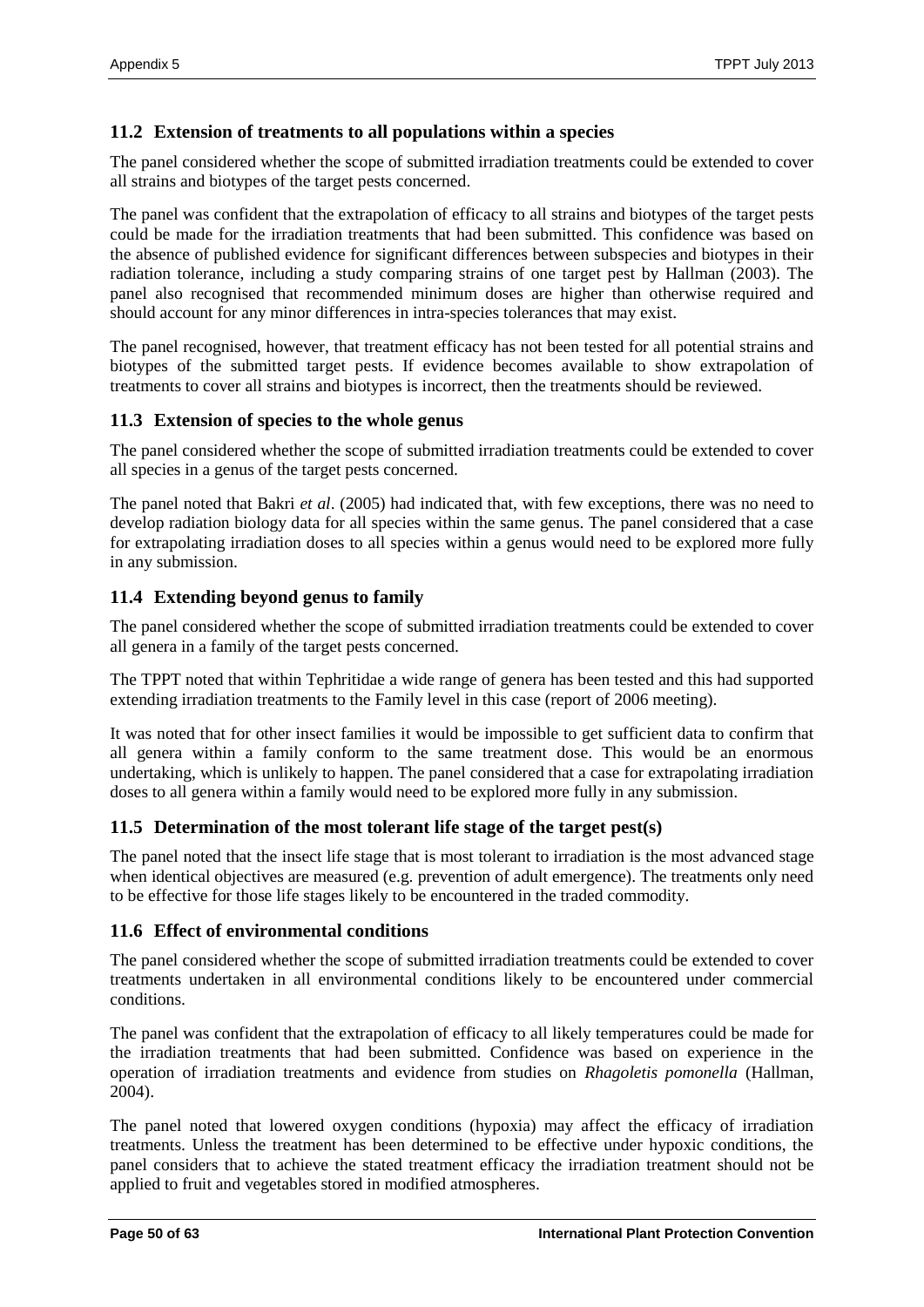## 11.2 Extension of treatments to all populations within a species

The panel considered whether the scope of submitted irradiation treatments could be extended to cover all strains and biotypes of the target pests concerned.

The panel was confident that the extrapolation of efficacy to all strains and biotypes of the target pests could be made for the irradiation treatments that had been submitted. This confidence was based on the absence of published evidence for significant differences between subspecies and biotypes in their radiation tolerance, including a study comparing strains of one target pest by Hallman (2003). The panel also recognised that recommended minimum doses are higher than otherwise required and should account for any minor differences in intra-species tolerances that may exist.

The panel recognised, however, that treatment efficacy has not been tested for all potential strains and biotypes of the submitted target pests. If evidence becomes available to show extrapolation of treatments to cover all strains and biotypes is incorrect, then the treatments should be reviewed.

## 11.3 Extension of species to the whole genus

The panel considered whether the scope of submitted irradiation treatments could be extended to cover all species in a genus of the target pests concerned.

The panel noted that Bakri *et al*. (2005) had indicated that, with few exceptions, there was no need to develop radiation biology data for all species within the same genus. The panel considered that a case for extrapolating irradiation doses to all species within a genus would need to be explored more fully in any submission.

## 11.4 Extending beyond genus to family

The panel considered whether the scope of submitted irradiation treatments could be extended to cover all genera in a family of the target pests concerned.

The TPPT noted that within Tephritidae a wide range of genera has been tested and this had supported extending irradiation treatments to the Family level in this case (report of 2006 meeting).

It was noted that for other insect families it would be impossible to get sufficient data to confirm that all genera within a family conform to the same treatment dose. This would be an enormous undertaking, which is unlikely to happen. The panel considered that a case for extrapolating irradiation doses to all genera within a family would need to be explored more fully in any submission.

## 11.5 Determination of the most tolerant life stage of the target pest(s)

The panel noted that the insect life stage that is most tolerant to irradiation is the most advanced stage when identical objectives are measured (e.g. prevention of adult emergence). The treatments only need to be effective for those life stages likely to be encountered in the traded commodity.

## 11.6 Effect of environmental conditions

The panel considered whether the scope of submitted irradiation treatments could be extended to cover treatments undertaken in all environmental conditions likely to be encountered under commercial conditions.

The panel was confident that the extrapolation of efficacy to all likely temperatures could be made for the irradiation treatments that had been submitted. Confidence was based on experience in the operation of irradiation treatments and evidence from studies on *Rhagoletis pomonella* (Hallman, 2004).

The panel noted that lowered oxygen conditions (hypoxia) may affect the efficacy of irradiation treatments. Unless the treatment has been determined to be effective under hypoxic conditions, the panel considers that to achieve the stated treatment efficacy the irradiation treatment should not be applied to fruit and vegetables stored in modified atmospheres.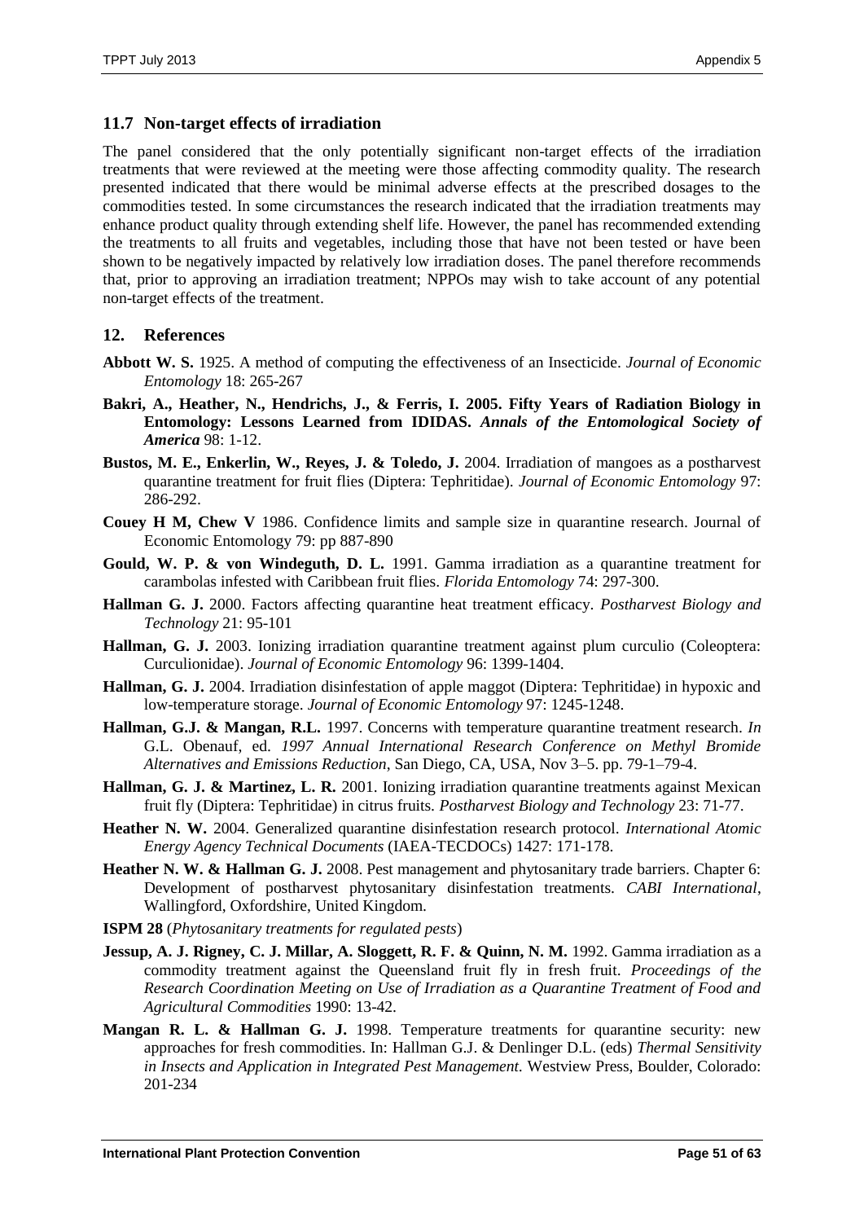## 11.7 Non-target effects of irradiation

The panel considered that the only potentially significant non-target effects of the irradiation treatments that were reviewed at the meeting were those affecting commodity quality. The research presented indicated that there would be minimal adverse effects at the prescribed dosages to the commodities tested. In some circumstances the research indicated that the irradiation treatments may enhance product quality through extending shelf life. However, the panel has recommended extending the treatments to all fruits and vegetables, including those that have not been tested or have been shown to be negatively impacted by relatively low irradiation doses. The panel therefore recommends that, prior to approving an irradiation treatment; NPPOs may wish to take account of any potential non-target effects of the treatment.

## 12. References

**Abbott W. S.** 1925. A method of computing the effectiveness of an Insecticide. *Journal of Economic Entomology* 18: 265-267

**Bakri, A., Heather, N., Hendrichs, J., & Ferris, I. 2005. Fifty Years of Radiation Biology in Entomology: Lessons Learned from IDIDAS.** ***Annals of the Entomological Society of America*** **98: 1-12.**

**Bustos, M. E., Enkerlin, W., Reyes, J. & Toledo, J.** 2004. Irradiation of mangoes as a postharvest quarantine treatment for fruit flies (Diptera: Tephritidae). *Journal of Economic Entomology* 97: 286-292.

**Couey H M, Chew V** 1986. Confidence limits and sample size in quarantine research. Journal of Economic Entomology 79: pp 887-890

**Gould, W. P. & von Windeguth, D. L.** 1991. Gamma irradiation as a quarantine treatment for carambolas infested with Caribbean fruit flies. *Florida Entomology* 74: 297-300.

**Hallman G. J.** 2000. Factors affecting quarantine heat treatment efficacy. *Postharvest Biology and Technology* 21: 95-101

**Hallman, G. J.** 2003. Ionizing irradiation quarantine treatment against plum curculio (Coleoptera: Curculionidae). *Journal of Economic Entomology* 96: 1399-1404.

**Hallman, G. J.** 2004. Irradiation disinfestation of apple maggot (Diptera: Tephritidae) in hypoxic and low-temperature storage. *Journal of Economic Entomology* 97: 1245-1248.

**Hallman, G.J. & Mangan, R.L.** 1997. Concerns with temperature quarantine treatment research. *In* G.L. Obenauf, ed. *1997 Annual International Research Conference on Methyl Bromide Alternatives and Emissions Reduction*, San Diego, CA, USA, Nov 3–5. pp. 79-1–79-4.

**Hallman, G. J. & Martinez, L. R.** 2001. Ionizing irradiation quarantine treatments against Mexican fruit fly (Diptera: Tephritidae) in citrus fruits. *Postharvest Biology and Technology* 23: 71-77.

**Heather N. W.** 2004. Generalized quarantine disinfestation research protocol. *International Atomic Energy Agency Technical Documents* (IAEA-TECDOCs) 1427: 171-178.

**Heather N. W. & Hallman G. J.** 2008. Pest management and phytosanitary trade barriers. Chapter 6: Development of postharvest phytosanitary disinfestation treatments. *CABI International*, Wallingford, Oxfordshire, United Kingdom.

**ISPM 28** (*Phytosanitary treatments for regulated pests*)

**Jessup, A. J. Rigney, C. J. Millar, A. Sloggett, R. F. & Quinn, N. M.** 1992. Gamma irradiation as a commodity treatment against the Queensland fruit fly in fresh fruit. *Proceedings of the Research Coordination Meeting on Use of Irradiation as a Quarantine Treatment of Food and Agricultural Commodities* 1990: 13-42.

**Mangan R. L. & Hallman G. J.** 1998. Temperature treatments for quarantine security: new approaches for fresh commodities. In: Hallman G.J. & Denlinger D.L. (eds) *Thermal Sensitivity in Insects and Application in Integrated Pest Management*. Westview Press, Boulder, Colorado: 201-234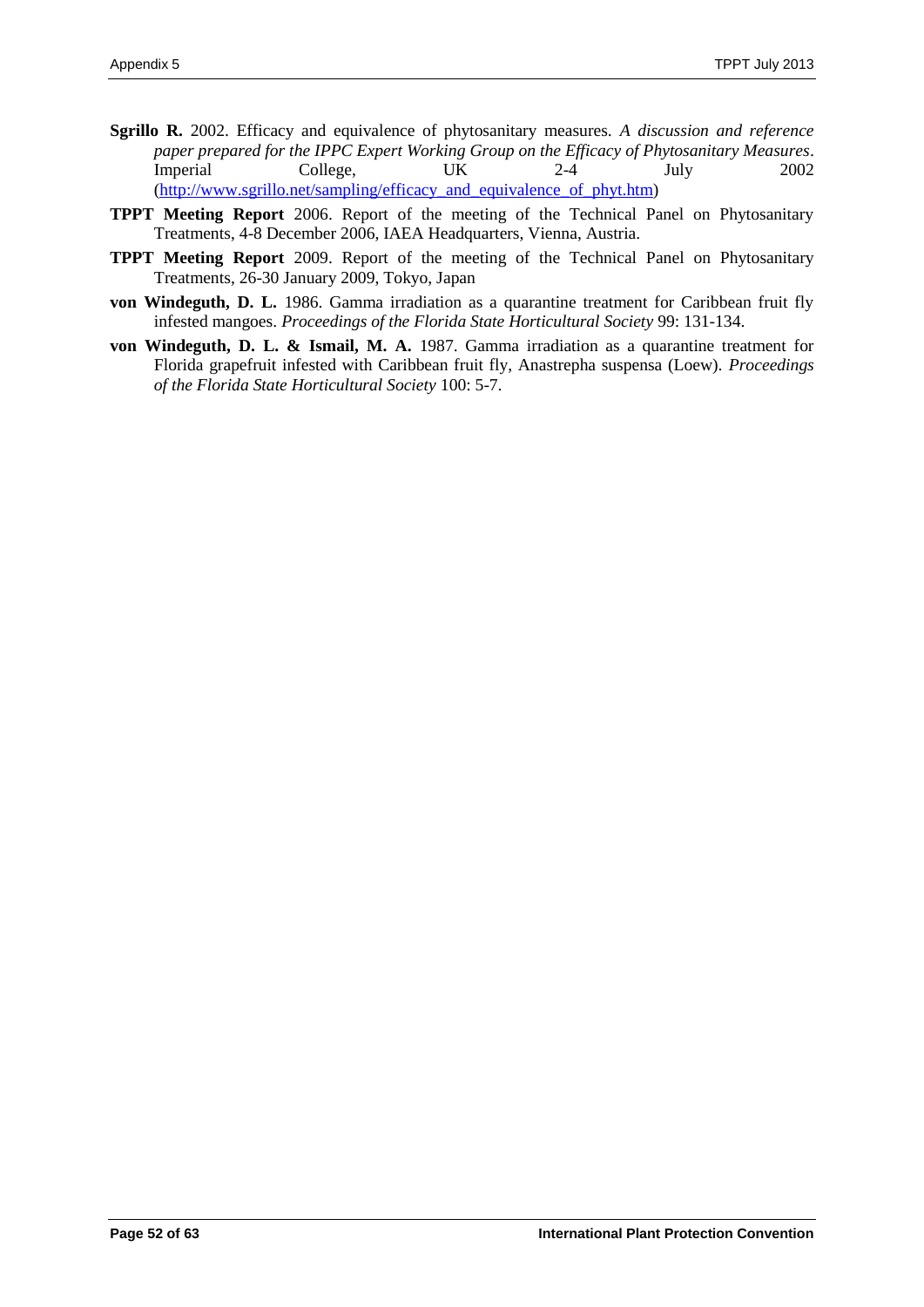**Sgrillo R.** 2002. Efficacy and equivalence of phytosanitary measures. *A discussion and reference paper prepared for the IPPC Expert Working Group on the Efficacy of Phytosanitary Measures*. Imperial College, UK 2-4 July 2002 (http://www.sgrillo.net/sampling/efficacy_and_equivalence_of_phyt.htm)

**TPPT Meeting Report** 2006. Report of the meeting of the Technical Panel on Phytosanitary Treatments, 4-8 December 2006, IAEA Headquarters, Vienna, Austria.

**TPPT Meeting Report** 2009. Report of the meeting of the Technical Panel on Phytosanitary Treatments, 26-30 January 2009, Tokyo, Japan

**von Windeguth, D. L.** 1986. Gamma irradiation as a quarantine treatment for Caribbean fruit fly infested mangoes. *Proceedings of the Florida State Horticultural Society* 99: 131-134.

**von Windeguth, D. L. & Ismail, M. A.** 1987. Gamma irradiation as a quarantine treatment for Florida grapefruit infested with Caribbean fruit fly, Anastrepha suspensa (Loew). *Proceedings of the Florida State Horticultural Society* 100: 5-7.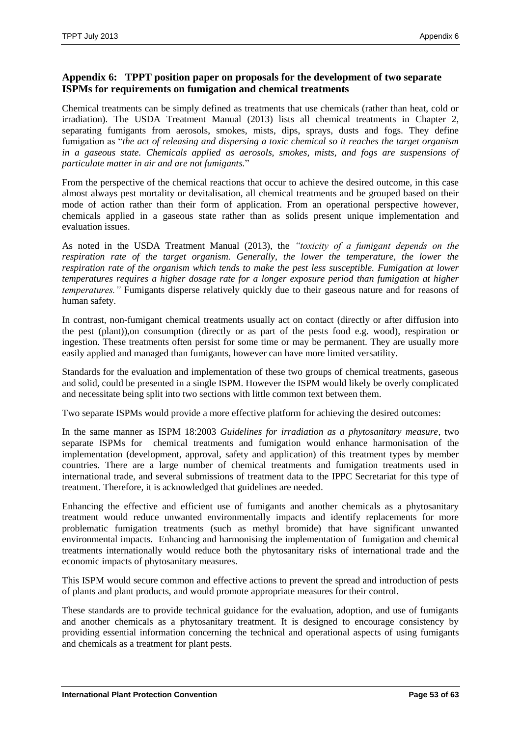## Appendix 6: TPPT position paper on proposals for the development of two separate ISPMs for requirements on fumigation and chemical treatments

Chemical treatments can be simply defined as treatments that use chemicals (rather than heat, cold or irradiation). The USDA Treatment Manual (2013) lists all chemical treatments in Chapter 2, separating fumigants from aerosols, smokes, mists, dips, sprays, dusts and fogs. They define fumigation as "*the act of releasing and dispersing a toxic chemical so it reaches the target organism in a gaseous state. Chemicals applied as aerosols, smokes, mists, and fogs are suspensions of particulate matter in air and are not fumigants.*"

From the perspective of the chemical reactions that occur to achieve the desired outcome, in this case almost always pest mortality or devitalisation, all chemical treatments and be grouped based on their mode of action rather than their form of application. From an operational perspective however, chemicals applied in a gaseous state rather than as solids present unique implementation and evaluation issues.

As noted in the USDA Treatment Manual (2013), the *"toxicity of a fumigant depends on the respiration rate of the target organism. Generally, the lower the temperature, the lower the respiration rate of the organism which tends to make the pest less susceptible. Fumigation at lower temperatures requires a higher dosage rate for a longer exposure period than fumigation at higher temperatures."* Fumigants disperse relatively quickly due to their gaseous nature and for reasons of human safety.

In contrast, non-fumigant chemical treatments usually act on contact (directly or after diffusion into the pest (plant)),on consumption (directly or as part of the pests food e.g. wood), respiration or ingestion. These treatments often persist for some time or may be permanent. They are usually more easily applied and managed than fumigants, however can have more limited versatility.

Standards for the evaluation and implementation of these two groups of chemical treatments, gaseous and solid, could be presented in a single ISPM. However the ISPM would likely be overly complicated and necessitate being split into two sections with little common text between them.

Two separate ISPMs would provide a more effective platform for achieving the desired outcomes:

In the same manner as ISPM 18:2003 *Guidelines for irradiation as a phytosanitary measure*, two separate ISPMs for chemical treatments and fumigation would enhance harmonisation of the implementation (development, approval, safety and application) of this treatment types by member countries. There are a large number of chemical treatments and fumigation treatments used in international trade, and several submissions of treatment data to the IPPC Secretariat for this type of treatment. Therefore, it is acknowledged that guidelines are needed.

Enhancing the effective and efficient use of fumigants and another chemicals as a phytosanitary treatment would reduce unwanted environmentally impacts and identify replacements for more problematic fumigation treatments (such as methyl bromide) that have significant unwanted environmental impacts. Enhancing and harmonising the implementation of fumigation and chemical treatments internationally would reduce both the phytosanitary risks of international trade and the economic impacts of phytosanitary measures.

This ISPM would secure common and effective actions to prevent the spread and introduction of pests of plants and plant products, and would promote appropriate measures for their control.

These standards are to provide technical guidance for the evaluation, adoption, and use of fumigants and another chemicals as a phytosanitary treatment. It is designed to encourage consistency by providing essential information concerning the technical and operational aspects of using fumigants and chemicals as a treatment for plant pests.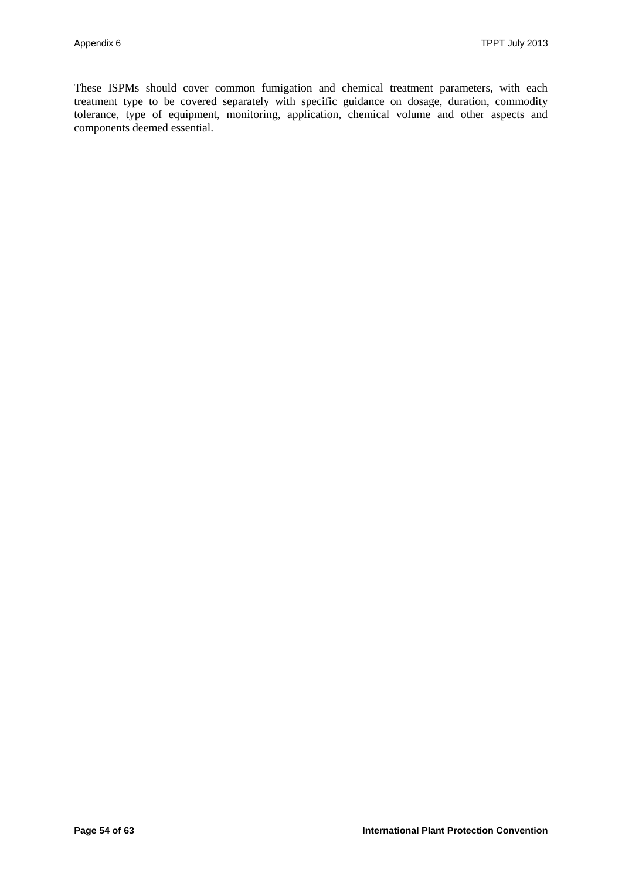These ISPMs should cover common fumigation and chemical treatment parameters, with each treatment type to be covered separately with specific guidance on dosage, duration, commodity tolerance, type of equipment, monitoring, application, chemical volume and other aspects and components deemed essential.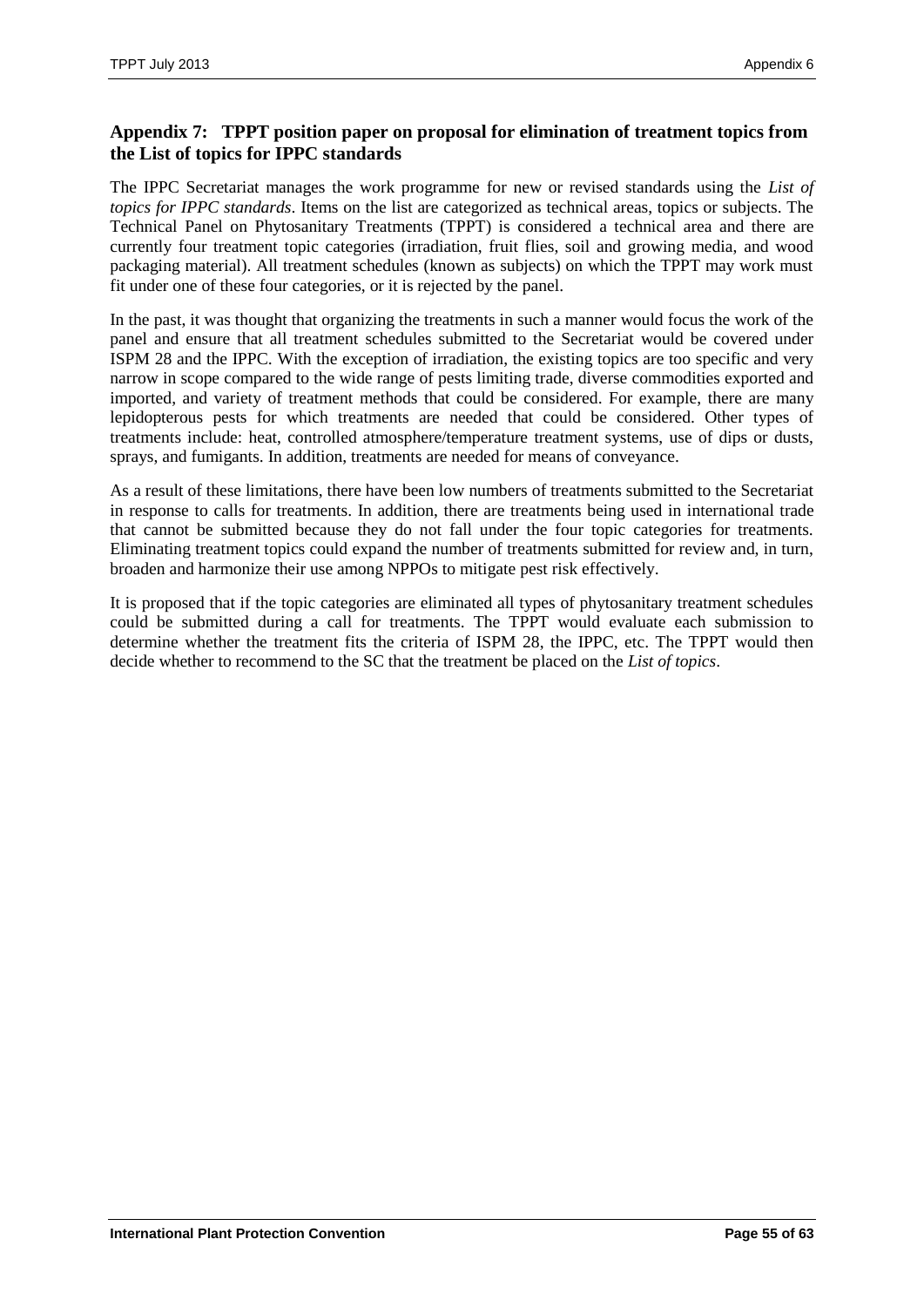## Appendix 7: TPPT position paper on proposal for elimination of treatment topics from the List of topics for IPPC standards

The IPPC Secretariat manages the work programme for new or revised standards using the *List of topics for IPPC standards*. Items on the list are categorized as technical areas, topics or subjects. The Technical Panel on Phytosanitary Treatments (TPPT) is considered a technical area and there are currently four treatment topic categories (irradiation, fruit flies, soil and growing media, and wood packaging material). All treatment schedules (known as subjects) on which the TPPT may work must fit under one of these four categories, or it is rejected by the panel.

In the past, it was thought that organizing the treatments in such a manner would focus the work of the panel and ensure that all treatment schedules submitted to the Secretariat would be covered under ISPM 28 and the IPPC. With the exception of irradiation, the existing topics are too specific and very narrow in scope compared to the wide range of pests limiting trade, diverse commodities exported and imported, and variety of treatment methods that could be considered. For example, there are many lepidopterous pests for which treatments are needed that could be considered. Other types of treatments include: heat, controlled atmosphere/temperature treatment systems, use of dips or dusts, sprays, and fumigants. In addition, treatments are needed for means of conveyance.

As a result of these limitations, there have been low numbers of treatments submitted to the Secretariat in response to calls for treatments. In addition, there are treatments being used in international trade that cannot be submitted because they do not fall under the four topic categories for treatments. Eliminating treatment topics could expand the number of treatments submitted for review and, in turn, broaden and harmonize their use among NPPOs to mitigate pest risk effectively.

It is proposed that if the topic categories are eliminated all types of phytosanitary treatment schedules could be submitted during a call for treatments. The TPPT would evaluate each submission to determine whether the treatment fits the criteria of ISPM 28, the IPPC, etc. The TPPT would then decide whether to recommend to the SC that the treatment be placed on the *List of topics*.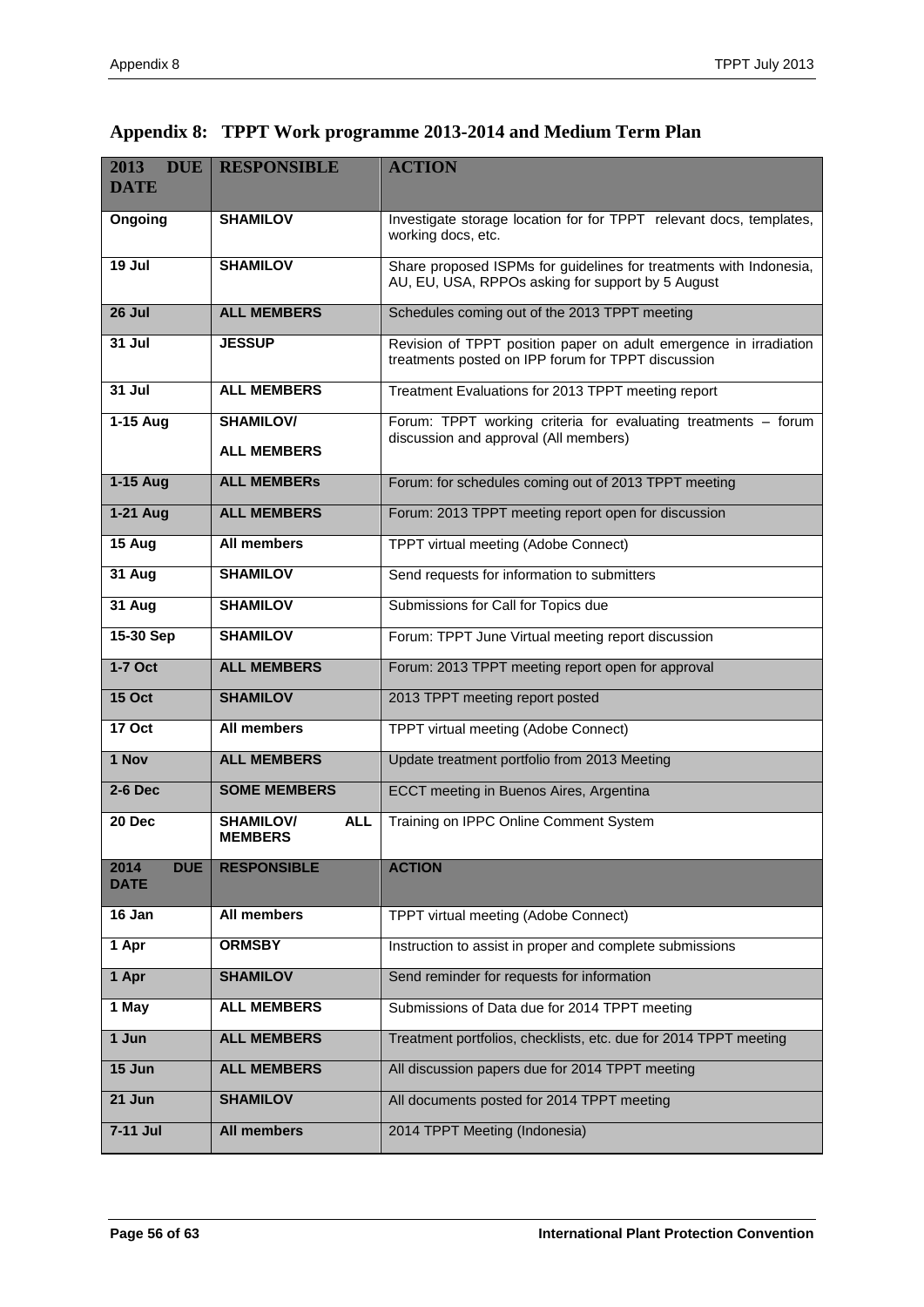# Appendix 8: TPPT Work programme 2013-2014 and Medium Term Plan

| 2013 DUE DATE | RESPONSIBLE | ACTION |
|---|---|---|
| **Ongoing** | **SHAMILOV** | Investigate storage location for for TPPT relevant docs, templates, working docs, etc. |
| **19 Jul** | **SHAMILOV** | Share proposed ISPMs for guidelines for treatments with Indonesia, AU, EU, USA, RPPOs asking for support by 5 August |
| **26 Jul** | **ALL MEMBERS** | Schedules coming out of the 2013 TPPT meeting |
| **31 Jul** | **JESSUP** | Revision of TPPT position paper on adult emergence in irradiation treatments posted on IPP forum for TPPT discussion |
| **31 Jul** | **ALL MEMBERS** | Treatment Evaluations for 2013 TPPT meeting report |
| **1-15 Aug** | **SHAMILOV/ ALL MEMBERS** | Forum: TPPT working criteria for evaluating treatments – forum discussion and approval (All members) |
| **1-15 Aug** | **ALL MEMBERs** | Forum: for schedules coming out of 2013 TPPT meeting |
| **1-21 Aug** | **ALL MEMBERS** | Forum: 2013 TPPT meeting report open for discussion |
| **15 Aug** | **All members** | TPPT virtual meeting (Adobe Connect) |
| **31 Aug** | **SHAMILOV** | Send requests for information to submitters |
| **31 Aug** | **SHAMILOV** | Submissions for Call for Topics due |
| **15-30 Sep** | **SHAMILOV** | Forum: TPPT June Virtual meeting report discussion |
| **1-7 Oct** | **ALL MEMBERS** | Forum: 2013 TPPT meeting report open for approval |
| **15 Oct** | **SHAMILOV** | 2013 TPPT meeting report posted |
| **17 Oct** | **All members** | TPPT virtual meeting (Adobe Connect) |
| **1 Nov** | **ALL MEMBERS** | Update treatment portfolio from 2013 Meeting |
| **2-6 Dec** | **SOME MEMBERS** | ECCT meeting in Buenos Aires, Argentina |
| **20 Dec** | **SHAMILOV/ ALL MEMBERS** | Training on IPPC Online Comment System |
| **2014 DUE DATE** | **RESPONSIBLE** | **ACTION** |
| **16 Jan** | **All members** | TPPT virtual meeting (Adobe Connect) |
| **1 Apr** | **ORMSBY** | Instruction to assist in proper and complete submissions |
| **1 Apr** | **SHAMILOV** | Send reminder for requests for information |
| **1 May** | **ALL MEMBERS** | Submissions of Data due for 2014 TPPT meeting |
| **1 Jun** | **ALL MEMBERS** | Treatment portfolios, checklists, etc. due for 2014 TPPT meeting |
| **15 Jun** | **ALL MEMBERS** | All discussion papers due for 2014 TPPT meeting |
| **21 Jun** | **SHAMILOV** | All documents posted for 2014 TPPT meeting |
| **7-11 Jul** | **All members** | 2014 TPPT Meeting (Indonesia) |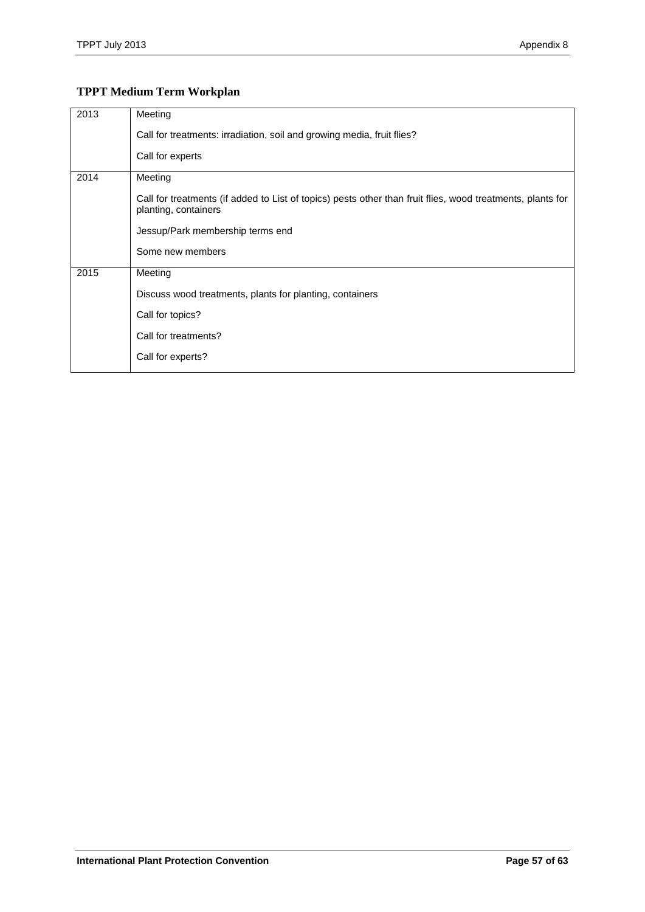## TPPT Medium Term Workplan

| | |
|---|---|
| 2013 | Meeting<br><br>Call for treatments: irradiation, soil and growing media, fruit flies?<br><br>Call for experts |
| 2014 | Meeting<br><br>Call for treatments (if added to List of topics) pests other than fruit flies, wood treatments, plants for planting, containers<br><br>Jessup/Park membership terms end<br><br>Some new members |
| 2015 | Meeting<br><br>Discuss wood treatments, plants for planting, containers<br><br>Call for topics?<br><br>Call for treatments?<br><br>Call for experts? |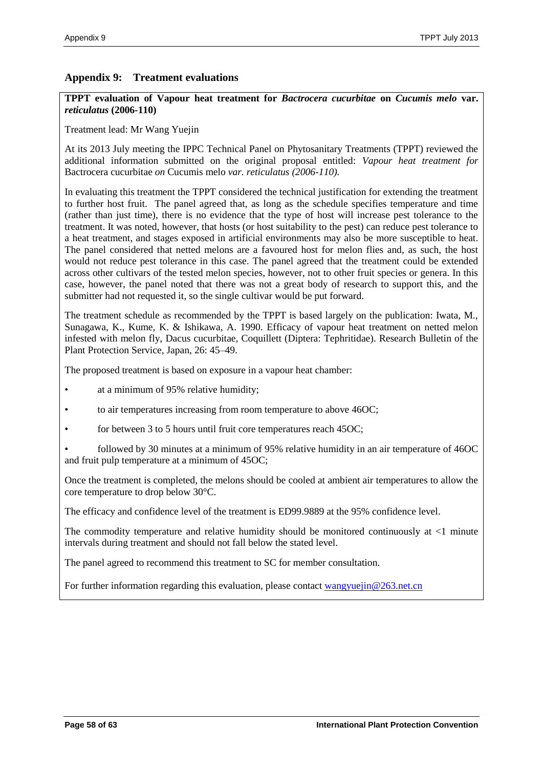## Appendix 9: Treatment evaluations

**TPPT evaluation of Vapour heat treatment for *Bactrocera cucurbitae* on *Cucumis melo* var. *reticulatus* (2006-110)**

Treatment lead: Mr Wang Yuejin

At its 2013 July meeting the IPPC Technical Panel on Phytosanitary Treatments (TPPT) reviewed the additional information submitted on the original proposal entitled: *Vapour heat treatment for* Bactrocera cucurbitae *on* Cucumis melo *var. reticulatus (2006-110).*

In evaluating this treatment the TPPT considered the technical justification for extending the treatment to further host fruit. The panel agreed that, as long as the schedule specifies temperature and time (rather than just time), there is no evidence that the type of host will increase pest tolerance to the treatment. It was noted, however, that hosts (or host suitability to the pest) can reduce pest tolerance to a heat treatment, and stages exposed in artificial environments may also be more susceptible to heat. The panel considered that netted melons are a favoured host for melon flies and, as such, the host would not reduce pest tolerance in this case. The panel agreed that the treatment could be extended across other cultivars of the tested melon species, however, not to other fruit species or genera. In this case, however, the panel noted that there was not a great body of research to support this, and the submitter had not requested it, so the single cultivar would be put forward.

The treatment schedule as recommended by the TPPT is based largely on the publication: Iwata, M., Sunagawa, K., Kume, K. & Ishikawa, A. 1990. Efficacy of vapour heat treatment on netted melon infested with melon fly, Dacus cucurbitae, Coquillett (Diptera: Tephritidae). Research Bulletin of the Plant Protection Service, Japan, 26: 45–49.

The proposed treatment is based on exposure in a vapour heat chamber:

- at a minimum of 95% relative humidity;
- to air temperatures increasing from room temperature to above 46OC;
- for between 3 to 5 hours until fruit core temperatures reach 45OC;
- followed by 30 minutes at a minimum of 95% relative humidity in an air temperature of 46OC and fruit pulp temperature at a minimum of 45OC;

Once the treatment is completed, the melons should be cooled at ambient air temperatures to allow the core temperature to drop below 30°C.

The efficacy and confidence level of the treatment is ED99.9889 at the 95% confidence level.

The commodity temperature and relative humidity should be monitored continuously at <1 minute intervals during treatment and should not fall below the stated level.

The panel agreed to recommend this treatment to SC for member consultation.

For further information regarding this evaluation, please contact wangyuejin@263.net.cn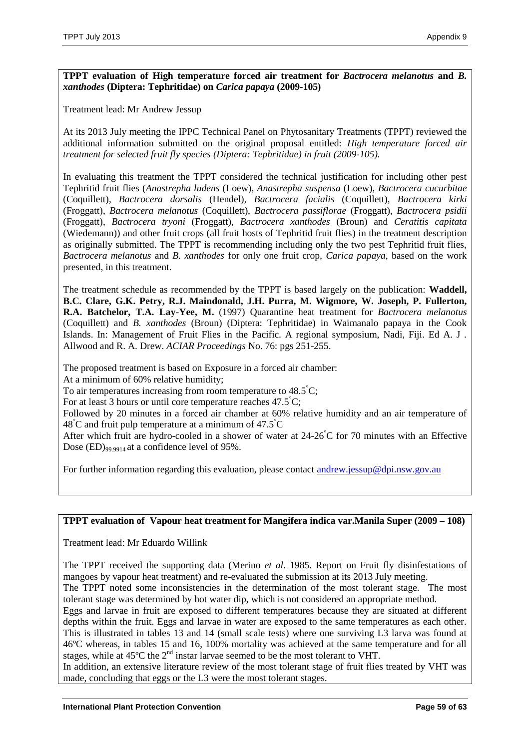**TPPT evaluation of High temperature forced air treatment for *Bactrocera melanotus* and *B. xanthodes* (Diptera: Tephritidae) on *Carica papaya* (2009-105)**

Treatment lead: Mr Andrew Jessup

At its 2013 July meeting the IPPC Technical Panel on Phytosanitary Treatments (TPPT) reviewed the additional information submitted on the original proposal entitled: *High temperature forced air treatment for selected fruit fly species (Diptera: Tephritidae) in fruit (2009-105).*

In evaluating this treatment the TPPT considered the technical justification for including other pest Tephritid fruit flies (*Anastrepha ludens* (Loew), *Anastrepha suspensa* (Loew), *Bactrocera cucurbitae* (Coquillett), *Bactrocera dorsalis* (Hendel), *Bactrocera facialis* (Coquillett), *Bactrocera kirki* (Froggatt), *Bactrocera melanotus* (Coquillett), *Bactrocera passiflorae* (Froggatt), *Bactrocera psidii* (Froggatt), *Bactrocera tryoni* (Froggatt), *Bactrocera xanthodes* (Broun) and *Ceratitis capitata* (Wiedemann)) and other fruit crops (all fruit hosts of Tephritid fruit flies) in the treatment description as originally submitted. The TPPT is recommending including only the two pest Tephritid fruit flies, *Bactrocera melanotus* and *B. xanthodes* for only one fruit crop, *Carica papaya*, based on the work presented, in this treatment.

The treatment schedule as recommended by the TPPT is based largely on the publication: **Waddell, B.C. Clare, G.K. Petry, R.J. Maindonald, J.H. Purra, M. Wigmore, W. Joseph, P. Fullerton, R.A. Batchelor, T.A. Lay-Yee, M.** (1997) Quarantine heat treatment for *Bactrocera melanotus* (Coquillett) and *B. xanthodes* (Broun) (Diptera: Tephritidae) in Waimanalo papaya in the Cook Islands. In: Management of Fruit Flies in the Pacific. A regional symposium, Nadi, Fiji. Ed A. J . Allwood and R. A. Drew. *ACIAR Proceedings* No. 76: pgs 251-255.

The proposed treatment is based on Exposure in a forced air chamber:
At a minimum of 60% relative humidity;
To air temperatures increasing from room temperature to 48.5°C;
For at least 3 hours or until core temperature reaches 47.5°C;
Followed by 20 minutes in a forced air chamber at 60% relative humidity and an air temperature of 48°C and fruit pulp temperature at a minimum of 47.5°C
After which fruit are hydro-cooled in a shower of water at 24-26°C for 70 minutes with an Effective Dose $(ED)_{99.9914}$ at a confidence level of 95%.

For further information regarding this evaluation, please contact andrew.jessup@dpi.nsw.gov.au

**TPPT evaluation of Vapour heat treatment for Mangifera indica var.Manila Super (2009 – 108)**

Treatment lead: Mr Eduardo Willink

The TPPT received the supporting data (Merino *et al*. 1985. Report on Fruit fly disinfestations of mangoes by vapour heat treatment) and re-evaluated the submission at its 2013 July meeting.
The TPPT noted some inconsistencies in the determination of the most tolerant stage. The most tolerant stage was determined by hot water dip, which is not considered an appropriate method.
Eggs and larvae in fruit are exposed to different temperatures because they are situated at different depths within the fruit. Eggs and larvae in water are exposed to the same temperatures as each other. This is illustrated in tables 13 and 14 (small scale tests) where one surviving L3 larva was found at 46ºC whereas, in tables 15 and 16, 100% mortality was achieved at the same temperature and for all stages, while at 45ºC the 2nd instar larvae seemed to be the most tolerant to VHT.
In addition, an extensive literature review of the most tolerant stage of fruit flies treated by VHT was made, concluding that eggs or the L3 were the most tolerant stages.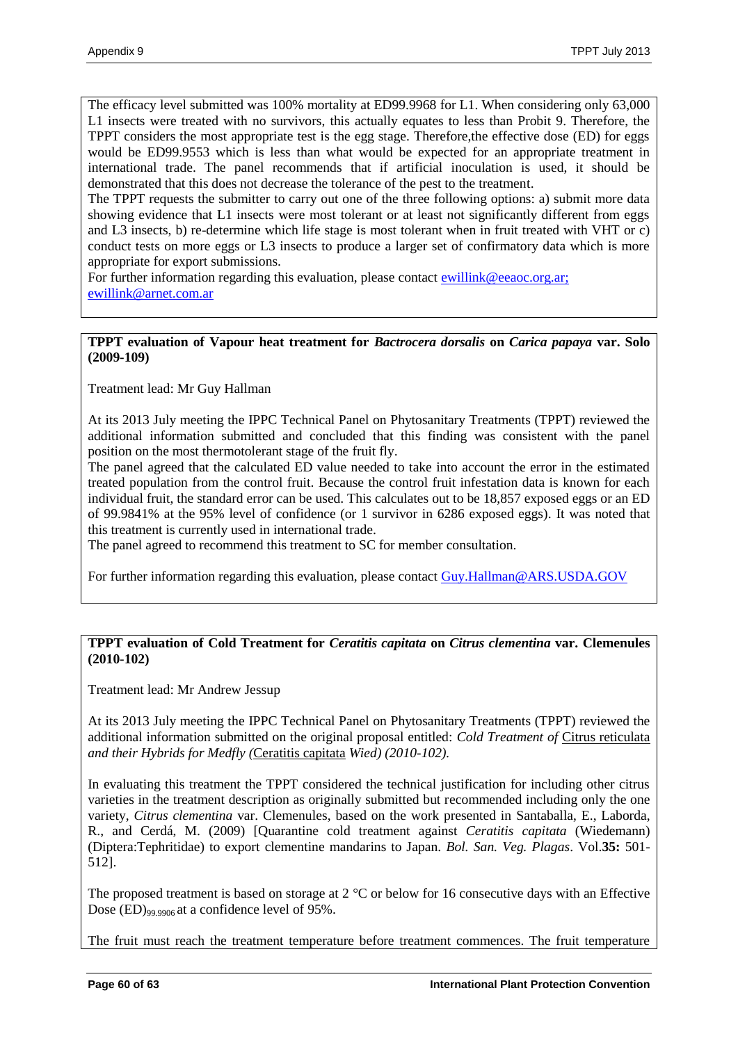The efficacy level submitted was 100% mortality at ED99.9968 for L1. When considering only 63,000 L1 insects were treated with no survivors, this actually equates to less than Probit 9. Therefore, the TPPT considers the most appropriate test is the egg stage. Therefore,the effective dose (ED) for eggs would be ED99.9553 which is less than what would be expected for an appropriate treatment in international trade. The panel recommends that if artificial inoculation is used, it should be demonstrated that this does not decrease the tolerance of the pest to the treatment.

The TPPT requests the submitter to carry out one of the three following options: a) submit more data showing evidence that L1 insects were most tolerant or at least not significantly different from eggs and L3 insects, b) re-determine which life stage is most tolerant when in fruit treated with VHT or c) conduct tests on more eggs or L3 insects to produce a larger set of confirmatory data which is more appropriate for export submissions.

For further information regarding this evaluation, please contact ewillink@eeaoc.org.ar; ewillink@arnet.com.ar

**TPPT evaluation of Vapour heat treatment for *Bactrocera dorsalis* on *Carica papaya* var. Solo (2009-109)**

Treatment lead: Mr Guy Hallman

At its 2013 July meeting the IPPC Technical Panel on Phytosanitary Treatments (TPPT) reviewed the additional information submitted and concluded that this finding was consistent with the panel position on the most thermotolerant stage of the fruit fly.

The panel agreed that the calculated ED value needed to take into account the error in the estimated treated population from the control fruit. Because the control fruit infestation data is known for each individual fruit, the standard error can be used. This calculates out to be 18,857 exposed eggs or an ED of 99.9841% at the 95% level of confidence (or 1 survivor in 6286 exposed eggs). It was noted that this treatment is currently used in international trade.

The panel agreed to recommend this treatment to SC for member consultation.

For further information regarding this evaluation, please contact Guy.Hallman@ARS.USDA.GOV

**TPPT evaluation of Cold Treatment for *Ceratitis capitata* on *Citrus clementina* var. Clemenules (2010-102)**

Treatment lead: Mr Andrew Jessup

At its 2013 July meeting the IPPC Technical Panel on Phytosanitary Treatments (TPPT) reviewed the additional information submitted on the original proposal entitled: *Cold Treatment of Citrus reticulata and their Hybrids for Medfly (Ceratitis capitata Wied) (2010-102).*

In evaluating this treatment the TPPT considered the technical justification for including other citrus varieties in the treatment description as originally submitted but recommended including only the one variety, *Citrus clementina* var. Clemenules, based on the work presented in Santaballa, E., Laborda, R., and Cerdá, M. (2009) [Quarantine cold treatment against *Ceratitis capitata* (Wiedemann) (Diptera:Tephritidae) to export clementine mandarins to Japan. *Bol. San. Veg. Plagas*. Vol.**35:** 501-512].

The proposed treatment is based on storage at 2 °C or below for 16 consecutive days with an Effective Dose $(ED)_{99.9906}$ at a confidence level of 95%.

The fruit must reach the treatment temperature before treatment commences. The fruit temperature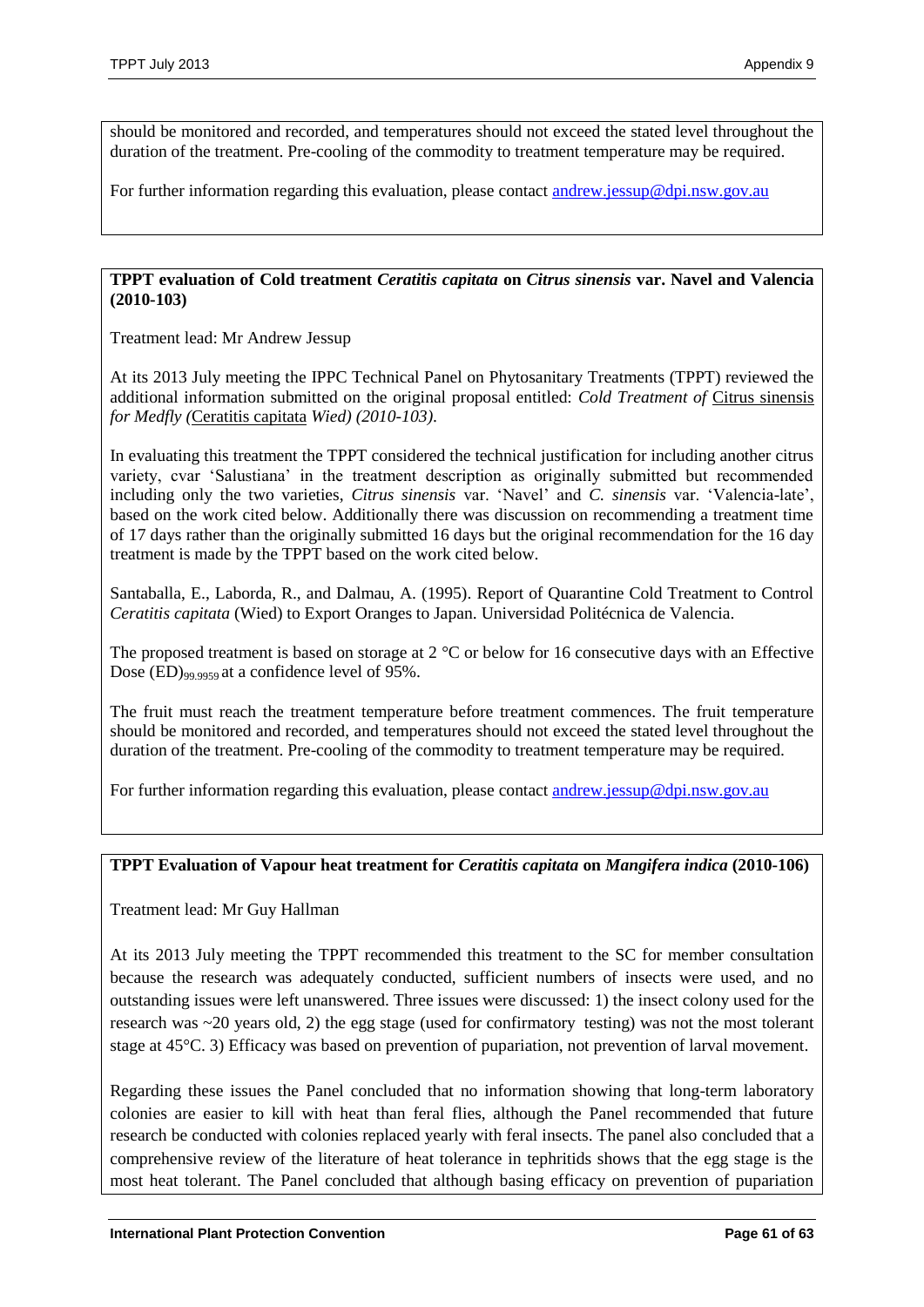should be monitored and recorded, and temperatures should not exceed the stated level throughout the duration of the treatment. Pre-cooling of the commodity to treatment temperature may be required.

For further information regarding this evaluation, please contact andrew.jessup@dpi.nsw.gov.au

**TPPT evaluation of Cold treatment *Ceratitis capitata* on *Citrus sinensis* var. Navel and Valencia (2010-103)**

Treatment lead: Mr Andrew Jessup

At its 2013 July meeting the IPPC Technical Panel on Phytosanitary Treatments (TPPT) reviewed the additional information submitted on the original proposal entitled: *Cold Treatment of* Citrus sinensis *for Medfly (*Ceratitis capitata *Wied) (2010-103).*

In evaluating this treatment the TPPT considered the technical justification for including another citrus variety, cvar 'Salustiana' in the treatment description as originally submitted but recommended including only the two varieties, *Citrus sinensis* var. 'Navel' and *C. sinensis* var. 'Valencia-late', based on the work cited below. Additionally there was discussion on recommending a treatment time of 17 days rather than the originally submitted 16 days but the original recommendation for the 16 day treatment is made by the TPPT based on the work cited below.

Santaballa, E., Laborda, R., and Dalmau, A. (1995). Report of Quarantine Cold Treatment to Control *Ceratitis capitata* (Wied) to Export Oranges to Japan. Universidad Politécnica de Valencia.

The proposed treatment is based on storage at 2 °C or below for 16 consecutive days with an Effective Dose $(ED)_{99.9959}$ at a confidence level of 95%.

The fruit must reach the treatment temperature before treatment commences. The fruit temperature should be monitored and recorded, and temperatures should not exceed the stated level throughout the duration of the treatment. Pre-cooling of the commodity to treatment temperature may be required.

For further information regarding this evaluation, please contact andrew.jessup@dpi.nsw.gov.au

**TPPT Evaluation of Vapour heat treatment for *Ceratitis capitata* on *Mangifera indica* (2010-106)**

Treatment lead: Mr Guy Hallman

At its 2013 July meeting the TPPT recommended this treatment to the SC for member consultation because the research was adequately conducted, sufficient numbers of insects were used, and no outstanding issues were left unanswered. Three issues were discussed: 1) the insect colony used for the research was ~20 years old, 2) the egg stage (used for confirmatory testing) was not the most tolerant stage at 45°C. 3) Efficacy was based on prevention of pupariation, not prevention of larval movement.

Regarding these issues the Panel concluded that no information showing that long-term laboratory colonies are easier to kill with heat than feral flies, although the Panel recommended that future research be conducted with colonies replaced yearly with feral insects. The panel also concluded that a comprehensive review of the literature of heat tolerance in tephritids shows that the egg stage is the most heat tolerant. The Panel concluded that although basing efficacy on prevention of pupariation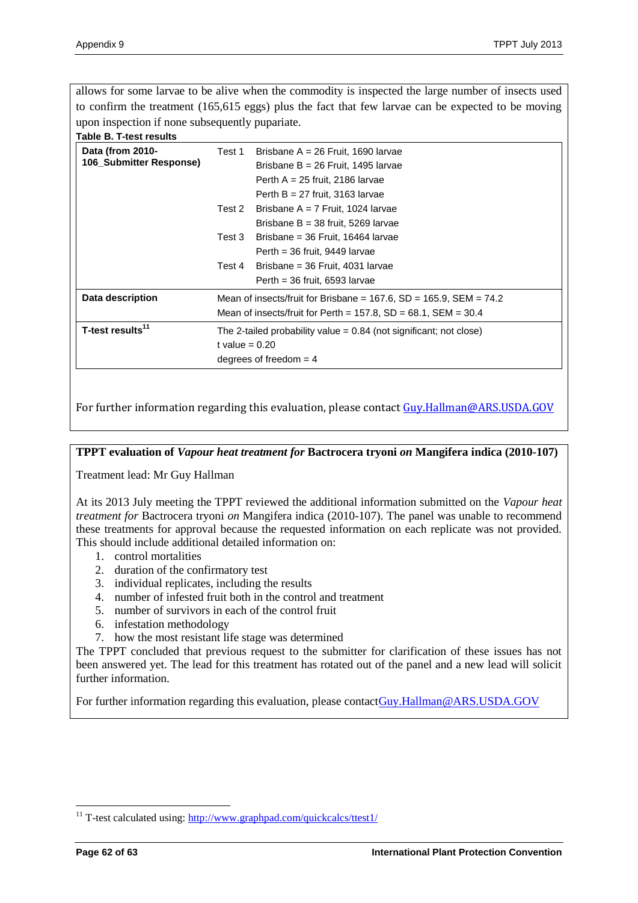allows for some larvae to be alive when the commodity is inspected the large number of insects used to confirm the treatment (165,615 eggs) plus the fact that few larvae can be expected to be moving upon inspection if none subsequently pupariate.

**Table B. T-test results**

| | | |
|---|---|---|
| **Data (from 2010-106_Submitter Response)** | Test 1 | Brisbane A = 26 Fruit, 1690 larvae |
| | | Brisbane B = 26 Fruit, 1495 larvae |
| | | Perth A = 25 fruit, 2186 larvae |
| | | Perth B = 27 fruit, 3163 larvae |
| | Test 2 | Brisbane A = 7 Fruit, 1024 larvae |
| | | Brisbane B = 38 fruit, 5269 larvae |
| | Test 3 | Brisbane = 36 Fruit, 16464 larvae |
| | | Perth = 36 fruit, 9449 larvae |
| | Test 4 | Brisbane = 36 Fruit, 4031 larvae |
| | | Perth = 36 fruit, 6593 larvae |
| **Data description** | Mean of insects/fruit for Brisbane = 167.6, SD = 165.9, SEM = 74.2 | |
| | Mean of insects/fruit for Perth = 157.8, SD = 68.1, SEM = 30.4 | |
| **T-test results[11]** | The 2-tailed probability value = 0.84 (not significant; not close) | |
| | t value = 0.20 | |
| | degrees of freedom = 4 | |

For further information regarding this evaluation, please contact Guy.Hallman@ARS.USDA.GOV

**TPPT evaluation of *Vapour heat treatment for* Bactrocera tryoni *on* Mangifera indica (2010-107)**

Treatment lead: Mr Guy Hallman

At its 2013 July meeting the TPPT reviewed the additional information submitted on the *Vapour heat treatment for* Bactrocera tryoni *on* Mangifera indica (2010-107). The panel was unable to recommend these treatments for approval because the requested information on each replicate was not provided. This should include additional detailed information on:

1. control mortalities
2. duration of the confirmatory test
3. individual replicates, including the results
4. number of infested fruit both in the control and treatment
5. number of survivors in each of the control fruit
6. infestation methodology
7. how the most resistant life stage was determined

The TPPT concluded that previous request to the submitter for clarification of these issues has not been answered yet. The lead for this treatment has rotated out of the panel and a new lead will solicit further information.

For further information regarding this evaluation, please contactGuy.Hallman@ARS.USDA.GOV

[11] T-test calculated using: http://www.graphpad.com/quickcalcs/ttest1/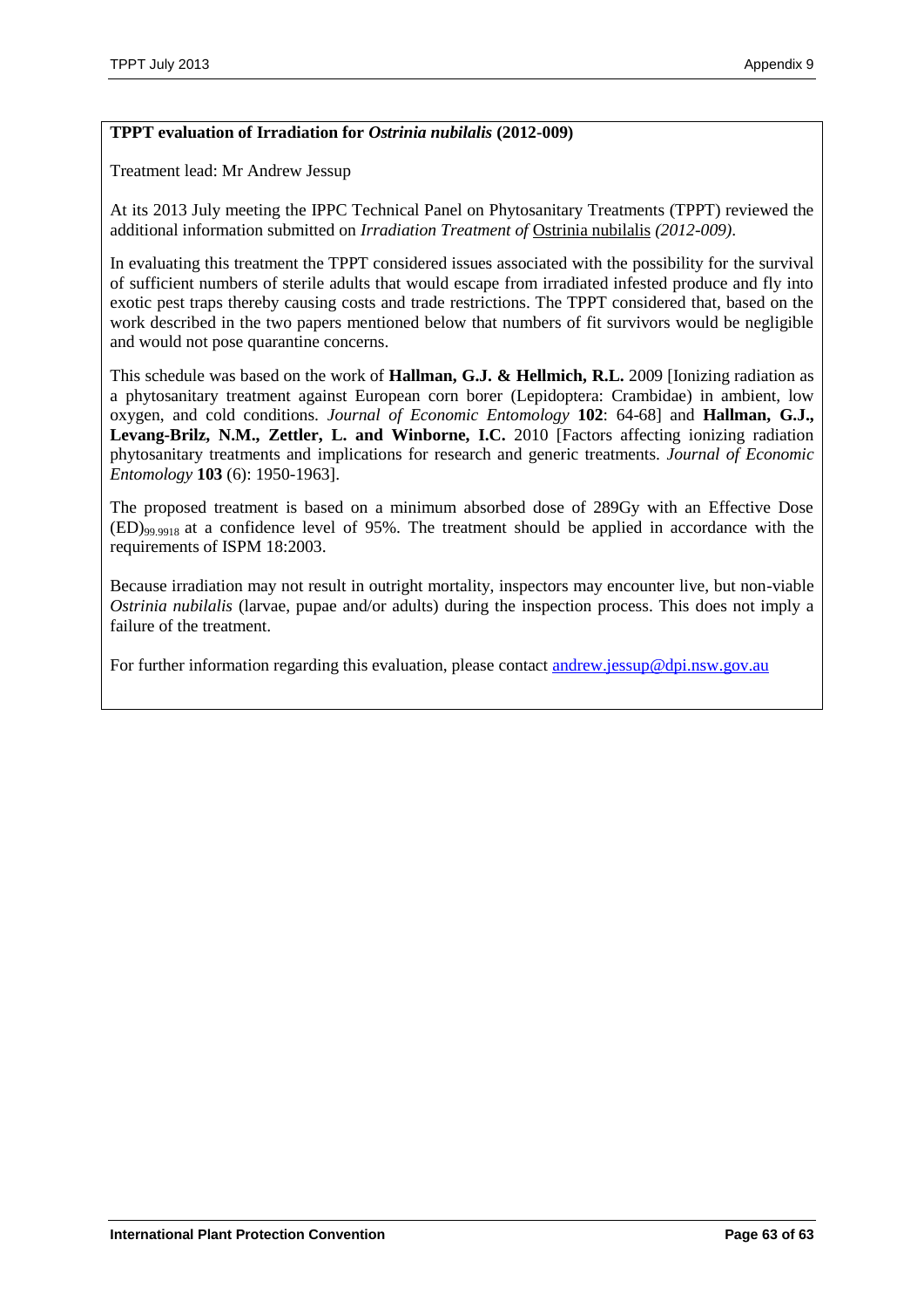**TPPT evaluation of Irradiation for *Ostrinia nubilalis* (2012-009)**

Treatment lead: Mr Andrew Jessup

At its 2013 July meeting the IPPC Technical Panel on Phytosanitary Treatments (TPPT) reviewed the additional information submitted on *Irradiation Treatment of* Ostrinia nubilalis *(2012-009)*.

In evaluating this treatment the TPPT considered issues associated with the possibility for the survival of sufficient numbers of sterile adults that would escape from irradiated infested produce and fly into exotic pest traps thereby causing costs and trade restrictions. The TPPT considered that, based on the work described in the two papers mentioned below that numbers of fit survivors would be negligible and would not pose quarantine concerns.

This schedule was based on the work of **Hallman, G.J. & Hellmich, R.L.** 2009 [Ionizing radiation as a phytosanitary treatment against European corn borer (Lepidoptera: Crambidae) in ambient, low oxygen, and cold conditions. *Journal of Economic Entomology* **102**: 64-68] and **Hallman, G.J., Levang-Brilz, N.M., Zettler, L. and Winborne, I.C.** 2010 [Factors affecting ionizing radiation phytosanitary treatments and implications for research and generic treatments. *Journal of Economic Entomology* **103** (6): 1950-1963].

The proposed treatment is based on a minimum absorbed dose of 289Gy with an Effective Dose $(ED)_{99.9918}$ at a confidence level of 95%. The treatment should be applied in accordance with the requirements of ISPM 18:2003.

Because irradiation may not result in outright mortality, inspectors may encounter live, but non-viable *Ostrinia nubilalis* (larvae, pupae and/or adults) during the inspection process. This does not imply a failure of the treatment.

For further information regarding this evaluation, please contact andrew.jessup@dpi.nsw.gov.au